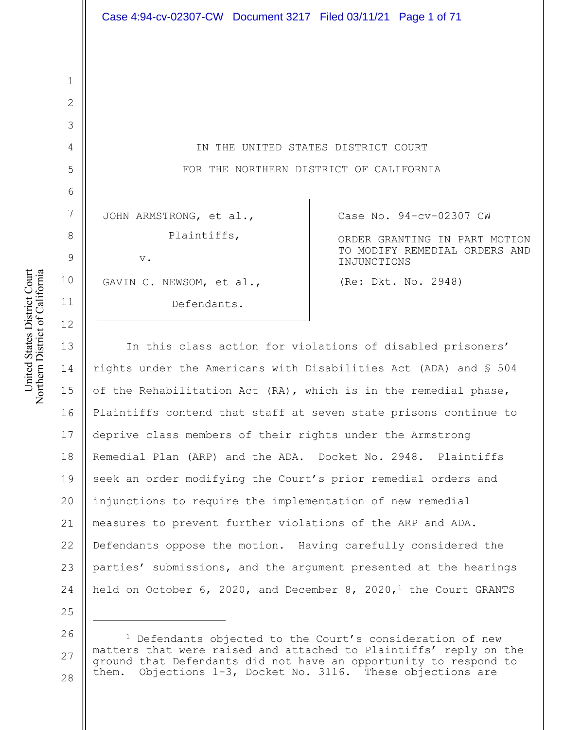IN THE UNITED STATES DISTRICT COURT

FOR THE NORTHERN DISTRICT OF CALIFORNIA

| | |
|---|---|
| JOHN ARMSTRONG, et al.,<br>Plaintiffs,<br>v.<br>GAVIN C. NEWSOM, et al.,<br>Defendants. | Case No. 94-cv-02307 CW<br><br>ORDER GRANTING IN PART MOTION TO MODIFY REMEDIAL ORDERS AND INJUNCTIONS<br><br>(Re: Dkt. No. 2948) |

In this class action for violations of disabled prisoners' rights under the Americans with Disabilities Act (ADA) and § 504 of the Rehabilitation Act (RA), which is in the remedial phase, Plaintiffs contend that staff at seven state prisons continue to deprive class members of their rights under the Armstrong Remedial Plan (ARP) and the ADA. Docket No. 2948. Plaintiffs seek an order modifying the Court's prior remedial orders and injunctions to require the implementation of new remedial measures to prevent further violations of the ARP and ADA. Defendants oppose the motion. Having carefully considered the parties' submissions, and the argument presented at the hearings held on October 6, 2020, and December 8, 2020,[1] the Court GRANTS

---

[1] Defendants objected to the Court's consideration of new matters that were raised and attached to Plaintiffs' reply on the ground that Defendants did not have an opportunity to respond to them. Objections 1-3, Docket No. 3116. These objections are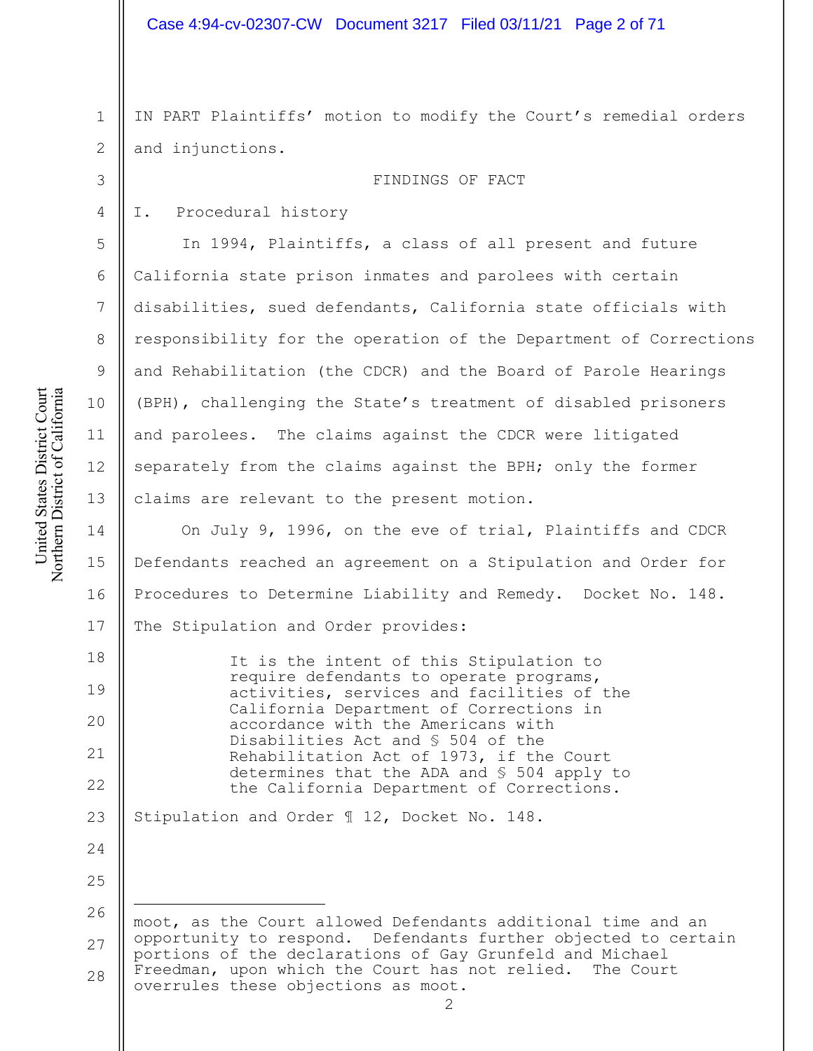IN PART Plaintiffs' motion to modify the Court's remedial orders and injunctions.

## FINDINGS OF FACT

### I. Procedural history

In 1994, Plaintiffs, a class of all present and future California state prison inmates and parolees with certain disabilities, sued defendants, California state officials with responsibility for the operation of the Department of Corrections and Rehabilitation (the CDCR) and the Board of Parole Hearings (BPH), challenging the State's treatment of disabled prisoners and parolees. The claims against the CDCR were litigated separately from the claims against the BPH; only the former claims are relevant to the present motion.

On July 9, 1996, on the eve of trial, Plaintiffs and CDCR Defendants reached an agreement on a Stipulation and Order for Procedures to Determine Liability and Remedy. Docket No. 148. The Stipulation and Order provides:

> It is the intent of this Stipulation to require defendants to operate programs, activities, services and facilities of the California Department of Corrections in accordance with the Americans with Disabilities Act and § 504 of the Rehabilitation Act of 1973, if the Court determines that the ADA and § 504 apply to the California Department of Corrections.

Stipulation and Order ¶ 12, Docket No. 148.

---

moot, as the Court allowed Defendants additional time and an opportunity to respond. Defendants further objected to certain portions of the declarations of Gay Grunfeld and Michael Freedman, upon which the Court has not relied. The Court overrules these objections as moot.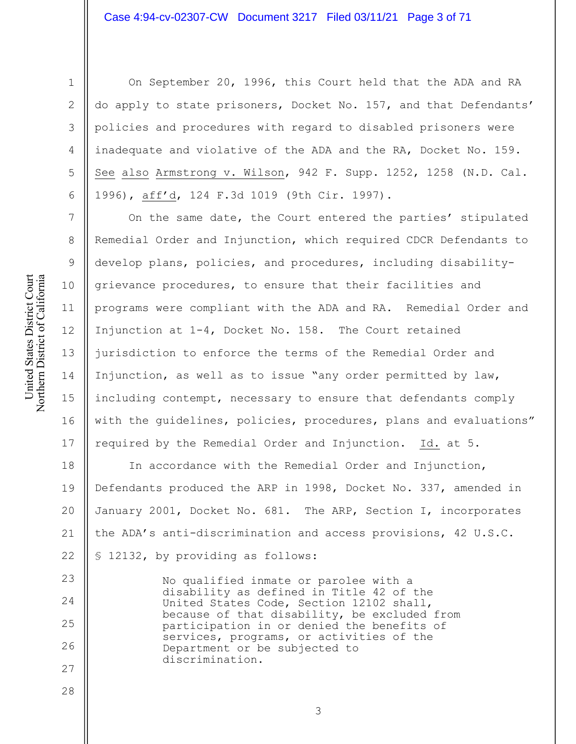On September 20, 1996, this Court held that the ADA and RA do apply to state prisoners, Docket No. 157, and that Defendants' policies and procedures with regard to disabled prisoners were inadequate and violative of the ADA and the RA, Docket No. 159. See also Armstrong v. Wilson, 942 F. Supp. 1252, 1258 (N.D. Cal. 1996), aff'd, 124 F.3d 1019 (9th Cir. 1997).

On the same date, the Court entered the parties' stipulated Remedial Order and Injunction, which required CDCR Defendants to develop plans, policies, and procedures, including disability-grievance procedures, to ensure that their facilities and programs were compliant with the ADA and RA. Remedial Order and Injunction at 1-4, Docket No. 158. The Court retained jurisdiction to enforce the terms of the Remedial Order and Injunction, as well as to issue "any order permitted by law, including contempt, necessary to ensure that defendants comply with the guidelines, policies, procedures, plans and evaluations" required by the Remedial Order and Injunction. Id. at 5.

In accordance with the Remedial Order and Injunction, Defendants produced the ARP in 1998, Docket No. 337, amended in January 2001, Docket No. 681. The ARP, Section I, incorporates the ADA's anti-discrimination and access provisions, 42 U.S.C. § 12132, by providing as follows:

> No qualified inmate or parolee with a disability as defined in Title 42 of the United States Code, Section 12102 shall, because of that disability, be excluded from participation in or denied the benefits of services, programs, or activities of the Department or be subjected to discrimination.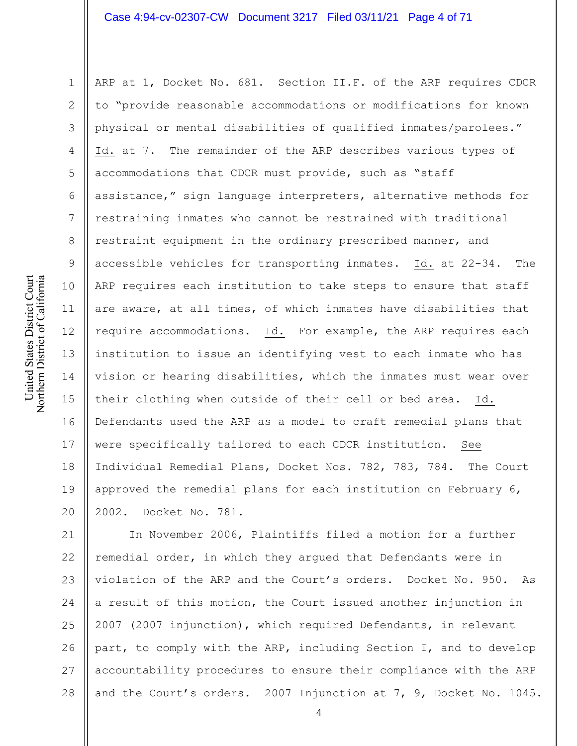ARP at 1, Docket No. 681. Section II.F. of the ARP requires CDCR to "provide reasonable accommodations or modifications for known physical or mental disabilities of qualified inmates/parolees." Id. at 7. The remainder of the ARP describes various types of accommodations that CDCR must provide, such as "staff assistance," sign language interpreters, alternative methods for restraining inmates who cannot be restrained with traditional restraint equipment in the ordinary prescribed manner, and accessible vehicles for transporting inmates. Id. at 22-34. The ARP requires each institution to take steps to ensure that staff are aware, at all times, of which inmates have disabilities that require accommodations. Id. For example, the ARP requires each institution to issue an identifying vest to each inmate who has vision or hearing disabilities, which the inmates must wear over their clothing when outside of their cell or bed area. Id. Defendants used the ARP as a model to craft remedial plans that were specifically tailored to each CDCR institution. See Individual Remedial Plans, Docket Nos. 782, 783, 784. The Court approved the remedial plans for each institution on February 6, 2002. Docket No. 781.

In November 2006, Plaintiffs filed a motion for a further remedial order, in which they argued that Defendants were in violation of the ARP and the Court's orders. Docket No. 950. As a result of this motion, the Court issued another injunction in 2007 (2007 injunction), which required Defendants, in relevant part, to comply with the ARP, including Section I, and to develop accountability procedures to ensure their compliance with the ARP and the Court's orders. 2007 Injunction at 7, 9, Docket No. 1045.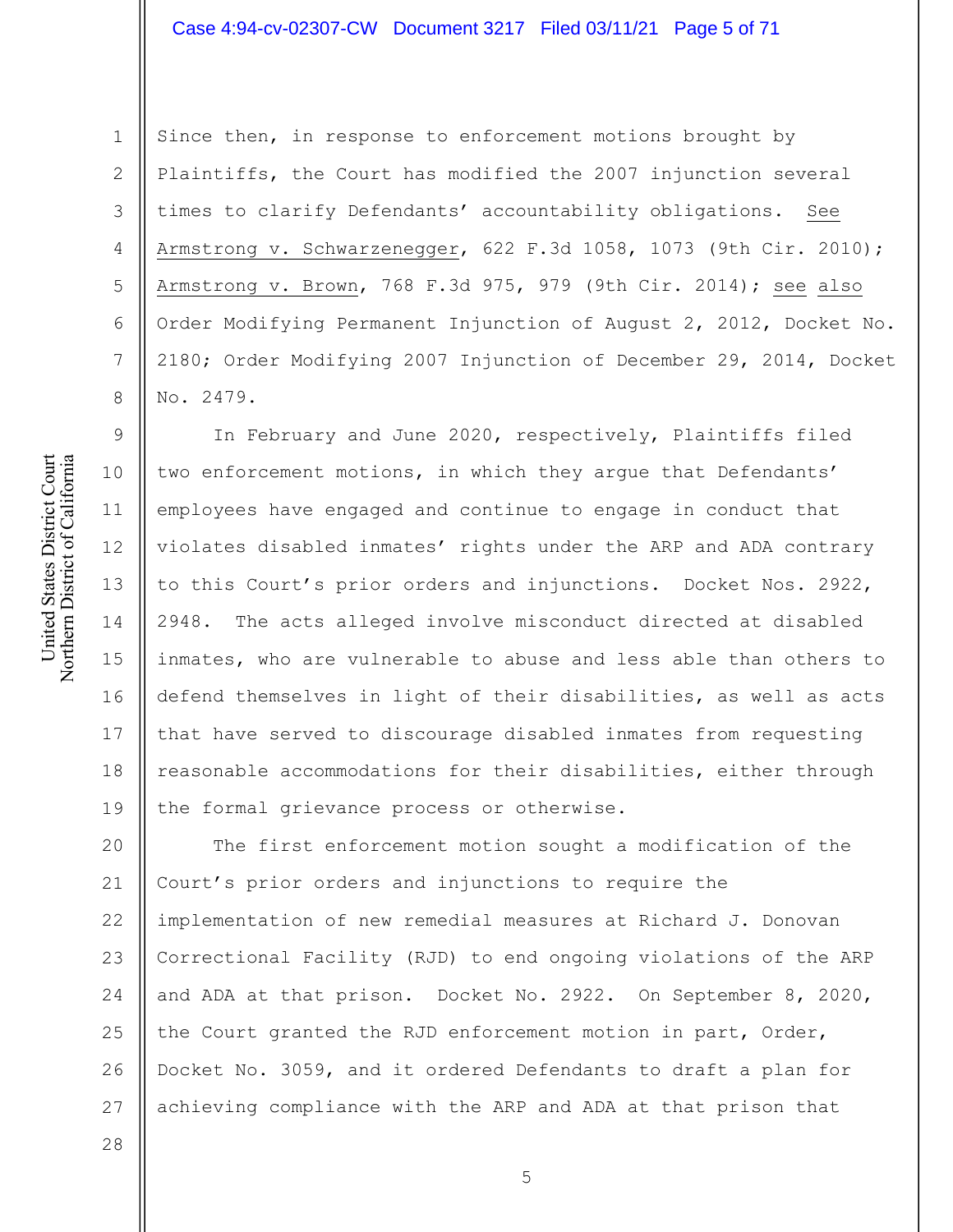Since then, in response to enforcement motions brought by Plaintiffs, the Court has modified the 2007 injunction several times to clarify Defendants' accountability obligations. See Armstrong v. Schwarzenegger, 622 F.3d 1058, 1073 (9th Cir. 2010); Armstrong v. Brown, 768 F.3d 975, 979 (9th Cir. 2014); see also Order Modifying Permanent Injunction of August 2, 2012, Docket No. 2180; Order Modifying 2007 Injunction of December 29, 2014, Docket No. 2479.

In February and June 2020, respectively, Plaintiffs filed two enforcement motions, in which they argue that Defendants' employees have engaged and continue to engage in conduct that violates disabled inmates' rights under the ARP and ADA contrary to this Court's prior orders and injunctions. Docket Nos. 2922, 2948. The acts alleged involve misconduct directed at disabled inmates, who are vulnerable to abuse and less able than others to defend themselves in light of their disabilities, as well as acts that have served to discourage disabled inmates from requesting reasonable accommodations for their disabilities, either through the formal grievance process or otherwise.

The first enforcement motion sought a modification of the Court's prior orders and injunctions to require the implementation of new remedial measures at Richard J. Donovan Correctional Facility (RJD) to end ongoing violations of the ARP and ADA at that prison. Docket No. 2922. On September 8, 2020, the Court granted the RJD enforcement motion in part, Order, Docket No. 3059, and it ordered Defendants to draft a plan for achieving compliance with the ARP and ADA at that prison that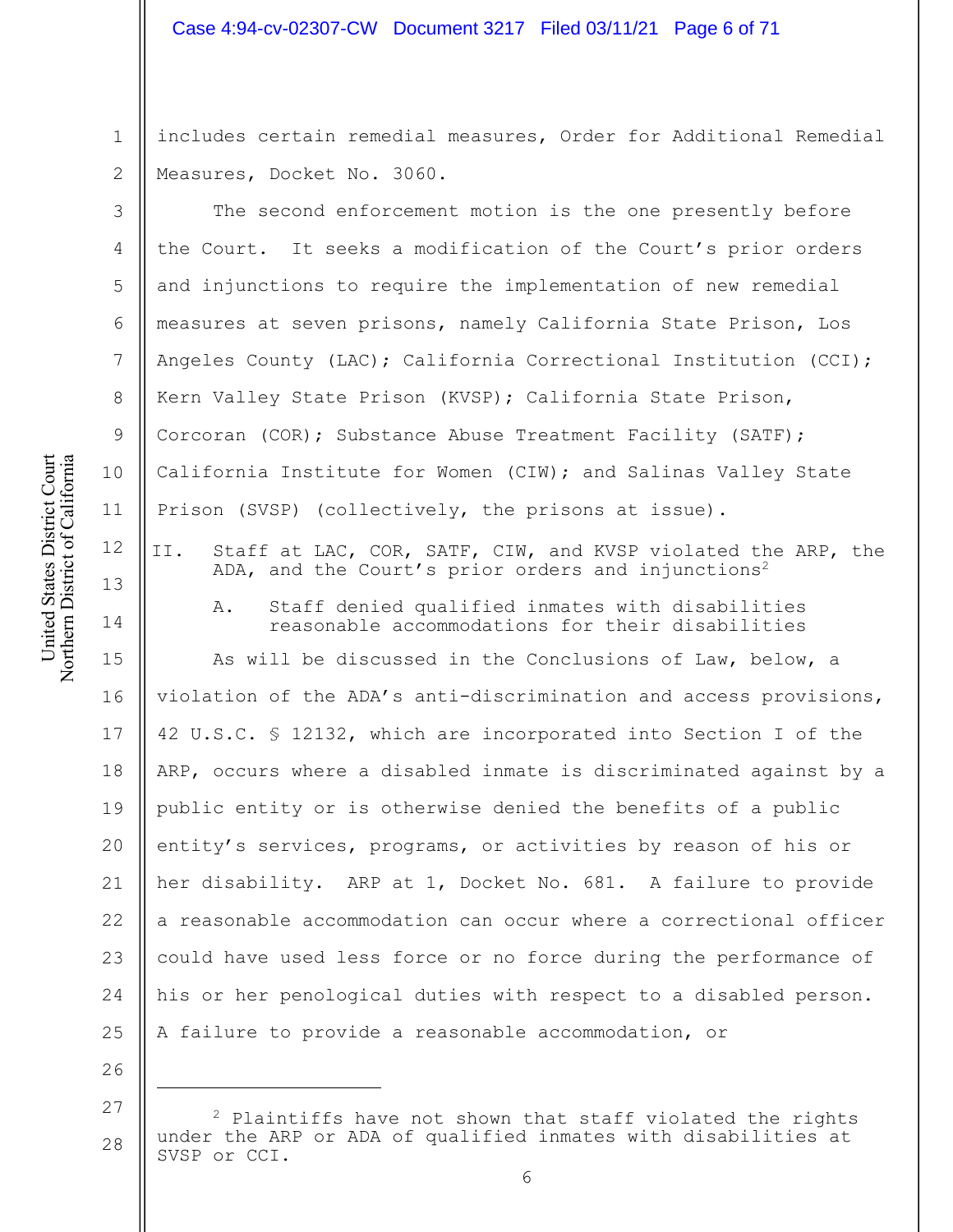includes certain remedial measures, Order for Additional Remedial Measures, Docket No. 3060.

The second enforcement motion is the one presently before the Court. It seeks a modification of the Court's prior orders and injunctions to require the implementation of new remedial measures at seven prisons, namely California State Prison, Los Angeles County (LAC); California Correctional Institution (CCI); Kern Valley State Prison (KVSP); California State Prison, Corcoran (COR); Substance Abuse Treatment Facility (SATF); California Institute for Women (CIW); and Salinas Valley State Prison (SVSP) (collectively, the prisons at issue).

## II. Staff at LAC, COR, SATF, CIW, and KVSP violated the ARP, the ADA, and the Court's prior orders and injunctions[2]

### A. Staff denied qualified inmates with disabilities reasonable accommodations for their disabilities

As will be discussed in the Conclusions of Law, below, a violation of the ADA's anti-discrimination and access provisions, 42 U.S.C. § 12132, which are incorporated into Section I of the ARP, occurs where a disabled inmate is discriminated against by a public entity or is otherwise denied the benefits of a public entity's services, programs, or activities by reason of his or her disability. ARP at 1, Docket No. 681. A failure to provide a reasonable accommodation can occur where a correctional officer could have used less force or no force during the performance of his or her penological duties with respect to a disabled person. A failure to provide a reasonable accommodation, or

[2] Plaintiffs have not shown that staff violated the rights under the ARP or ADA of qualified inmates with disabilities at SVSP or CCI.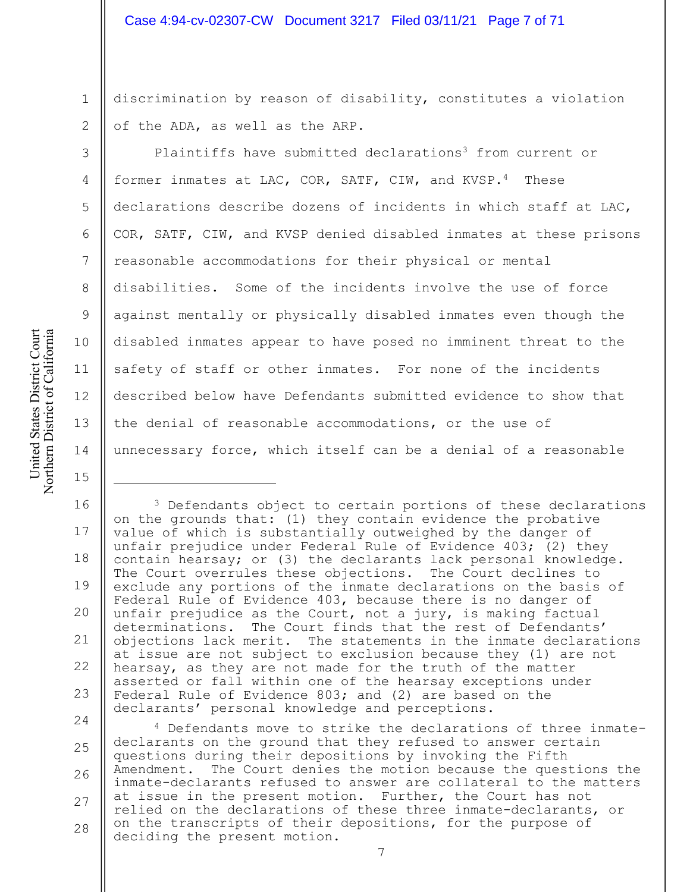discrimination by reason of disability, constitutes a violation of the ADA, as well as the ARP.

Plaintiffs have submitted declarations[3] from current or former inmates at LAC, COR, SATF, CIW, and KVSP.[4] These declarations describe dozens of incidents in which staff at LAC, COR, SATF, CIW, and KVSP denied disabled inmates at these prisons reasonable accommodations for their physical or mental disabilities. Some of the incidents involve the use of force against mentally or physically disabled inmates even though the disabled inmates appear to have posed no imminent threat to the safety of staff or other inmates. For none of the incidents described below have Defendants submitted evidence to show that the denial of reasonable accommodations, or the use of unnecessary force, which itself can be a denial of a reasonable

---

[3] Defendants object to certain portions of these declarations on the grounds that: (1) they contain evidence the probative value of which is substantially outweighed by the danger of unfair prejudice under Federal Rule of Evidence 403; (2) they contain hearsay; or (3) the declarants lack personal knowledge. The Court overrules these objections. The Court declines to exclude any portions of the inmate declarations on the basis of Federal Rule of Evidence 403, because there is no danger of unfair prejudice as the Court, not a jury, is making factual determinations. The Court finds that the rest of Defendants' objections lack merit. The statements in the inmate declarations at issue are not subject to exclusion because they (1) are not hearsay, as they are not made for the truth of the matter asserted or fall within one of the hearsay exceptions under Federal Rule of Evidence 803; and (2) are based on the declarants' personal knowledge and perceptions.

[4] Defendants move to strike the declarations of three inmate-declarants on the ground that they refused to answer certain questions during their depositions by invoking the Fifth Amendment. The Court denies the motion because the questions the inmate-declarants refused to answer are collateral to the matters at issue in the present motion. Further, the Court has not relied on the declarations of these three inmate-declarants, or on the transcripts of their depositions, for the purpose of deciding the present motion.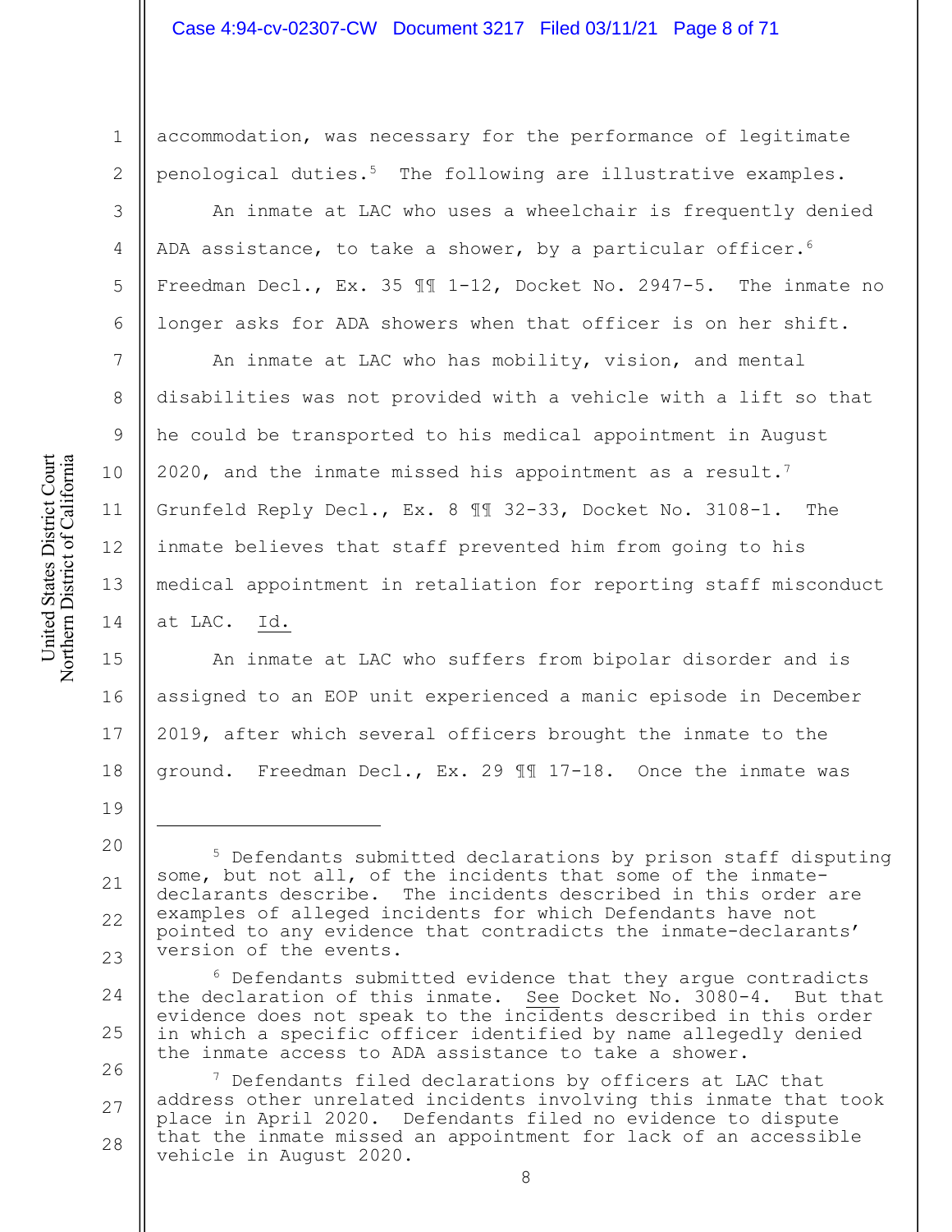accommodation, was necessary for the performance of legitimate penological duties.[5] The following are illustrative examples.

An inmate at LAC who uses a wheelchair is frequently denied ADA assistance, to take a shower, by a particular officer.[6] Freedman Decl., Ex. 35 ¶¶ 1-12, Docket No. 2947-5. The inmate no longer asks for ADA showers when that officer is on her shift.

An inmate at LAC who has mobility, vision, and mental disabilities was not provided with a vehicle with a lift so that he could be transported to his medical appointment in August 2020, and the inmate missed his appointment as a result.[7] Grunfeld Reply Decl., Ex. 8 ¶¶ 32-33, Docket No. 3108-1. The inmate believes that staff prevented him from going to his medical appointment in retaliation for reporting staff misconduct at LAC. Id.

An inmate at LAC who suffers from bipolar disorder and is assigned to an EOP unit experienced a manic episode in December 2019, after which several officers brought the inmate to the ground. Freedman Decl., Ex. 29 ¶¶ 17-18. Once the inmate was

---

[5] Defendants submitted declarations by prison staff disputing some, but not all, of the incidents that some of the inmate-declarants describe. The incidents described in this order are examples of alleged incidents for which Defendants have not pointed to any evidence that contradicts the inmate-declarants' version of the events.

[6] Defendants submitted evidence that they argue contradicts the declaration of this inmate. See Docket No. 3080-4. But that evidence does not speak to the incidents described in this order in which a specific officer identified by name allegedly denied the inmate access to ADA assistance to take a shower.

[7] Defendants filed declarations by officers at LAC that address other unrelated incidents involving this inmate that took place in April 2020. Defendants filed no evidence to dispute that the inmate missed an appointment for lack of an accessible vehicle in August 2020.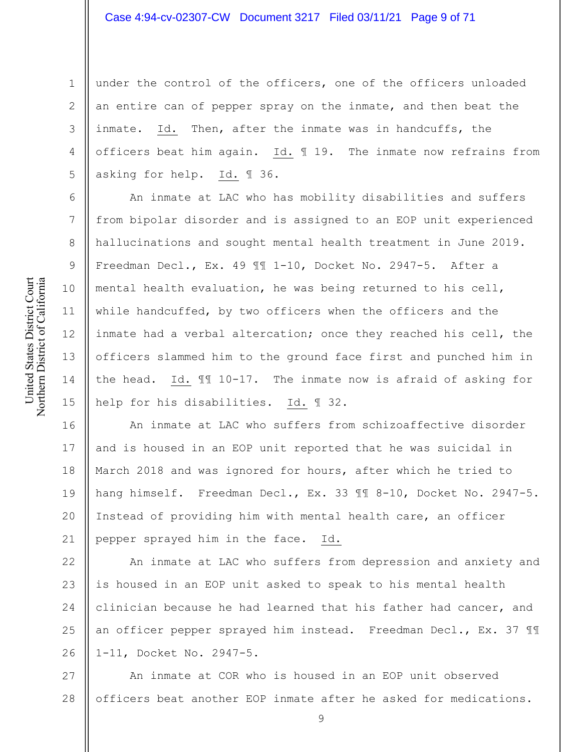under the control of the officers, one of the officers unloaded an entire can of pepper spray on the inmate, and then beat the inmate. Id. Then, after the inmate was in handcuffs, the officers beat him again. Id. ¶ 19. The inmate now refrains from asking for help. Id. ¶ 36.

An inmate at LAC who has mobility disabilities and suffers from bipolar disorder and is assigned to an EOP unit experienced hallucinations and sought mental health treatment in June 2019. Freedman Decl., Ex. 49 ¶¶ 1-10, Docket No. 2947-5. After a mental health evaluation, he was being returned to his cell, while handcuffed, by two officers when the officers and the inmate had a verbal altercation; once they reached his cell, the officers slammed him to the ground face first and punched him in the head. Id. ¶¶ 10-17. The inmate now is afraid of asking for help for his disabilities. Id. ¶ 32.

An inmate at LAC who suffers from schizoaffective disorder and is housed in an EOP unit reported that he was suicidal in March 2018 and was ignored for hours, after which he tried to hang himself. Freedman Decl., Ex. 33 ¶¶ 8-10, Docket No. 2947-5. Instead of providing him with mental health care, an officer pepper sprayed him in the face. Id.

An inmate at LAC who suffers from depression and anxiety and is housed in an EOP unit asked to speak to his mental health clinician because he had learned that his father had cancer, and an officer pepper sprayed him instead. Freedman Decl., Ex. 37 ¶¶ 1-11, Docket No. 2947-5.

An inmate at COR who is housed in an EOP unit observed officers beat another EOP inmate after he asked for medications.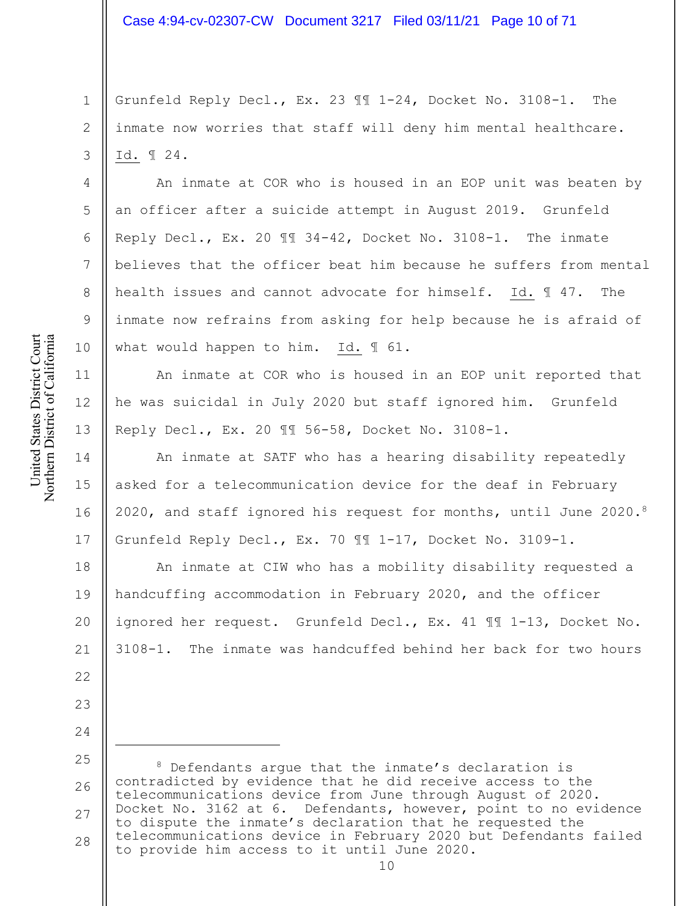Grunfeld Reply Decl., Ex. 23 ¶¶ 1-24, Docket No. 3108-1. The inmate now worries that staff will deny him mental healthcare. Id. ¶ 24.

An inmate at COR who is housed in an EOP unit was beaten by an officer after a suicide attempt in August 2019. Grunfeld Reply Decl., Ex. 20 ¶¶ 34-42, Docket No. 3108-1. The inmate believes that the officer beat him because he suffers from mental health issues and cannot advocate for himself. Id. ¶ 47. The inmate now refrains from asking for help because he is afraid of what would happen to him. Id. ¶ 61.

An inmate at COR who is housed in an EOP unit reported that he was suicidal in July 2020 but staff ignored him. Grunfeld Reply Decl., Ex. 20 ¶¶ 56-58, Docket No. 3108-1.

An inmate at SATF who has a hearing disability repeatedly asked for a telecommunication device for the deaf in February 2020, and staff ignored his request for months, until June 2020.[8] Grunfeld Reply Decl., Ex. 70 ¶¶ 1-17, Docket No. 3109-1.

An inmate at CIW who has a mobility disability requested a handcuffing accommodation in February 2020, and the officer ignored her request. Grunfeld Decl., Ex. 41 ¶¶ 1-13, Docket No. 3108-1. The inmate was handcuffed behind her back for two hours

---

[8] Defendants argue that the inmate's declaration is contradicted by evidence that he did receive access to the telecommunications device from June through August of 2020. Docket No. 3162 at 6. Defendants, however, point to no evidence to dispute the inmate's declaration that he requested the telecommunications device in February 2020 but Defendants failed to provide him access to it until June 2020.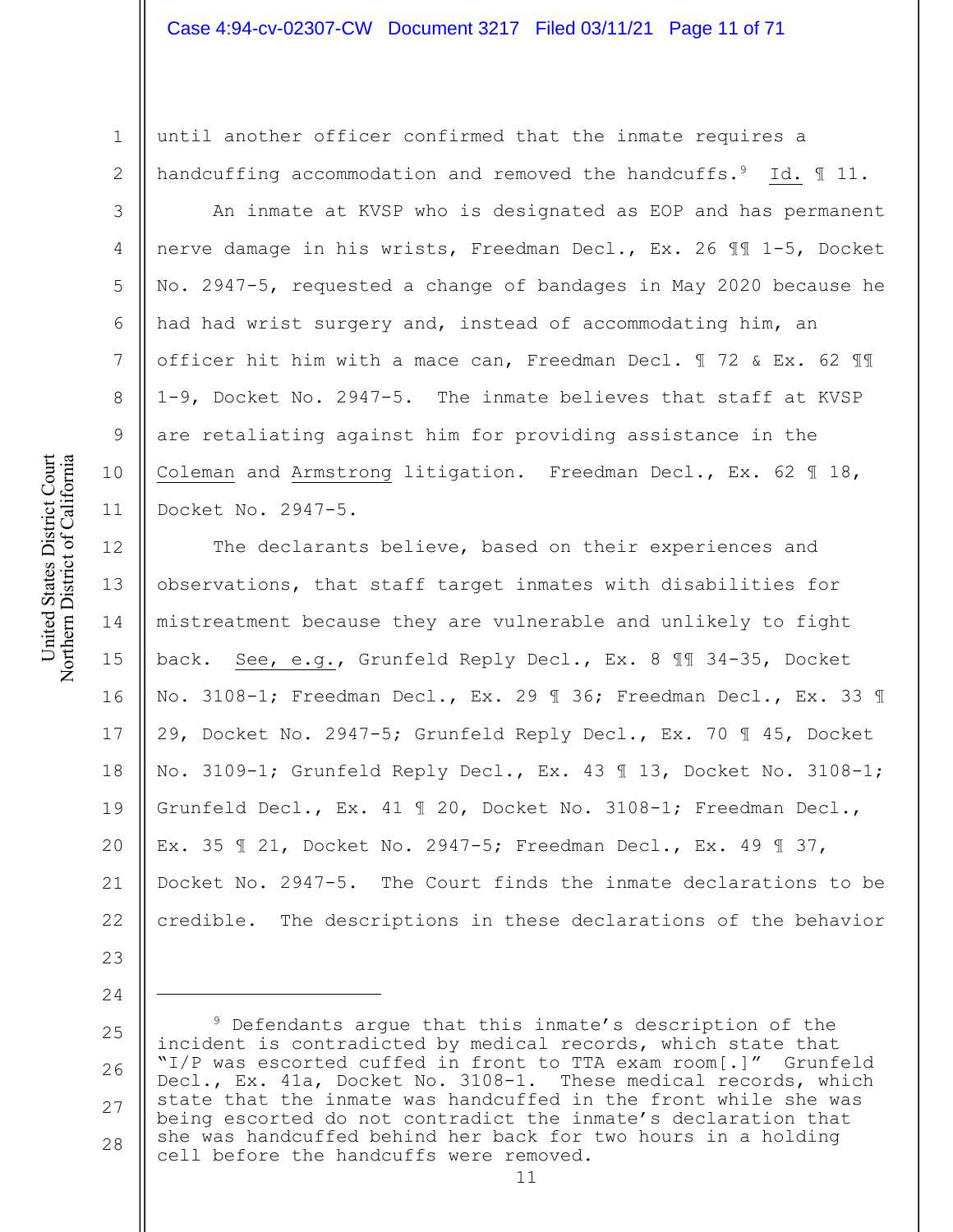until another officer confirmed that the inmate requires a handcuffing accommodation and removed the handcuffs.[9] Id. ¶ 11.

An inmate at KVSP who is designated as EOP and has permanent nerve damage in his wrists, Freedman Decl., Ex. 26 ¶¶ 1-5, Docket No. 2947-5, requested a change of bandages in May 2020 because he had had wrist surgery and, instead of accommodating him, an officer hit him with a mace can, Freedman Decl. ¶ 72 & Ex. 62 ¶¶ 1-9, Docket No. 2947-5. The inmate believes that staff at KVSP are retaliating against him for providing assistance in the Coleman and Armstrong litigation. Freedman Decl., Ex. 62 ¶ 18, Docket No. 2947-5.

The declarants believe, based on their experiences and observations, that staff target inmates with disabilities for mistreatment because they are vulnerable and unlikely to fight back. See, e.g., Grunfeld Reply Decl., Ex. 8 ¶¶ 34-35, Docket No. 3108-1; Freedman Decl., Ex. 29 ¶ 36; Freedman Decl., Ex. 33 ¶ 29, Docket No. 2947-5; Grunfeld Reply Decl., Ex. 70 ¶ 45, Docket No. 3109-1; Grunfeld Reply Decl., Ex. 43 ¶ 13, Docket No. 3108-1; Grunfeld Decl., Ex. 41 ¶ 20, Docket No. 3108-1; Freedman Decl., Ex. 35 ¶ 21, Docket No. 2947-5; Freedman Decl., Ex. 49 ¶ 37, Docket No. 2947-5. The Court finds the inmate declarations to be credible. The descriptions in these declarations of the behavior

---

[9] Defendants argue that this inmate's description of the incident is contradicted by medical records, which state that "I/P was escorted cuffed in front to TTA exam room[.]" Grunfeld Decl., Ex. 41a, Docket No. 3108-1. These medical records, which state that the inmate was handcuffed in the front while she was being escorted do not contradict the inmate's declaration that she was handcuffed behind her back for two hours in a holding cell before the handcuffs were removed.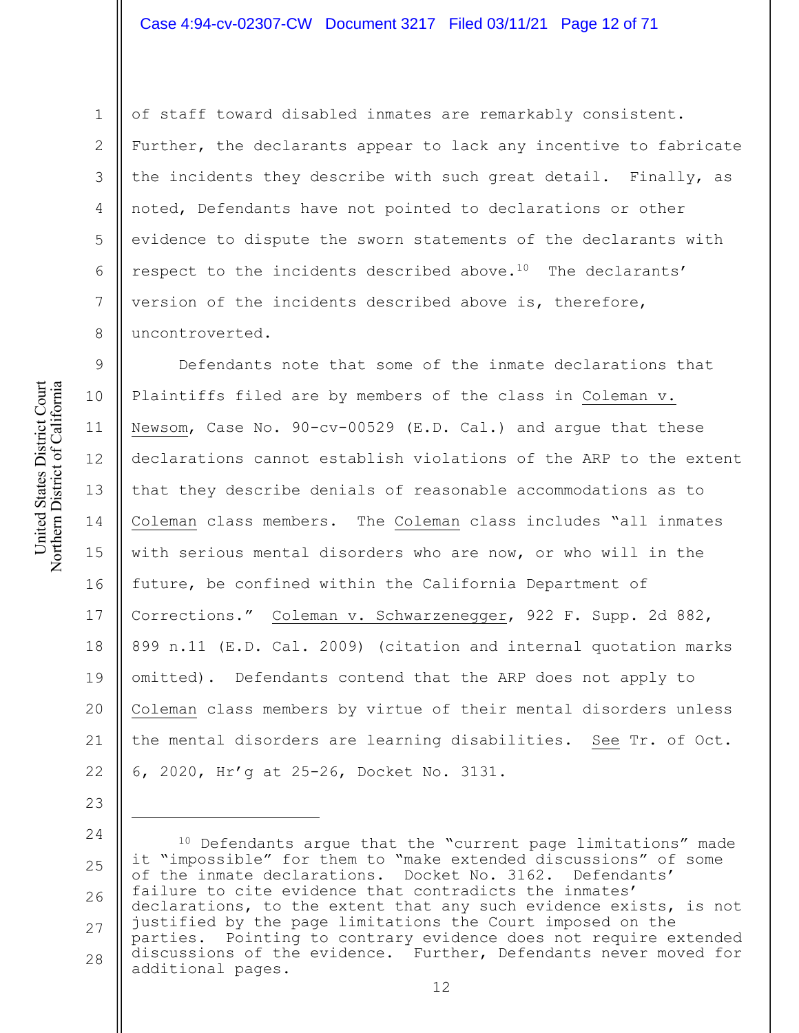of staff toward disabled inmates are remarkably consistent. Further, the declarants appear to lack any incentive to fabricate the incidents they describe with such great detail. Finally, as noted, Defendants have not pointed to declarations or other evidence to dispute the sworn statements of the declarants with respect to the incidents described above.[10] The declarants' version of the incidents described above is, therefore, uncontroverted.

Defendants note that some of the inmate declarations that Plaintiffs filed are by members of the class in Coleman v. Newsom, Case No. 90-cv-00529 (E.D. Cal.) and argue that these declarations cannot establish violations of the ARP to the extent that they describe denials of reasonable accommodations as to Coleman class members. The Coleman class includes "all inmates with serious mental disorders who are now, or who will in the future, be confined within the California Department of Corrections." Coleman v. Schwarzenegger, 922 F. Supp. 2d 882, 899 n.11 (E.D. Cal. 2009) (citation and internal quotation marks omitted). Defendants contend that the ARP does not apply to Coleman class members by virtue of their mental disorders unless the mental disorders are learning disabilities. See Tr. of Oct. 6, 2020, Hr'g at 25-26, Docket No. 3131.

---

[10] Defendants argue that the "current page limitations" made it "impossible" for them to "make extended discussions" of some of the inmate declarations. Docket No. 3162. Defendants' failure to cite evidence that contradicts the inmates' declarations, to the extent that any such evidence exists, is not justified by the page limitations the Court imposed on the parties. Pointing to contrary evidence does not require extended discussions of the evidence. Further, Defendants never moved for additional pages.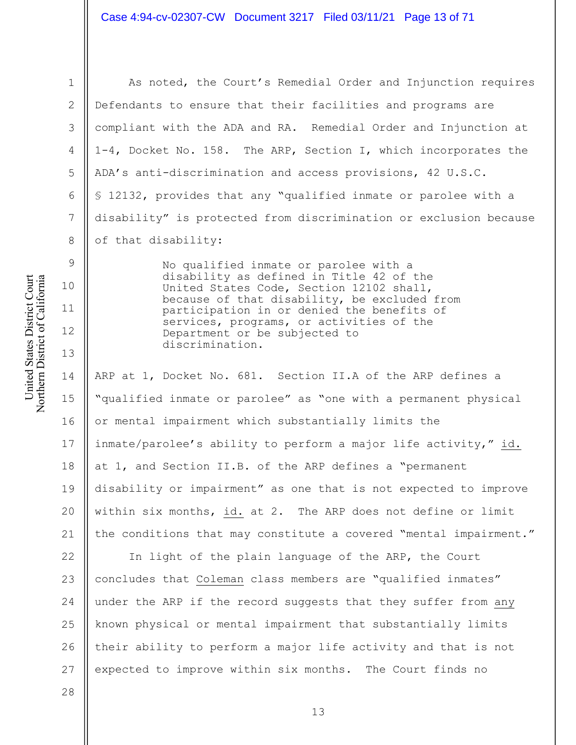As noted, the Court's Remedial Order and Injunction requires Defendants to ensure that their facilities and programs are compliant with the ADA and RA. Remedial Order and Injunction at 1-4, Docket No. 158. The ARP, Section I, which incorporates the ADA's anti-discrimination and access provisions, 42 U.S.C. § 12132, provides that any "qualified inmate or parolee with a disability" is protected from discrimination or exclusion because of that disability:

> No qualified inmate or parolee with a disability as defined in Title 42 of the United States Code, Section 12102 shall, because of that disability, be excluded from participation in or denied the benefits of services, programs, or activities of the Department or be subjected to discrimination.

ARP at 1, Docket No. 681. Section II.A of the ARP defines a "qualified inmate or parolee" as "one with a permanent physical or mental impairment which substantially limits the inmate/parolee's ability to perform a major life activity," id. at 1, and Section II.B. of the ARP defines a "permanent disability or impairment" as one that is not expected to improve within six months, id. at 2. The ARP does not define or limit the conditions that may constitute a covered "mental impairment."

In light of the plain language of the ARP, the Court concludes that Coleman class members are "qualified inmates" under the ARP if the record suggests that they suffer from any known physical or mental impairment that substantially limits their ability to perform a major life activity and that is not expected to improve within six months. The Court finds no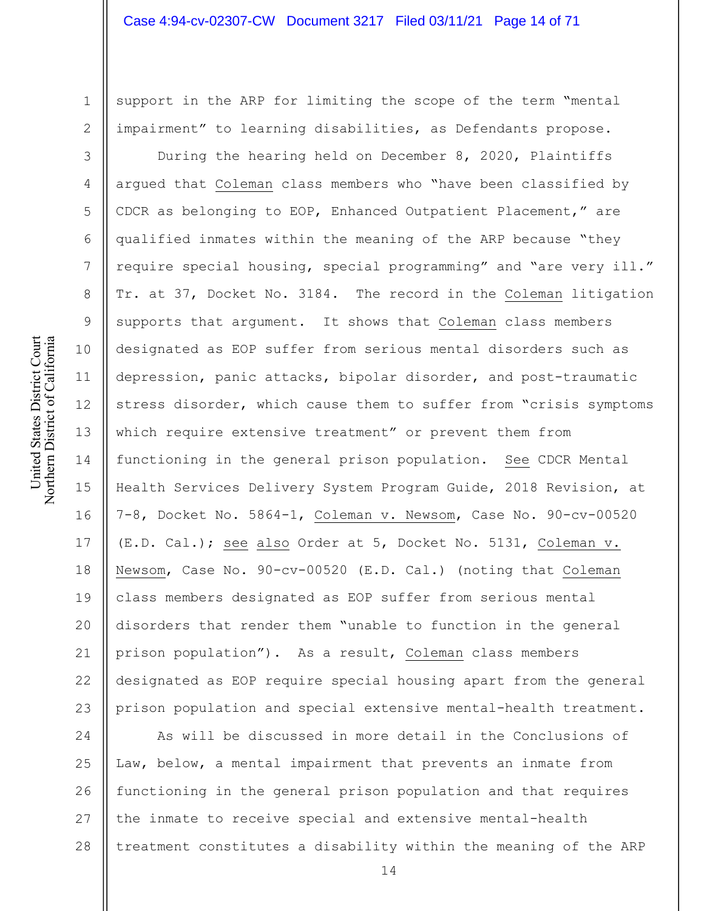support in the ARP for limiting the scope of the term "mental impairment" to learning disabilities, as Defendants propose.

During the hearing held on December 8, 2020, Plaintiffs argued that Coleman class members who "have been classified by CDCR as belonging to EOP, Enhanced Outpatient Placement," are qualified inmates within the meaning of the ARP because "they require special housing, special programming" and "are very ill." Tr. at 37, Docket No. 3184. The record in the Coleman litigation supports that argument. It shows that Coleman class members designated as EOP suffer from serious mental disorders such as depression, panic attacks, bipolar disorder, and post-traumatic stress disorder, which cause them to suffer from "crisis symptoms which require extensive treatment" or prevent them from functioning in the general prison population. See CDCR Mental Health Services Delivery System Program Guide, 2018 Revision, at 7-8, Docket No. 5864-1, Coleman v. Newsom, Case No. 90-cv-00520 (E.D. Cal.); see also Order at 5, Docket No. 5131, Coleman v. Newsom, Case No. 90-cv-00520 (E.D. Cal.) (noting that Coleman class members designated as EOP suffer from serious mental disorders that render them "unable to function in the general prison population"). As a result, Coleman class members designated as EOP require special housing apart from the general prison population and special extensive mental-health treatment.

As will be discussed in more detail in the Conclusions of Law, below, a mental impairment that prevents an inmate from functioning in the general prison population and that requires the inmate to receive special and extensive mental-health treatment constitutes a disability within the meaning of the ARP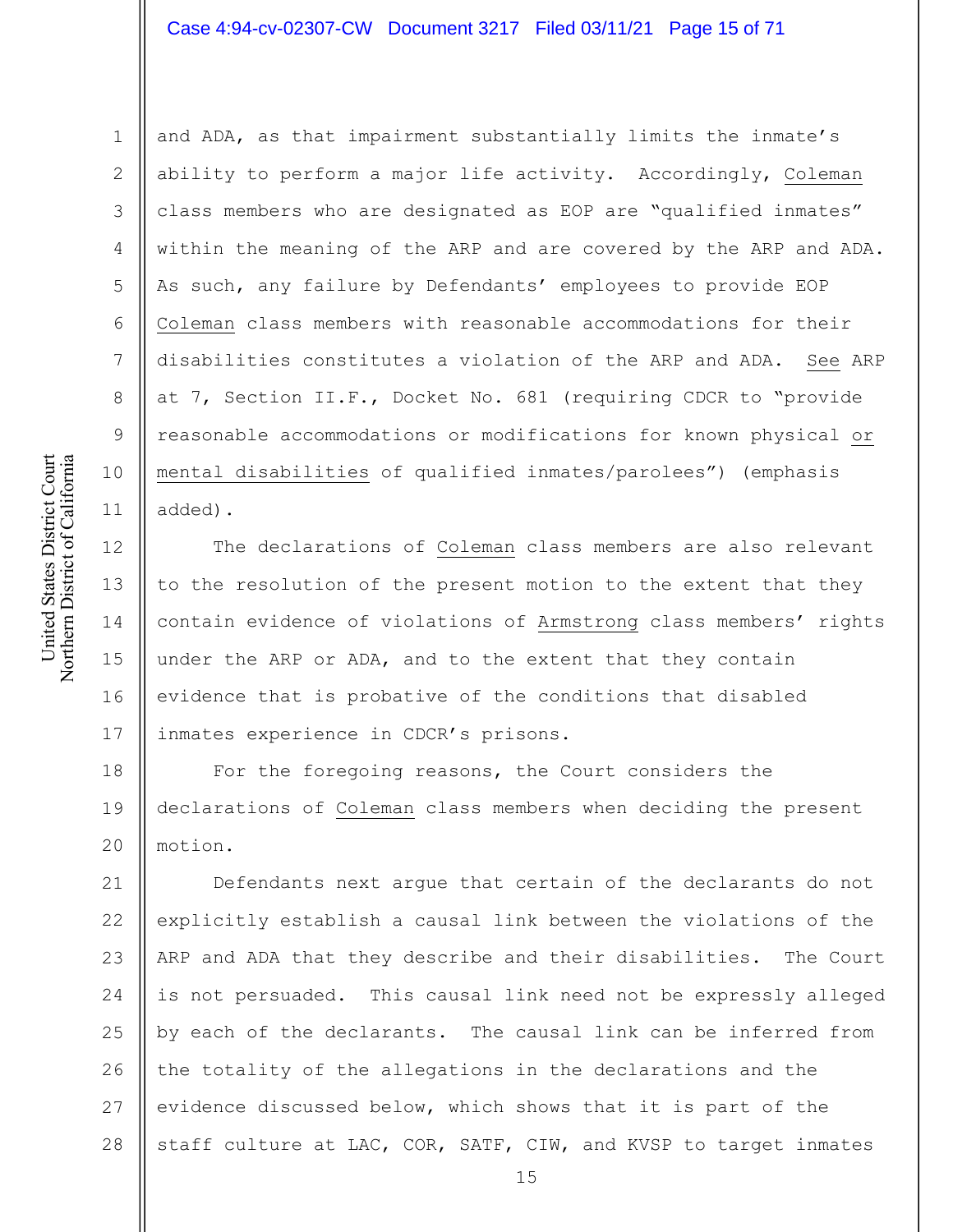and ADA, as that impairment substantially limits the inmate's ability to perform a major life activity. Accordingly, Coleman class members who are designated as EOP are "qualified inmates" within the meaning of the ARP and are covered by the ARP and ADA. As such, any failure by Defendants' employees to provide EOP Coleman class members with reasonable accommodations for their disabilities constitutes a violation of the ARP and ADA. See ARP at 7, Section II.F., Docket No. 681 (requiring CDCR to "provide reasonable accommodations or modifications for known physical or mental disabilities of qualified inmates/parolees") (emphasis added).

The declarations of Coleman class members are also relevant to the resolution of the present motion to the extent that they contain evidence of violations of Armstrong class members' rights under the ARP or ADA, and to the extent that they contain evidence that is probative of the conditions that disabled inmates experience in CDCR's prisons.

For the foregoing reasons, the Court considers the declarations of Coleman class members when deciding the present motion.

Defendants next argue that certain of the declarants do not explicitly establish a causal link between the violations of the ARP and ADA that they describe and their disabilities. The Court is not persuaded. This causal link need not be expressly alleged by each of the declarants. The causal link can be inferred from the totality of the allegations in the declarations and the evidence discussed below, which shows that it is part of the staff culture at LAC, COR, SATF, CIW, and KVSP to target inmates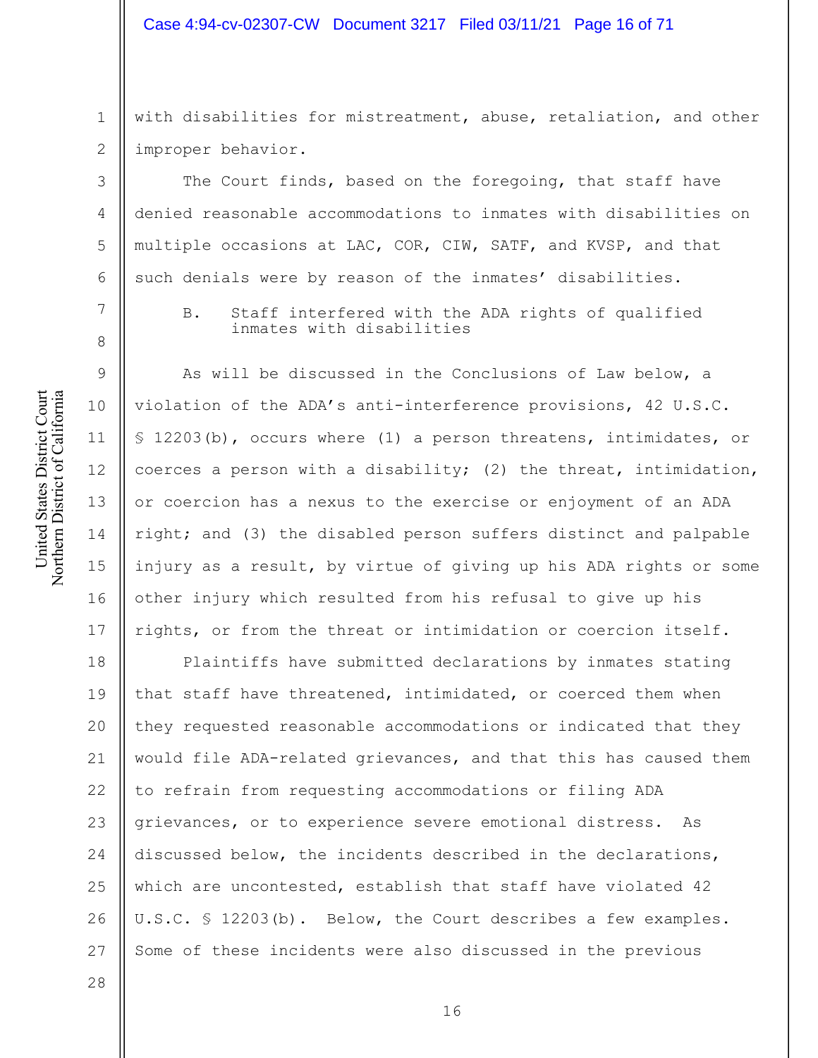with disabilities for mistreatment, abuse, retaliation, and other improper behavior.

The Court finds, based on the foregoing, that staff have denied reasonable accommodations to inmates with disabilities on multiple occasions at LAC, COR, CIW, SATF, and KVSP, and that such denials were by reason of the inmates' disabilities.

### B. Staff interfered with the ADA rights of qualified inmates with disabilities

As will be discussed in the Conclusions of Law below, a violation of the ADA's anti-interference provisions, 42 U.S.C. § 12203(b), occurs where (1) a person threatens, intimidates, or coerces a person with a disability; (2) the threat, intimidation, or coercion has a nexus to the exercise or enjoyment of an ADA right; and (3) the disabled person suffers distinct and palpable injury as a result, by virtue of giving up his ADA rights or some other injury which resulted from his refusal to give up his rights, or from the threat or intimidation or coercion itself.

Plaintiffs have submitted declarations by inmates stating that staff have threatened, intimidated, or coerced them when they requested reasonable accommodations or indicated that they would file ADA-related grievances, and that this has caused them to refrain from requesting accommodations or filing ADA grievances, or to experience severe emotional distress. As discussed below, the incidents described in the declarations, which are uncontested, establish that staff have violated 42 U.S.C. § 12203(b). Below, the Court describes a few examples. Some of these incidents were also discussed in the previous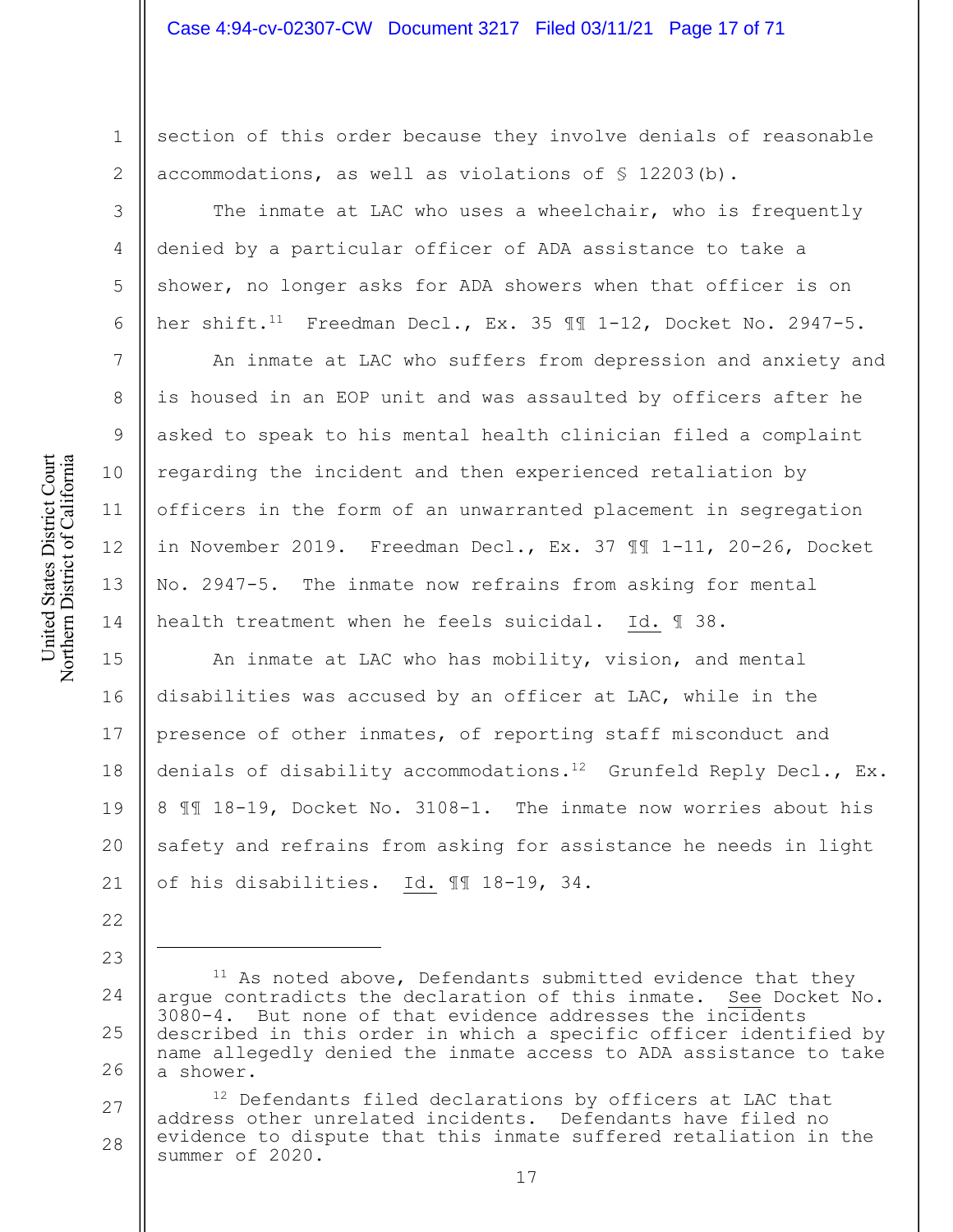section of this order because they involve denials of reasonable accommodations, as well as violations of § 12203(b).

The inmate at LAC who uses a wheelchair, who is frequently denied by a particular officer of ADA assistance to take a shower, no longer asks for ADA showers when that officer is on her shift.[11] Freedman Decl., Ex. 35 ¶¶ 1-12, Docket No. 2947-5.

An inmate at LAC who suffers from depression and anxiety and is housed in an EOP unit and was assaulted by officers after he asked to speak to his mental health clinician filed a complaint regarding the incident and then experienced retaliation by officers in the form of an unwarranted placement in segregation in November 2019. Freedman Decl., Ex. 37 ¶¶ 1-11, 20-26, Docket No. 2947-5. The inmate now refrains from asking for mental health treatment when he feels suicidal. Id. ¶ 38.

An inmate at LAC who has mobility, vision, and mental disabilities was accused by an officer at LAC, while in the presence of other inmates, of reporting staff misconduct and denials of disability accommodations.[12] Grunfeld Reply Decl., Ex. 8 ¶¶ 18-19, Docket No. 3108-1. The inmate now worries about his safety and refrains from asking for assistance he needs in light of his disabilities. Id. ¶¶ 18-19, 34.

---

[11] As noted above, Defendants submitted evidence that they argue contradicts the declaration of this inmate. See Docket No. 3080-4. But none of that evidence addresses the incidents described in this order in which a specific officer identified by name allegedly denied the inmate access to ADA assistance to take a shower.

[12] Defendants filed declarations by officers at LAC that address other unrelated incidents. Defendants have filed no evidence to dispute that this inmate suffered retaliation in the summer of 2020.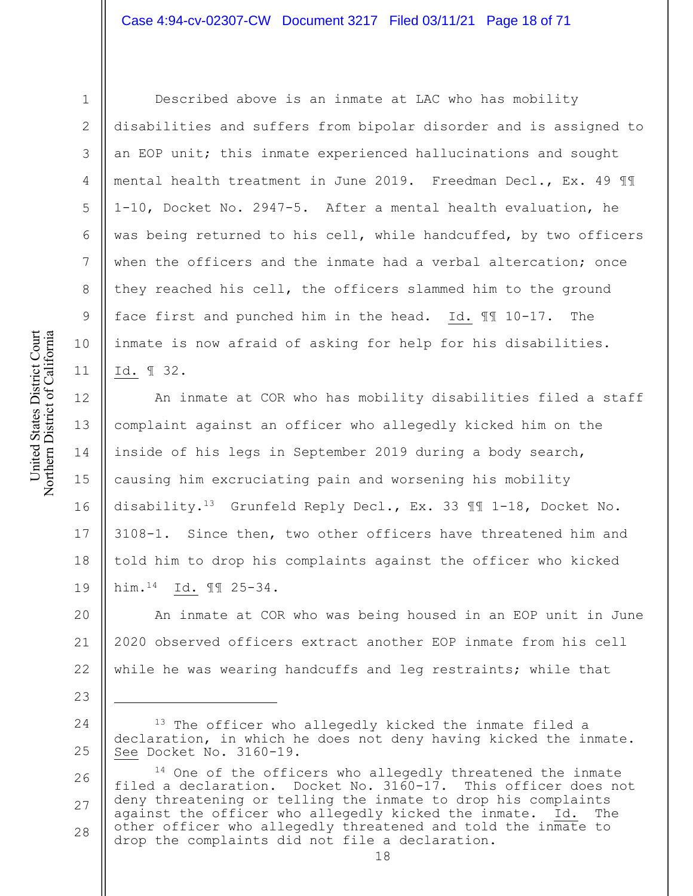Described above is an inmate at LAC who has mobility disabilities and suffers from bipolar disorder and is assigned to an EOP unit; this inmate experienced hallucinations and sought mental health treatment in June 2019. Freedman Decl., Ex. 49 ¶¶ 1-10, Docket No. 2947-5. After a mental health evaluation, he was being returned to his cell, while handcuffed, by two officers when the officers and the inmate had a verbal altercation; once they reached his cell, the officers slammed him to the ground face first and punched him in the head. Id. ¶¶ 10-17. The inmate is now afraid of asking for help for his disabilities. Id. ¶ 32.

An inmate at COR who has mobility disabilities filed a staff complaint against an officer who allegedly kicked him on the inside of his legs in September 2019 during a body search, causing him excruciating pain and worsening his mobility disability.[13] Grunfeld Reply Decl., Ex. 33 ¶¶ 1-18, Docket No. 3108-1. Since then, two other officers have threatened him and told him to drop his complaints against the officer who kicked him.[14] Id. ¶¶ 25-34.

An inmate at COR who was being housed in an EOP unit in June 2020 observed officers extract another EOP inmate from his cell while he was wearing handcuffs and leg restraints; while that

---

[13] The officer who allegedly kicked the inmate filed a declaration, in which he does not deny having kicked the inmate. See Docket No. 3160-19.

[14] One of the officers who allegedly threatened the inmate filed a declaration. Docket No. 3160-17. This officer does not deny threatening or telling the inmate to drop his complaints against the officer who allegedly kicked the inmate. Id. The other officer who allegedly threatened and told the inmate to drop the complaints did not file a declaration.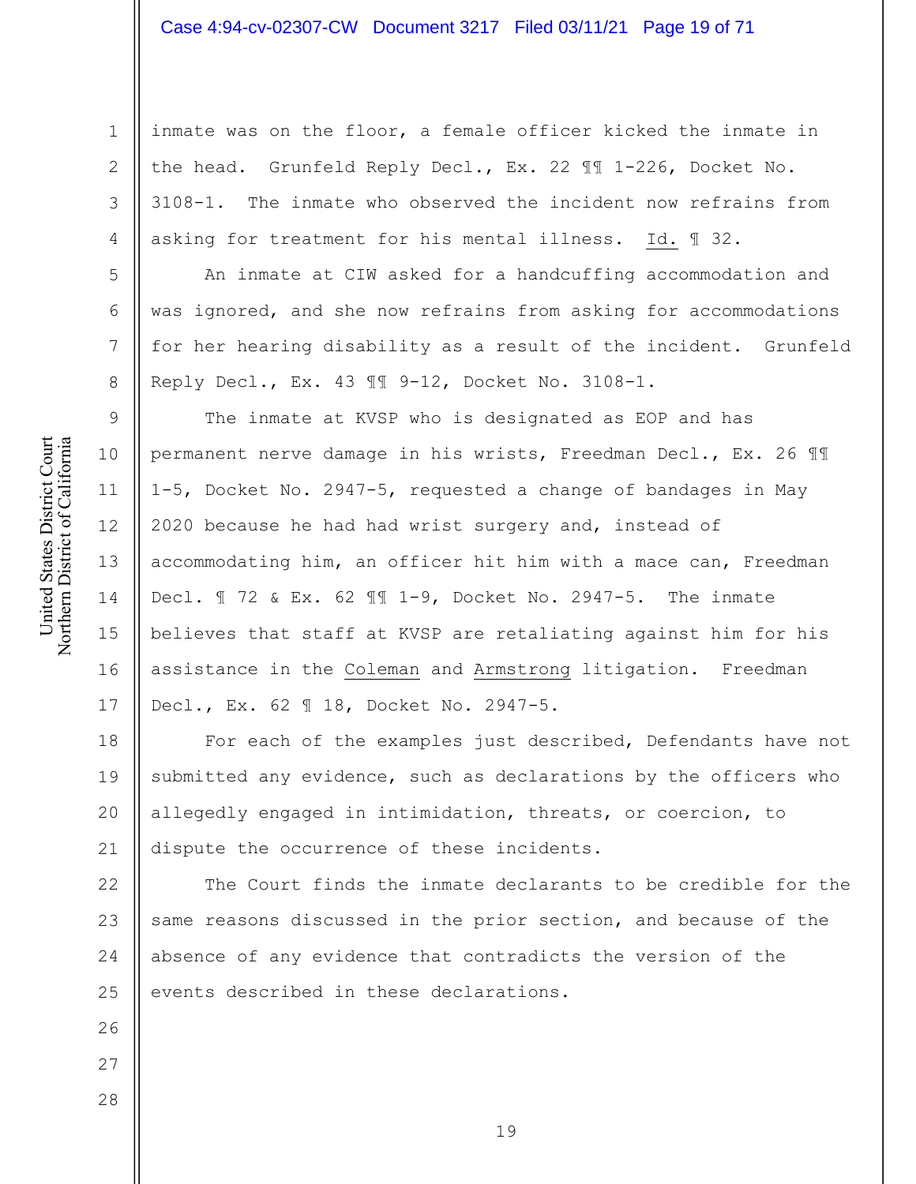inmate was on the floor, a female officer kicked the inmate in the head. Grunfeld Reply Decl., Ex. 22 ¶¶ 1-226, Docket No. 3108-1. The inmate who observed the incident now refrains from asking for treatment for his mental illness. Id. ¶ 32.

An inmate at CIW asked for a handcuffing accommodation and was ignored, and she now refrains from asking for accommodations for her hearing disability as a result of the incident. Grunfeld Reply Decl., Ex. 43 ¶¶ 9-12, Docket No. 3108-1.

The inmate at KVSP who is designated as EOP and has permanent nerve damage in his wrists, Freedman Decl., Ex. 26 ¶¶ 1-5, Docket No. 2947-5, requested a change of bandages in May 2020 because he had had wrist surgery and, instead of accommodating him, an officer hit him with a mace can, Freedman Decl. ¶ 72 & Ex. 62 ¶¶ 1-9, Docket No. 2947-5. The inmate believes that staff at KVSP are retaliating against him for his assistance in the Coleman and Armstrong litigation. Freedman Decl., Ex. 62 ¶ 18, Docket No. 2947-5.

For each of the examples just described, Defendants have not submitted any evidence, such as declarations by the officers who allegedly engaged in intimidation, threats, or coercion, to dispute the occurrence of these incidents.

The Court finds the inmate declarants to be credible for the same reasons discussed in the prior section, and because of the absence of any evidence that contradicts the version of the events described in these declarations.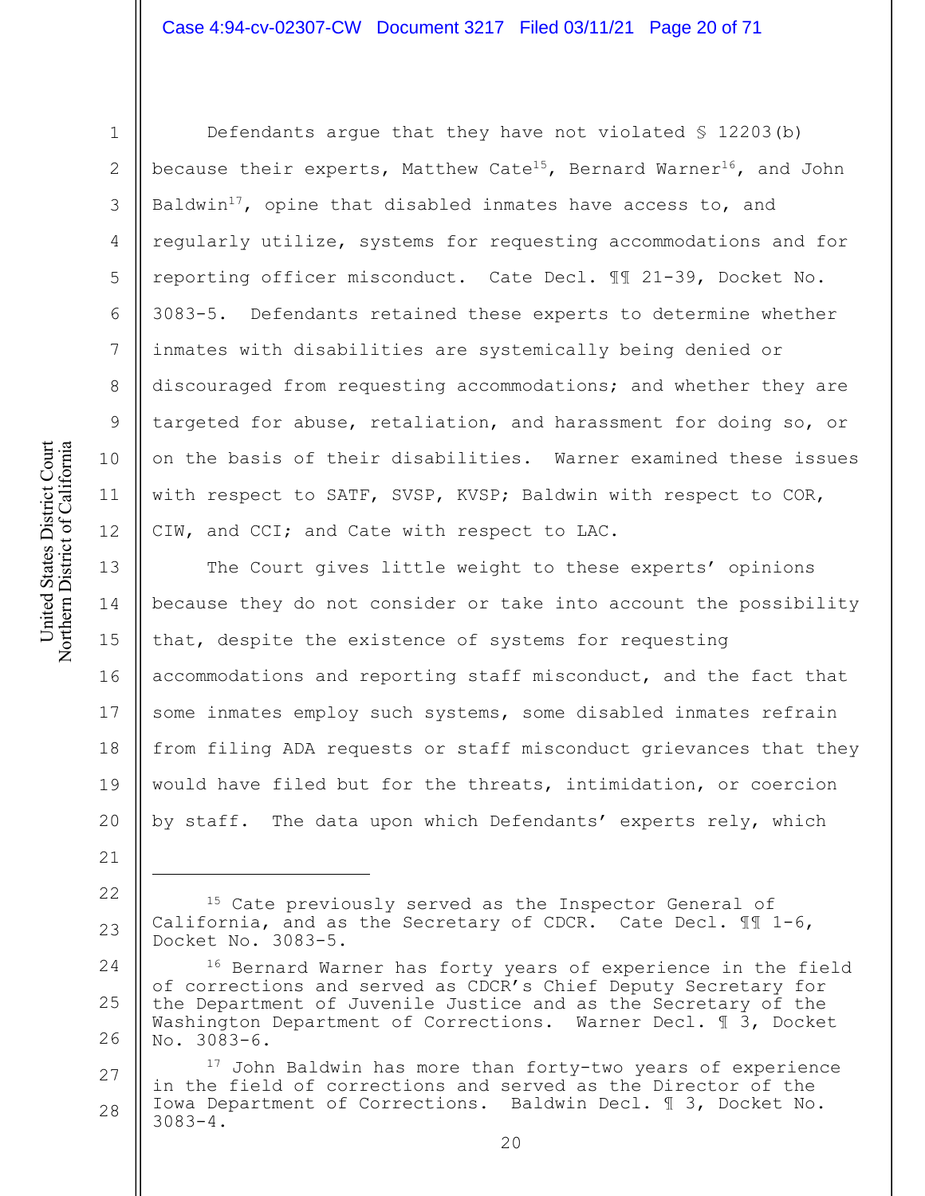Defendants argue that they have not violated § 12203(b) because their experts, Matthew Cate[15], Bernard Warner[16], and John Baldwin[17], opine that disabled inmates have access to, and regularly utilize, systems for requesting accommodations and for reporting officer misconduct. Cate Decl. ¶¶ 21-39, Docket No. 3083-5. Defendants retained these experts to determine whether inmates with disabilities are systemically being denied or discouraged from requesting accommodations; and whether they are targeted for abuse, retaliation, and harassment for doing so, or on the basis of their disabilities. Warner examined these issues with respect to SATF, SVSP, KVSP; Baldwin with respect to COR, CIW, and CCI; and Cate with respect to LAC.

The Court gives little weight to these experts' opinions because they do not consider or take into account the possibility that, despite the existence of systems for requesting accommodations and reporting staff misconduct, and the fact that some inmates employ such systems, some disabled inmates refrain from filing ADA requests or staff misconduct grievances that they would have filed but for the threats, intimidation, or coercion by staff. The data upon which Defendants' experts rely, which

---

[15] Cate previously served as the Inspector General of California, and as the Secretary of CDCR. Cate Decl. ¶¶ 1-6, Docket No. 3083-5.

[16] Bernard Warner has forty years of experience in the field of corrections and served as CDCR's Chief Deputy Secretary for the Department of Juvenile Justice and as the Secretary of the Washington Department of Corrections. Warner Decl. ¶ 3, Docket No. 3083-6.

[17] John Baldwin has more than forty-two years of experience in the field of corrections and served as the Director of the Iowa Department of Corrections. Baldwin Decl. ¶ 3, Docket No. 3083-4.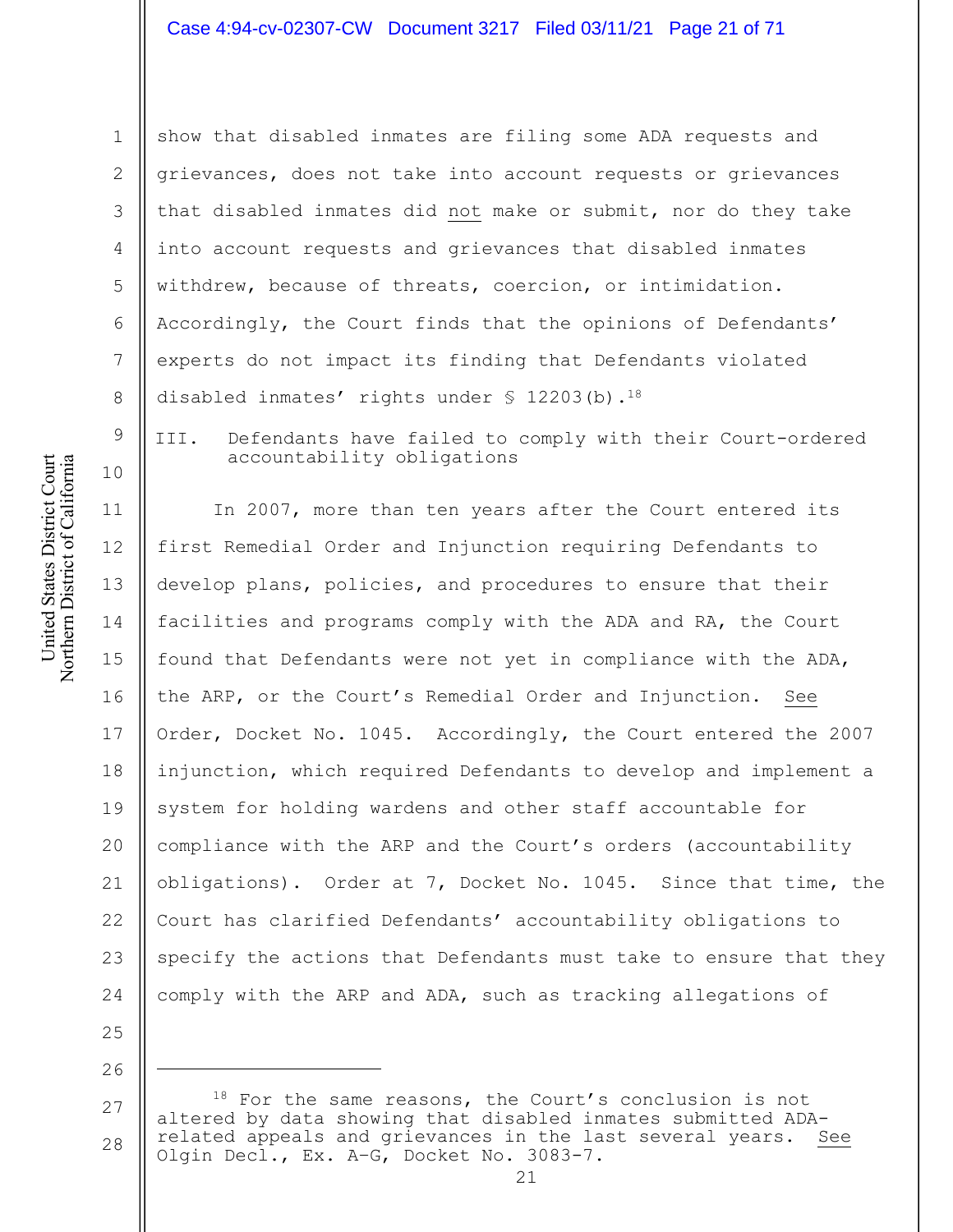show that disabled inmates are filing some ADA requests and grievances, does not take into account requests or grievances that disabled inmates did not make or submit, nor do they take into account requests and grievances that disabled inmates withdrew, because of threats, coercion, or intimidation. Accordingly, the Court finds that the opinions of Defendants' experts do not impact its finding that Defendants violated disabled inmates' rights under § 12203(b).[18]

## III. Defendants have failed to comply with their Court-ordered accountability obligations

In 2007, more than ten years after the Court entered its first Remedial Order and Injunction requiring Defendants to develop plans, policies, and procedures to ensure that their facilities and programs comply with the ADA and RA, the Court found that Defendants were not yet in compliance with the ADA, the ARP, or the Court's Remedial Order and Injunction. See Order, Docket No. 1045. Accordingly, the Court entered the 2007 injunction, which required Defendants to develop and implement a system for holding wardens and other staff accountable for compliance with the ARP and the Court's orders (accountability obligations). Order at 7, Docket No. 1045. Since that time, the Court has clarified Defendants' accountability obligations to specify the actions that Defendants must take to ensure that they comply with the ARP and ADA, such as tracking allegations of

---

[18] For the same reasons, the Court's conclusion is not altered by data showing that disabled inmates submitted ADA-related appeals and grievances in the last several years. See Olgin Decl., Ex. A-G, Docket No. 3083-7.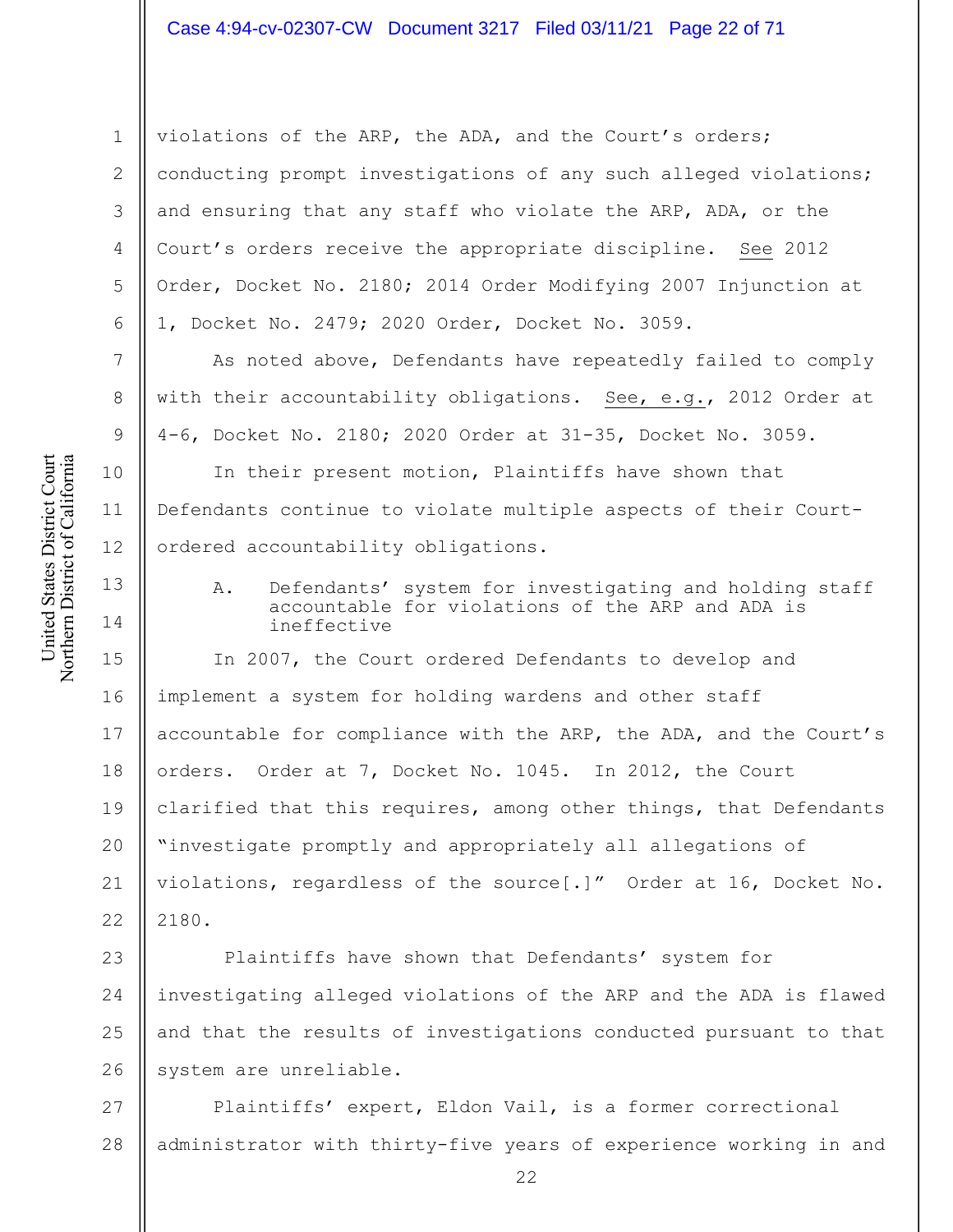violations of the ARP, the ADA, and the Court's orders; conducting prompt investigations of any such alleged violations; and ensuring that any staff who violate the ARP, ADA, or the Court's orders receive the appropriate discipline. See 2012 Order, Docket No. 2180; 2014 Order Modifying 2007 Injunction at 1, Docket No. 2479; 2020 Order, Docket No. 3059.

As noted above, Defendants have repeatedly failed to comply with their accountability obligations. See, e.g., 2012 Order at 4-6, Docket No. 2180; 2020 Order at 31-35, Docket No. 3059.

In their present motion, Plaintiffs have shown that Defendants continue to violate multiple aspects of their Court-ordered accountability obligations.

### A. Defendants' system for investigating and holding staff accountable for violations of the ARP and ADA is ineffective

In 2007, the Court ordered Defendants to develop and implement a system for holding wardens and other staff accountable for compliance with the ARP, the ADA, and the Court's orders. Order at 7, Docket No. 1045. In 2012, the Court clarified that this requires, among other things, that Defendants "investigate promptly and appropriately all allegations of violations, regardless of the source[.]" Order at 16, Docket No. 2180.

Plaintiffs have shown that Defendants' system for investigating alleged violations of the ARP and the ADA is flawed and that the results of investigations conducted pursuant to that system are unreliable.

Plaintiffs' expert, Eldon Vail, is a former correctional administrator with thirty-five years of experience working in and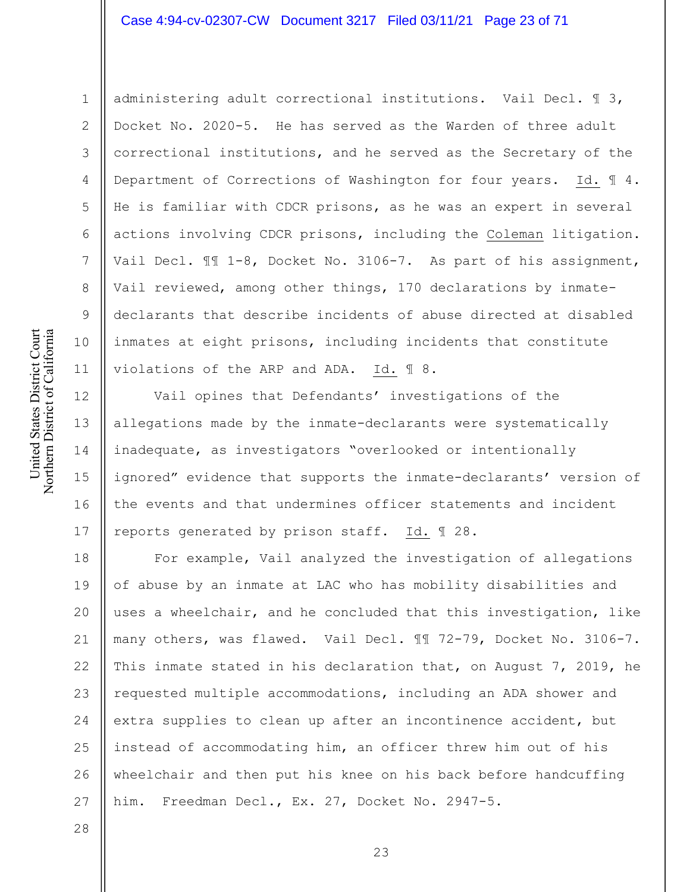administering adult correctional institutions. Vail Decl. ¶ 3, Docket No. 2020-5. He has served as the Warden of three adult correctional institutions, and he served as the Secretary of the Department of Corrections of Washington for four years. Id. ¶ 4. He is familiar with CDCR prisons, as he was an expert in several actions involving CDCR prisons, including the Coleman litigation. Vail Decl. ¶¶ 1-8, Docket No. 3106-7. As part of his assignment, Vail reviewed, among other things, 170 declarations by inmate-declarants that describe incidents of abuse directed at disabled inmates at eight prisons, including incidents that constitute violations of the ARP and ADA. Id. ¶ 8.

Vail opines that Defendants' investigations of the allegations made by the inmate-declarants were systematically inadequate, as investigators "overlooked or intentionally ignored" evidence that supports the inmate-declarants' version of the events and that undermines officer statements and incident reports generated by prison staff. Id. ¶ 28.

For example, Vail analyzed the investigation of allegations of abuse by an inmate at LAC who has mobility disabilities and uses a wheelchair, and he concluded that this investigation, like many others, was flawed. Vail Decl. ¶¶ 72-79, Docket No. 3106-7. This inmate stated in his declaration that, on August 7, 2019, he requested multiple accommodations, including an ADA shower and extra supplies to clean up after an incontinence accident, but instead of accommodating him, an officer threw him out of his wheelchair and then put his knee on his back before handcuffing him. Freedman Decl., Ex. 27, Docket No. 2947-5.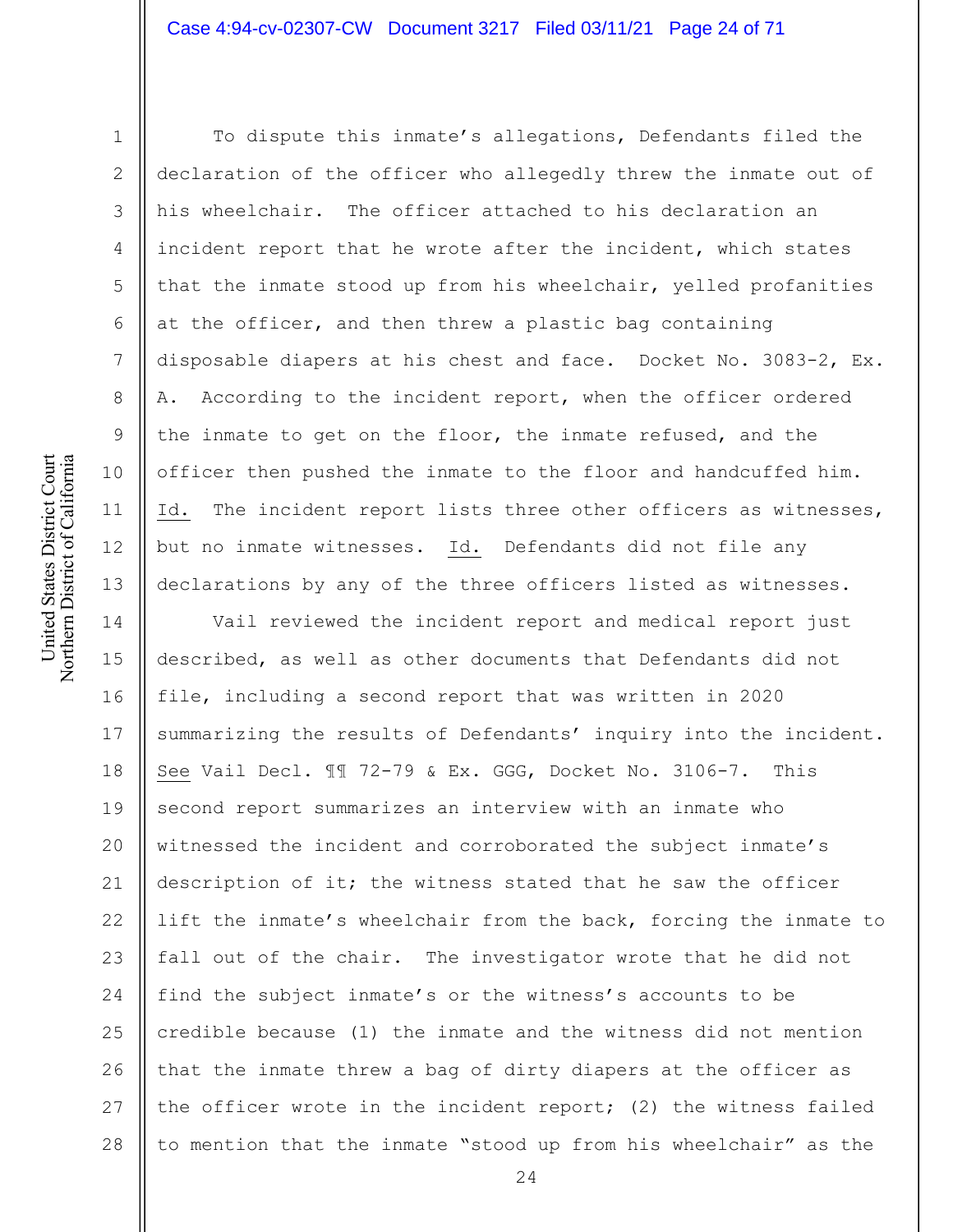To dispute this inmate's allegations, Defendants filed the declaration of the officer who allegedly threw the inmate out of his wheelchair. The officer attached to his declaration an incident report that he wrote after the incident, which states that the inmate stood up from his wheelchair, yelled profanities at the officer, and then threw a plastic bag containing disposable diapers at his chest and face. Docket No. 3083-2, Ex. A. According to the incident report, when the officer ordered the inmate to get on the floor, the inmate refused, and the officer then pushed the inmate to the floor and handcuffed him. Id. The incident report lists three other officers as witnesses, but no inmate witnesses. Id. Defendants did not file any declarations by any of the three officers listed as witnesses.

Vail reviewed the incident report and medical report just described, as well as other documents that Defendants did not file, including a second report that was written in 2020 summarizing the results of Defendants' inquiry into the incident. See Vail Decl. ¶¶ 72-79 & Ex. GGG, Docket No. 3106-7. This second report summarizes an interview with an inmate who witnessed the incident and corroborated the subject inmate's description of it; the witness stated that he saw the officer lift the inmate's wheelchair from the back, forcing the inmate to fall out of the chair. The investigator wrote that he did not find the subject inmate's or the witness's accounts to be credible because (1) the inmate and the witness did not mention that the inmate threw a bag of dirty diapers at the officer as the officer wrote in the incident report; (2) the witness failed to mention that the inmate "stood up from his wheelchair" as the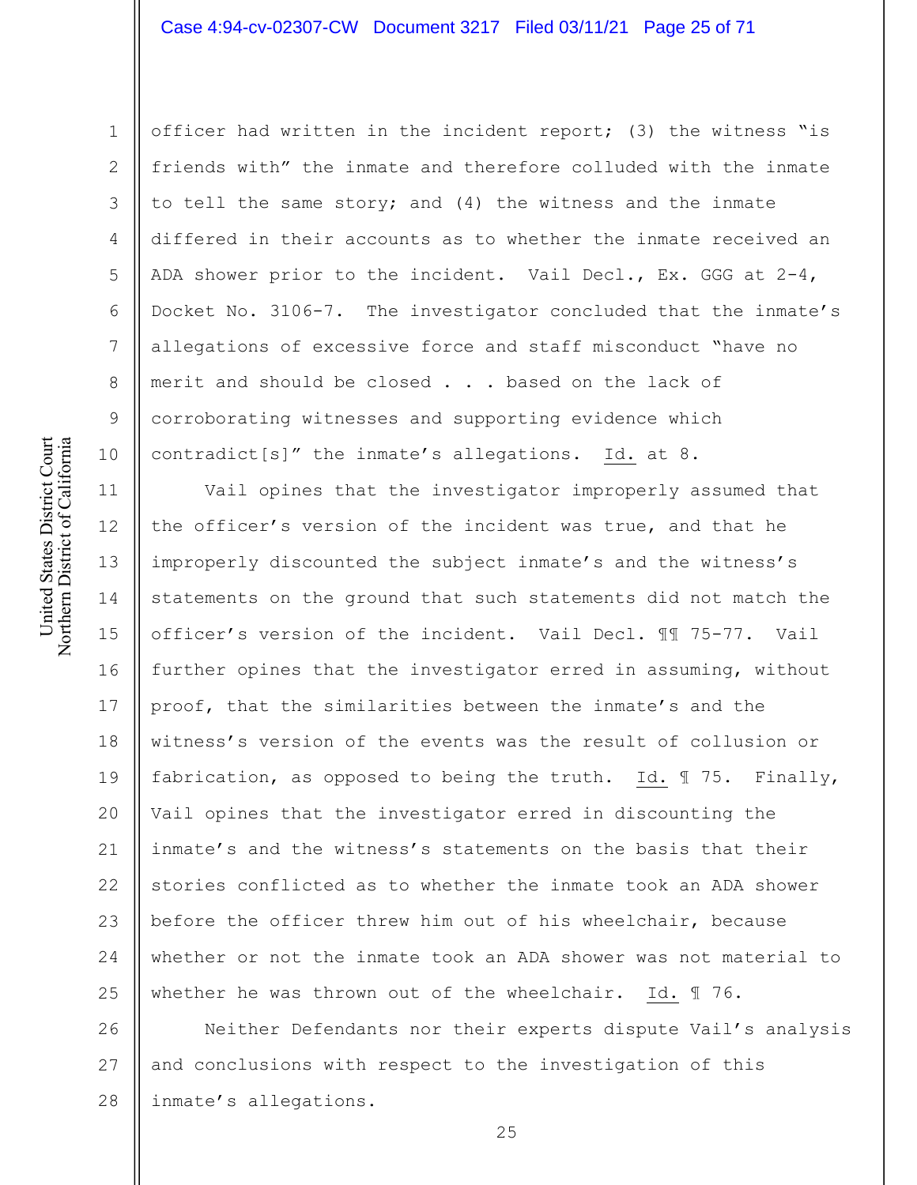officer had written in the incident report; (3) the witness "is friends with" the inmate and therefore colluded with the inmate to tell the same story; and (4) the witness and the inmate differed in their accounts as to whether the inmate received an ADA shower prior to the incident. Vail Decl., Ex. GGG at 2-4, Docket No. 3106-7. The investigator concluded that the inmate's allegations of excessive force and staff misconduct "have no merit and should be closed . . . based on the lack of corroborating witnesses and supporting evidence which contradict[s]" the inmate's allegations. Id. at 8.

Vail opines that the investigator improperly assumed that the officer's version of the incident was true, and that he improperly discounted the subject inmate's and the witness's statements on the ground that such statements did not match the officer's version of the incident. Vail Decl. ¶¶ 75-77. Vail further opines that the investigator erred in assuming, without proof, that the similarities between the inmate's and the witness's version of the events was the result of collusion or fabrication, as opposed to being the truth. Id. ¶ 75. Finally, Vail opines that the investigator erred in discounting the inmate's and the witness's statements on the basis that their stories conflicted as to whether the inmate took an ADA shower before the officer threw him out of his wheelchair, because whether or not the inmate took an ADA shower was not material to whether he was thrown out of the wheelchair. Id. ¶ 76.

Neither Defendants nor their experts dispute Vail's analysis and conclusions with respect to the investigation of this inmate's allegations.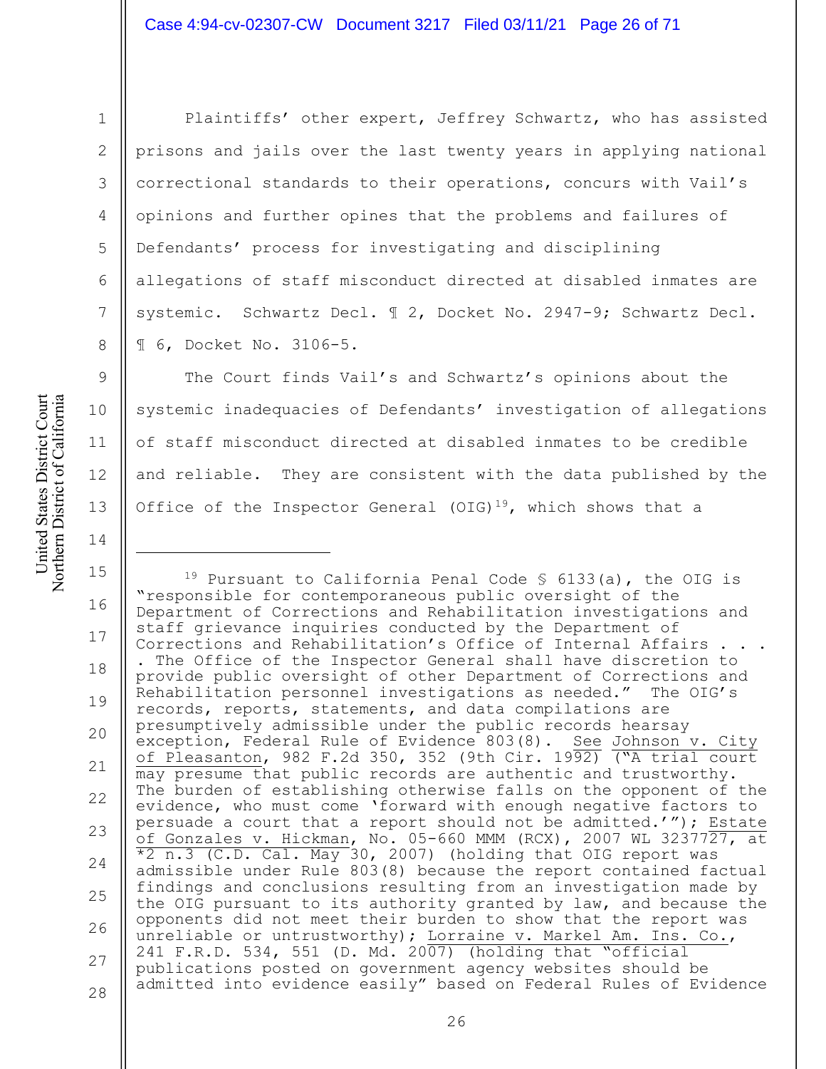Plaintiffs' other expert, Jeffrey Schwartz, who has assisted prisons and jails over the last twenty years in applying national correctional standards to their operations, concurs with Vail's opinions and further opines that the problems and failures of Defendants' process for investigating and disciplining allegations of staff misconduct directed at disabled inmates are systemic. Schwartz Decl. ¶ 2, Docket No. 2947-9; Schwartz Decl. ¶ 6, Docket No. 3106-5.

The Court finds Vail's and Schwartz's opinions about the systemic inadequacies of Defendants' investigation of allegations of staff misconduct directed at disabled inmates to be credible and reliable. They are consistent with the data published by the Office of the Inspector General (OIG)[19], which shows that a

---

[19] Pursuant to California Penal Code § 6133(a), the OIG is "responsible for contemporaneous public oversight of the Department of Corrections and Rehabilitation investigations and staff grievance inquiries conducted by the Department of Corrections and Rehabilitation's Office of Internal Affairs . . . . The Office of the Inspector General shall have discretion to provide public oversight of other Department of Corrections and Rehabilitation personnel investigations as needed." The OIG's records, reports, statements, and data compilations are presumptively admissible under the public records hearsay exception, Federal Rule of Evidence 803(8). See Johnson v. City of Pleasanton, 982 F.2d 350, 352 (9th Cir. 1992) ("A trial court may presume that public records are authentic and trustworthy. The burden of establishing otherwise falls on the opponent of the evidence, who must come 'forward with enough negative factors to persuade a court that a report should not be admitted.'"); Estate of Gonzales v. Hickman, No. 05-660 MMM (RCX), 2007 WL 3237727, at *2 n.3 (C.D. Cal. May 30, 2007) (holding that OIG report was admissible under Rule 803(8) because the report contained factual findings and conclusions resulting from an investigation made by the OIG pursuant to its authority granted by law, and because the opponents did not meet their burden to show that the report was unreliable or untrustworthy); Lorraine v. Markel Am. Ins. Co., 241 F.R.D. 534, 551 (D. Md. 2007) (holding that "official publications posted on government agency websites should be admitted into evidence easily" based on Federal Rules of Evidence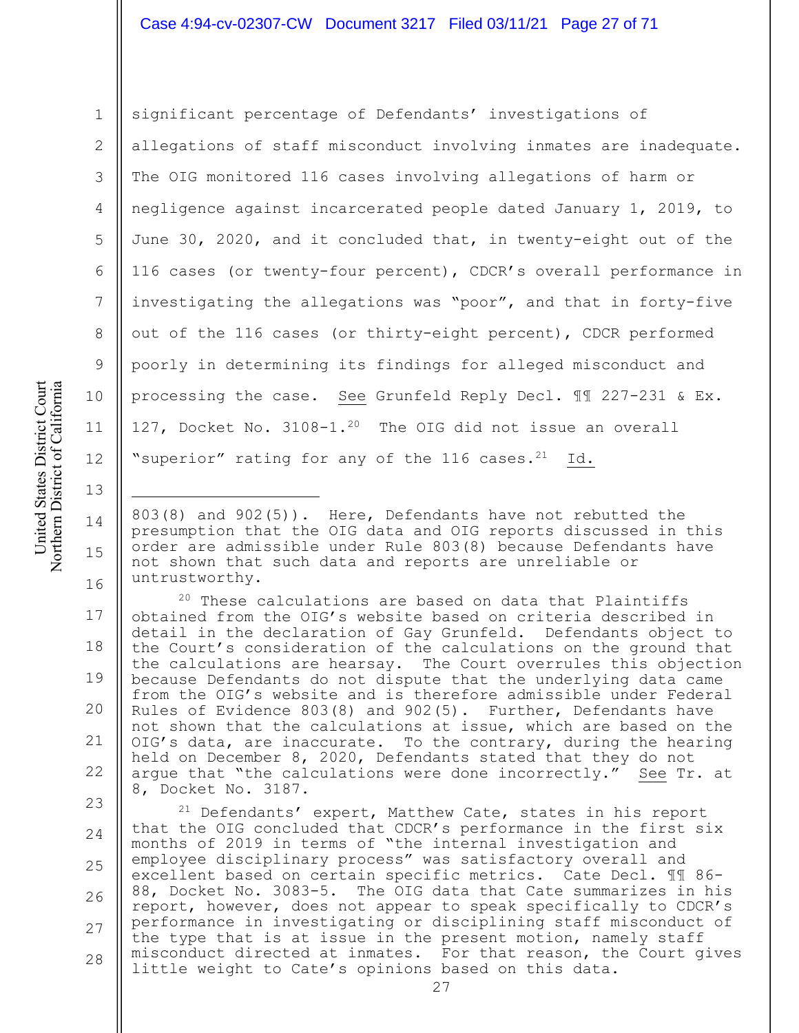significant percentage of Defendants' investigations of allegations of staff misconduct involving inmates are inadequate. The OIG monitored 116 cases involving allegations of harm or negligence against incarcerated people dated January 1, 2019, to June 30, 2020, and it concluded that, in twenty-eight out of the 116 cases (or twenty-four percent), CDCR's overall performance in investigating the allegations was "poor", and that in forty-five out of the 116 cases (or thirty-eight percent), CDCR performed poorly in determining its findings for alleged misconduct and processing the case. See Grunfeld Reply Decl. ¶¶ 227-231 & Ex. 127, Docket No. 3108-1.[20] The OIG did not issue an overall "superior" rating for any of the 116 cases.[21] Id.

---

803(8) and 902(5)). Here, Defendants have not rebutted the presumption that the OIG data and OIG reports discussed in this order are admissible under Rule 803(8) because Defendants have not shown that such data and reports are unreliable or untrustworthy.

[20] These calculations are based on data that Plaintiffs obtained from the OIG's website based on criteria described in detail in the declaration of Gay Grunfeld. Defendants object to the Court's consideration of the calculations on the ground that the calculations are hearsay. The Court overrules this objection because Defendants do not dispute that the underlying data came from the OIG's website and is therefore admissible under Federal Rules of Evidence 803(8) and 902(5). Further, Defendants have not shown that the calculations at issue, which are based on the OIG's data, are inaccurate. To the contrary, during the hearing held on December 8, 2020, Defendants stated that they do not argue that "the calculations were done incorrectly." See Tr. at 8, Docket No. 3187.

[21] Defendants' expert, Matthew Cate, states in his report that the OIG concluded that CDCR's performance in the first six months of 2019 in terms of "the internal investigation and employee disciplinary process" was satisfactory overall and excellent based on certain specific metrics. Cate Decl. ¶¶ 86-88, Docket No. 3083-5. The OIG data that Cate summarizes in his report, however, does not appear to speak specifically to CDCR's performance in investigating or disciplining staff misconduct of the type that is at issue in the present motion, namely staff misconduct directed at inmates. For that reason, the Court gives little weight to Cate's opinions based on this data.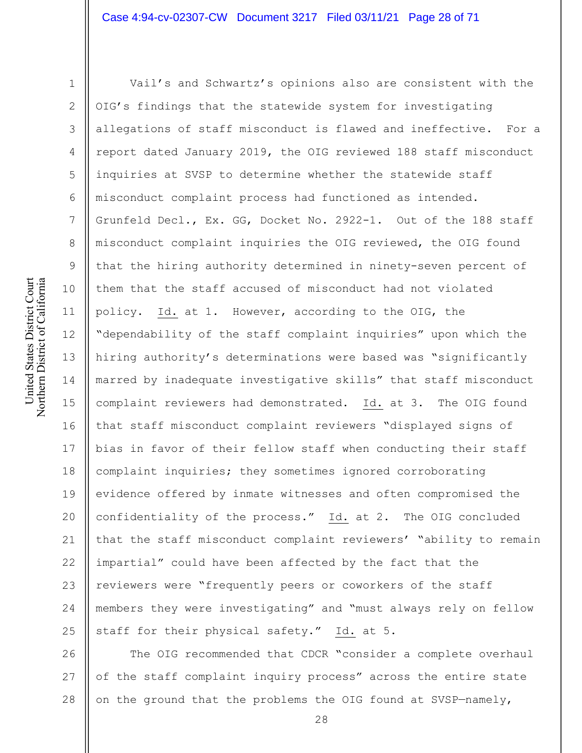Vail's and Schwartz's opinions also are consistent with the OIG's findings that the statewide system for investigating allegations of staff misconduct is flawed and ineffective. For a report dated January 2019, the OIG reviewed 188 staff misconduct inquiries at SVSP to determine whether the statewide staff misconduct complaint process had functioned as intended. Grunfeld Decl., Ex. GG, Docket No. 2922-1. Out of the 188 staff misconduct complaint inquiries the OIG reviewed, the OIG found that the hiring authority determined in ninety-seven percent of them that the staff accused of misconduct had not violated policy. Id. at 1. However, according to the OIG, the "dependability of the staff complaint inquiries" upon which the hiring authority's determinations were based was "significantly marred by inadequate investigative skills" that staff misconduct complaint reviewers had demonstrated. Id. at 3. The OIG found that staff misconduct complaint reviewers "displayed signs of bias in favor of their fellow staff when conducting their staff complaint inquiries; they sometimes ignored corroborating evidence offered by inmate witnesses and often compromised the confidentiality of the process." Id. at 2. The OIG concluded that the staff misconduct complaint reviewers' "ability to remain impartial" could have been affected by the fact that the reviewers were "frequently peers or coworkers of the staff members they were investigating" and "must always rely on fellow staff for their physical safety." Id. at 5.

The OIG recommended that CDCR "consider a complete overhaul of the staff complaint inquiry process" across the entire state on the ground that the problems the OIG found at SVSP—namely,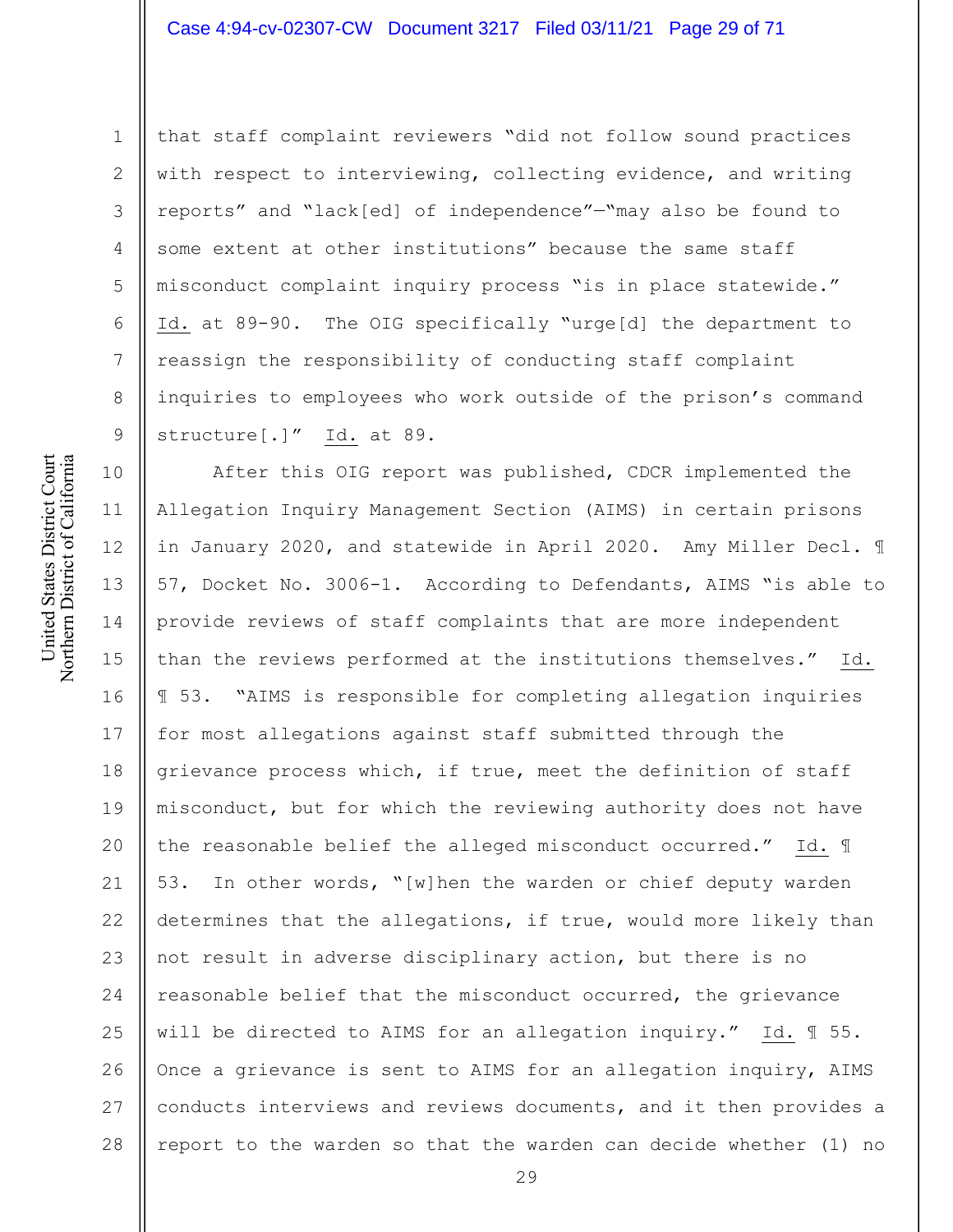that staff complaint reviewers "did not follow sound practices with respect to interviewing, collecting evidence, and writing reports" and "lack[ed] of independence"—"may also be found to some extent at other institutions" because the same staff misconduct complaint inquiry process "is in place statewide." Id. at 89-90. The OIG specifically "urge[d] the department to reassign the responsibility of conducting staff complaint inquiries to employees who work outside of the prison's command structure[.]" Id. at 89.

After this OIG report was published, CDCR implemented the Allegation Inquiry Management Section (AIMS) in certain prisons in January 2020, and statewide in April 2020. Amy Miller Decl. ¶ 57, Docket No. 3006-1. According to Defendants, AIMS "is able to provide reviews of staff complaints that are more independent than the reviews performed at the institutions themselves." Id. ¶ 53. "AIMS is responsible for completing allegation inquiries for most allegations against staff submitted through the grievance process which, if true, meet the definition of staff misconduct, but for which the reviewing authority does not have the reasonable belief the alleged misconduct occurred." Id. ¶ 53. In other words, "[w]hen the warden or chief deputy warden determines that the allegations, if true, would more likely than not result in adverse disciplinary action, but there is no reasonable belief that the misconduct occurred, the grievance will be directed to AIMS for an allegation inquiry." Id. ¶ 55. Once a grievance is sent to AIMS for an allegation inquiry, AIMS conducts interviews and reviews documents, and it then provides a report to the warden so that the warden can decide whether (1) no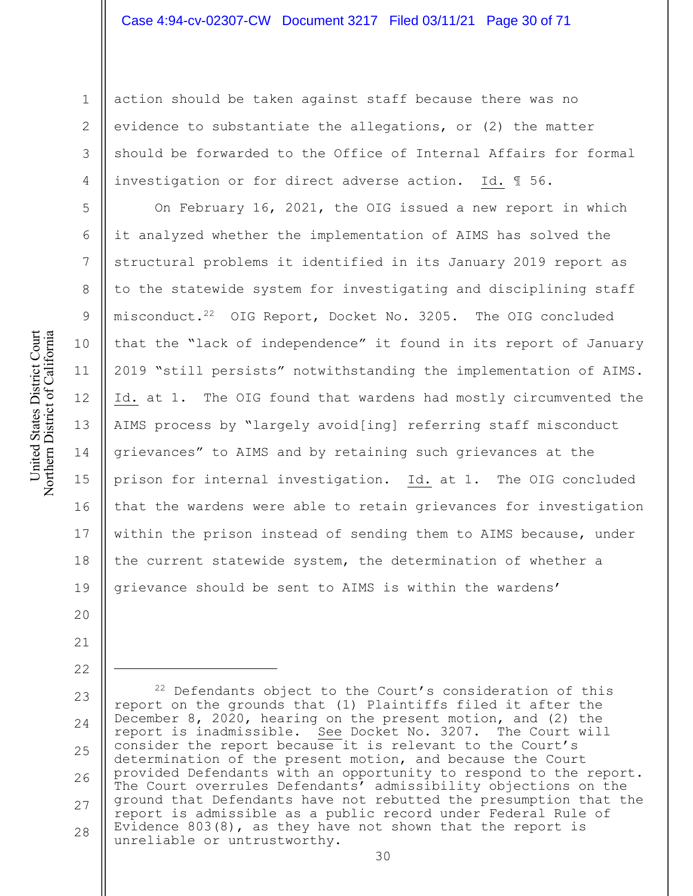action should be taken against staff because there was no evidence to substantiate the allegations, or (2) the matter should be forwarded to the Office of Internal Affairs for formal investigation or for direct adverse action. Id. ¶ 56.

On February 16, 2021, the OIG issued a new report in which it analyzed whether the implementation of AIMS has solved the structural problems it identified in its January 2019 report as to the statewide system for investigating and disciplining staff misconduct.[22] OIG Report, Docket No. 3205. The OIG concluded that the "lack of independence" it found in its report of January 2019 "still persists" notwithstanding the implementation of AIMS. Id. at 1. The OIG found that wardens had mostly circumvented the AIMS process by "largely avoid[ing] referring staff misconduct grievances" to AIMS and by retaining such grievances at the prison for internal investigation. Id. at 1. The OIG concluded that the wardens were able to retain grievances for investigation within the prison instead of sending them to AIMS because, under the current statewide system, the determination of whether a grievance should be sent to AIMS is within the wardens'

---

[22] Defendants object to the Court's consideration of this report on the grounds that (1) Plaintiffs filed it after the December 8, 2020, hearing on the present motion, and (2) the report is inadmissible. See Docket No. 3207. The Court will consider the report because it is relevant to the Court's determination of the present motion, and because the Court provided Defendants with an opportunity to respond to the report. The Court overrules Defendants' admissibility objections on the ground that Defendants have not rebutted the presumption that the report is admissible as a public record under Federal Rule of Evidence 803(8), as they have not shown that the report is unreliable or untrustworthy.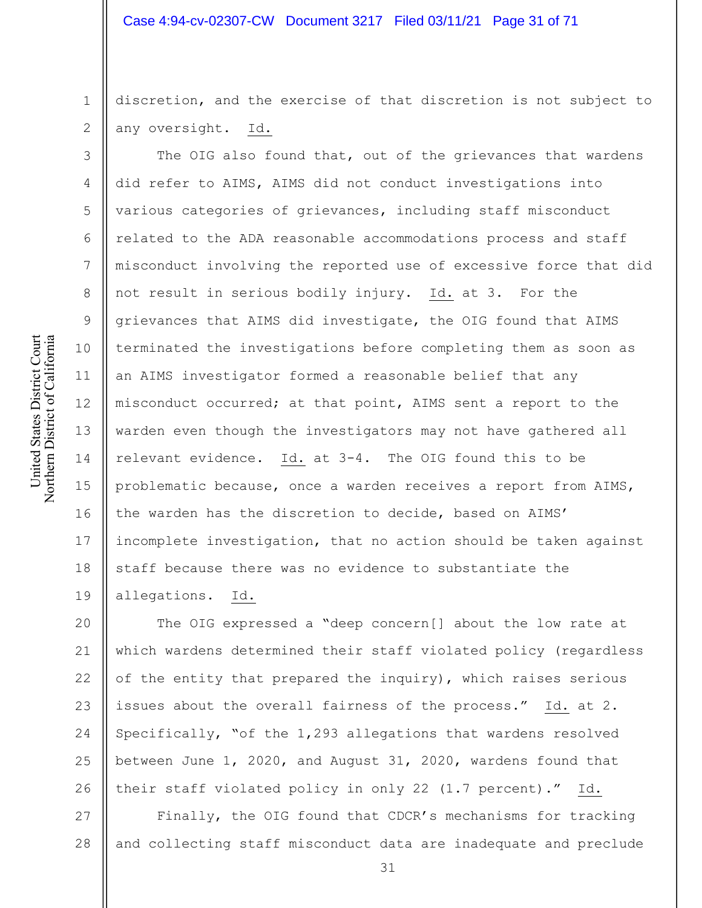discretion, and the exercise of that discretion is not subject to any oversight. Id.

The OIG also found that, out of the grievances that wardens did refer to AIMS, AIMS did not conduct investigations into various categories of grievances, including staff misconduct related to the ADA reasonable accommodations process and staff misconduct involving the reported use of excessive force that did not result in serious bodily injury. Id. at 3. For the grievances that AIMS did investigate, the OIG found that AIMS terminated the investigations before completing them as soon as an AIMS investigator formed a reasonable belief that any misconduct occurred; at that point, AIMS sent a report to the warden even though the investigators may not have gathered all relevant evidence. Id. at 3-4. The OIG found this to be problematic because, once a warden receives a report from AIMS, the warden has the discretion to decide, based on AIMS' incomplete investigation, that no action should be taken against staff because there was no evidence to substantiate the allegations. Id.

The OIG expressed a "deep concern[] about the low rate at which wardens determined their staff violated policy (regardless of the entity that prepared the inquiry), which raises serious issues about the overall fairness of the process." Id. at 2. Specifically, "of the 1,293 allegations that wardens resolved between June 1, 2020, and August 31, 2020, wardens found that their staff violated policy in only 22 (1.7 percent)." Id.

Finally, the OIG found that CDCR's mechanisms for tracking and collecting staff misconduct data are inadequate and preclude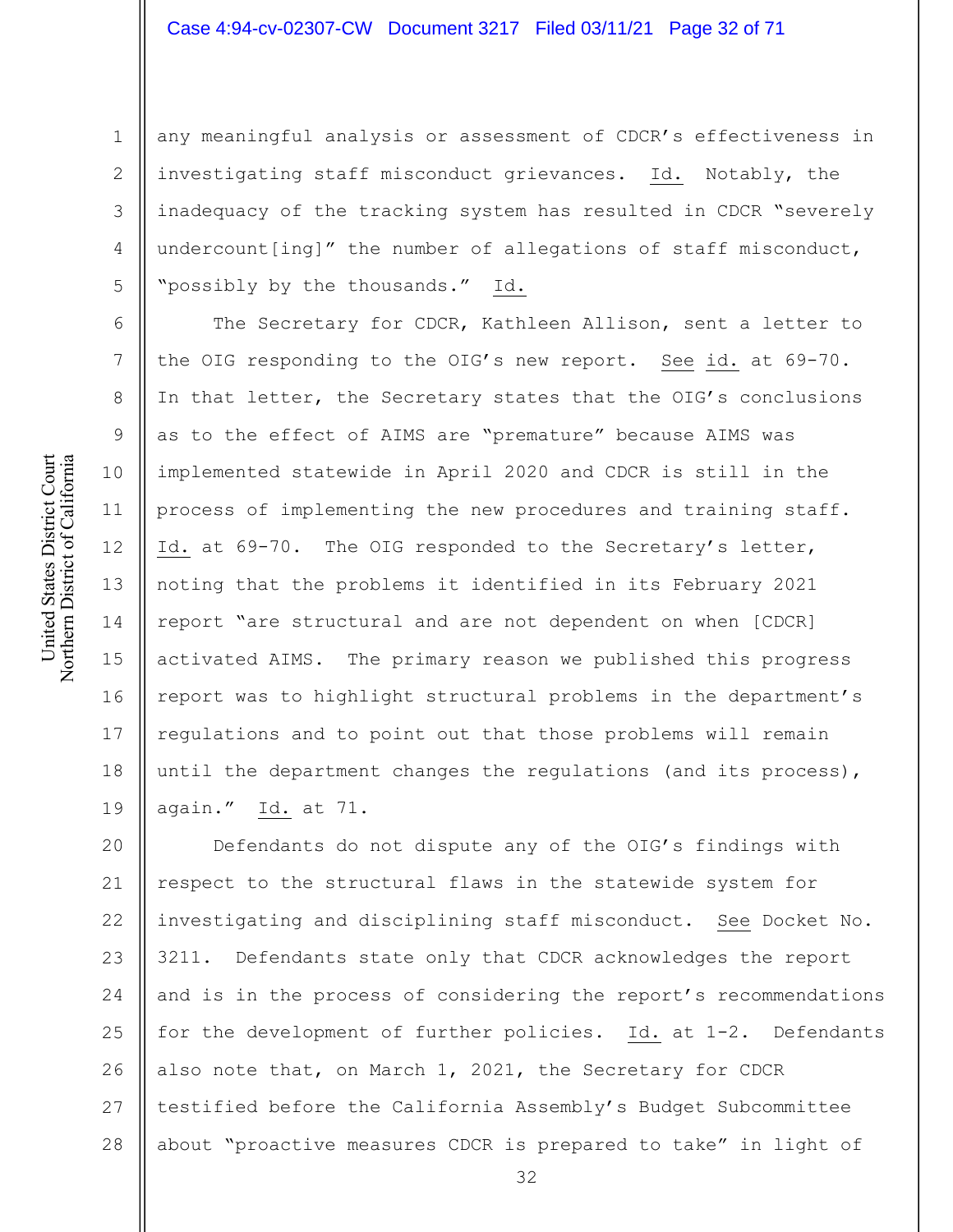any meaningful analysis or assessment of CDCR's effectiveness in investigating staff misconduct grievances. Id. Notably, the inadequacy of the tracking system has resulted in CDCR "severely undercount[ing]" the number of allegations of staff misconduct, "possibly by the thousands." Id.

The Secretary for CDCR, Kathleen Allison, sent a letter to the OIG responding to the OIG's new report. See id. at 69-70. In that letter, the Secretary states that the OIG's conclusions as to the effect of AIMS are "premature" because AIMS was implemented statewide in April 2020 and CDCR is still in the process of implementing the new procedures and training staff. Id. at 69-70. The OIG responded to the Secretary's letter, noting that the problems it identified in its February 2021 report "are structural and are not dependent on when [CDCR] activated AIMS. The primary reason we published this progress report was to highlight structural problems in the department's regulations and to point out that those problems will remain until the department changes the regulations (and its process), again." Id. at 71.

Defendants do not dispute any of the OIG's findings with respect to the structural flaws in the statewide system for investigating and disciplining staff misconduct. See Docket No. 3211. Defendants state only that CDCR acknowledges the report and is in the process of considering the report's recommendations for the development of further policies. Id. at 1-2. Defendants also note that, on March 1, 2021, the Secretary for CDCR testified before the California Assembly's Budget Subcommittee about "proactive measures CDCR is prepared to take" in light of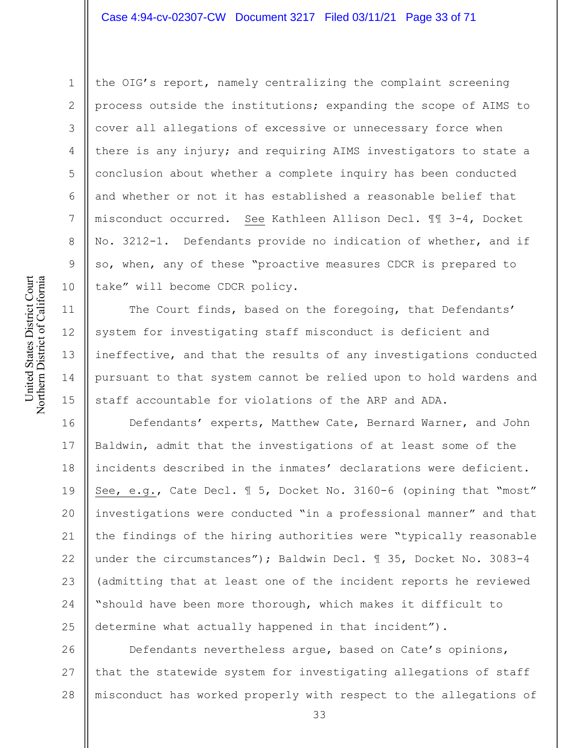the OIG's report, namely centralizing the complaint screening process outside the institutions; expanding the scope of AIMS to cover all allegations of excessive or unnecessary force when there is any injury; and requiring AIMS investigators to state a conclusion about whether a complete inquiry has been conducted and whether or not it has established a reasonable belief that misconduct occurred. See Kathleen Allison Decl. ¶¶ 3-4, Docket No. 3212-1. Defendants provide no indication of whether, and if so, when, any of these "proactive measures CDCR is prepared to take" will become CDCR policy.

The Court finds, based on the foregoing, that Defendants' system for investigating staff misconduct is deficient and ineffective, and that the results of any investigations conducted pursuant to that system cannot be relied upon to hold wardens and staff accountable for violations of the ARP and ADA.

Defendants' experts, Matthew Cate, Bernard Warner, and John Baldwin, admit that the investigations of at least some of the incidents described in the inmates' declarations were deficient. See, e.g., Cate Decl. ¶ 5, Docket No. 3160-6 (opining that "most" investigations were conducted "in a professional manner" and that the findings of the hiring authorities were "typically reasonable under the circumstances"); Baldwin Decl. ¶ 35, Docket No. 3083-4 (admitting that at least one of the incident reports he reviewed "should have been more thorough, which makes it difficult to determine what actually happened in that incident").

Defendants nevertheless argue, based on Cate's opinions, that the statewide system for investigating allegations of staff misconduct has worked properly with respect to the allegations of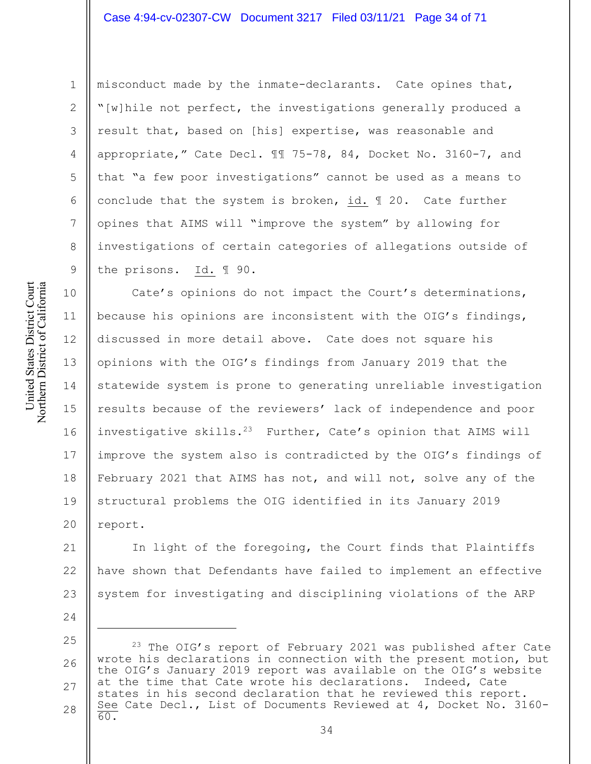misconduct made by the inmate-declarants. Cate opines that, "[w]hile not perfect, the investigations generally produced a result that, based on [his] expertise, was reasonable and appropriate," Cate Decl. ¶¶ 75-78, 84, Docket No. 3160-7, and that "a few poor investigations" cannot be used as a means to conclude that the system is broken, id. ¶ 20. Cate further opines that AIMS will "improve the system" by allowing for investigations of certain categories of allegations outside of the prisons. Id. ¶ 90.

Cate's opinions do not impact the Court's determinations, because his opinions are inconsistent with the OIG's findings, discussed in more detail above. Cate does not square his opinions with the OIG's findings from January 2019 that the statewide system is prone to generating unreliable investigation results because of the reviewers' lack of independence and poor investigative skills.[23] Further, Cate's opinion that AIMS will improve the system also is contradicted by the OIG's findings of February 2021 that AIMS has not, and will not, solve any of the structural problems the OIG identified in its January 2019 report.

In light of the foregoing, the Court finds that Plaintiffs have shown that Defendants have failed to implement an effective system for investigating and disciplining violations of the ARP

---

[23] The OIG's report of February 2021 was published after Cate wrote his declarations in connection with the present motion, but the OIG's January 2019 report was available on the OIG's website at the time that Cate wrote his declarations. Indeed, Cate states in his second declaration that he reviewed this report. See Cate Decl., List of Documents Reviewed at 4, Docket No. 3160-60.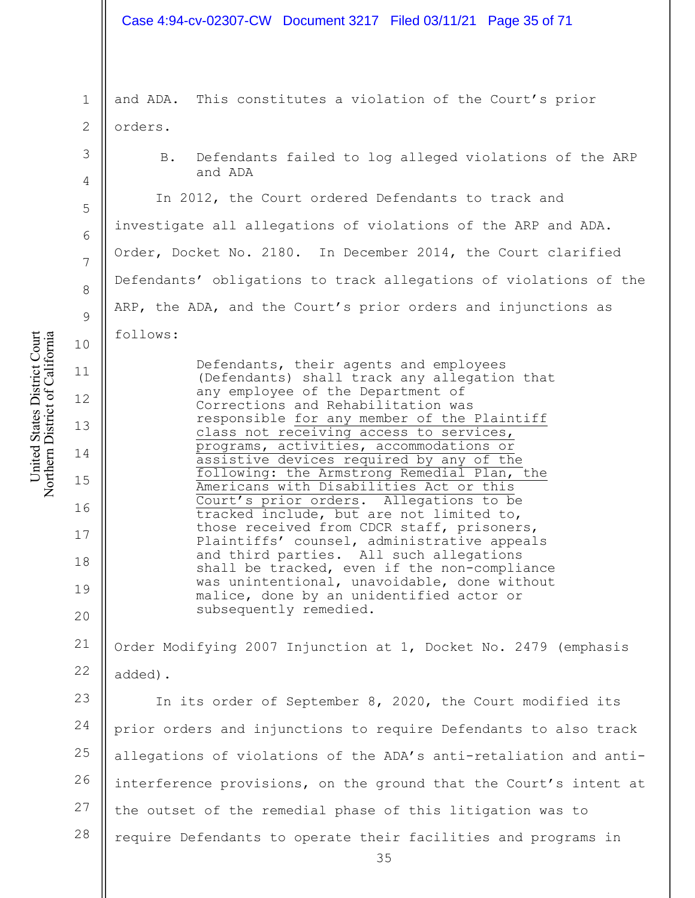and ADA. This constitutes a violation of the Court's prior orders.

### B. Defendants failed to log alleged violations of the ARP and ADA

In 2012, the Court ordered Defendants to track and investigate all allegations of violations of the ARP and ADA. Order, Docket No. 2180. In December 2014, the Court clarified Defendants' obligations to track allegations of violations of the ARP, the ADA, and the Court's prior orders and injunctions as follows:

> Defendants, their agents and employees (Defendants) shall track any allegation that any employee of the Department of Corrections and Rehabilitation was responsible <u>for any member of the Plaintiff class not receiving access to services, programs, activities, accommodations or assistive devices required by any of the following: the Armstrong Remedial Plan, the Americans with Disabilities Act or this Court's prior orders</u>. Allegations to be tracked include, but are not limited to, those received from CDCR staff, prisoners, Plaintiffs' counsel, administrative appeals and third parties. All such allegations shall be tracked, even if the non-compliance was unintentional, unavoidable, done without malice, done by an unidentified actor or subsequently remedied.

Order Modifying 2007 Injunction at 1, Docket No. 2479 (emphasis added).

In its order of September 8, 2020, the Court modified its prior orders and injunctions to require Defendants to also track allegations of violations of the ADA's anti-retaliation and anti-interference provisions, on the ground that the Court's intent at the outset of the remedial phase of this litigation was to require Defendants to operate their facilities and programs in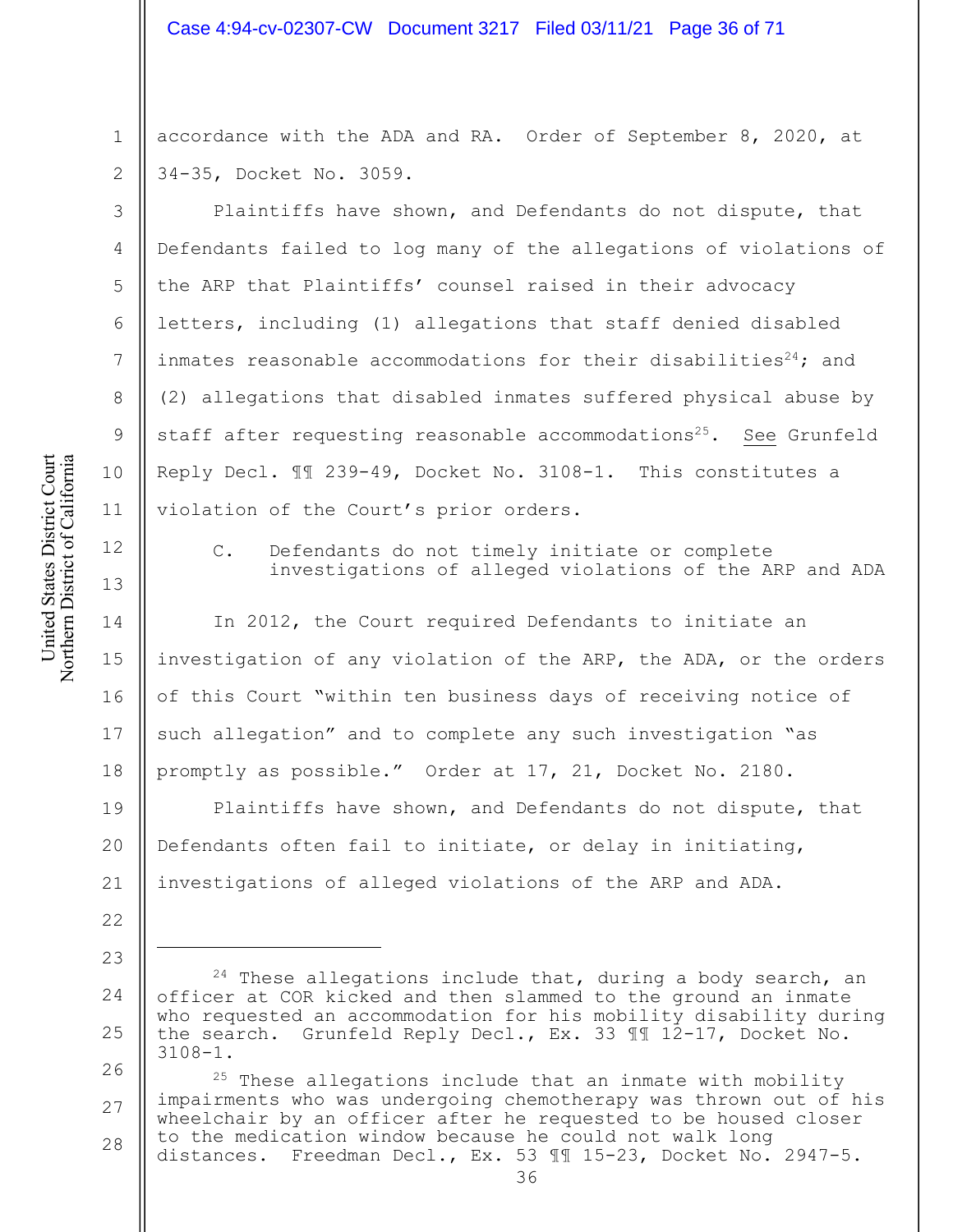accordance with the ADA and RA. Order of September 8, 2020, at 34-35, Docket No. 3059.

Plaintiffs have shown, and Defendants do not dispute, that Defendants failed to log many of the allegations of violations of the ARP that Plaintiffs' counsel raised in their advocacy letters, including (1) allegations that staff denied disabled inmates reasonable accommodations for their disabilities[24]; and (2) allegations that disabled inmates suffered physical abuse by staff after requesting reasonable accommodations[25]. See Grunfeld Reply Decl. ¶¶ 239-49, Docket No. 3108-1. This constitutes a violation of the Court's prior orders.

### C. Defendants do not timely initiate or complete investigations of alleged violations of the ARP and ADA

In 2012, the Court required Defendants to initiate an investigation of any violation of the ARP, the ADA, or the orders of this Court "within ten business days of receiving notice of such allegation" and to complete any such investigation "as promptly as possible." Order at 17, 21, Docket No. 2180.

Plaintiffs have shown, and Defendants do not dispute, that Defendants often fail to initiate, or delay in initiating, investigations of alleged violations of the ARP and ADA.

---

[24] These allegations include that, during a body search, an officer at COR kicked and then slammed to the ground an inmate who requested an accommodation for his mobility disability during the search. Grunfeld Reply Decl., Ex. 33 ¶¶ 12-17, Docket No. 3108-1.

[25] These allegations include that an inmate with mobility impairments who was undergoing chemotherapy was thrown out of his wheelchair by an officer after he requested to be housed closer to the medication window because he could not walk long distances. Freedman Decl., Ex. 53 ¶¶ 15-23, Docket No. 2947-5.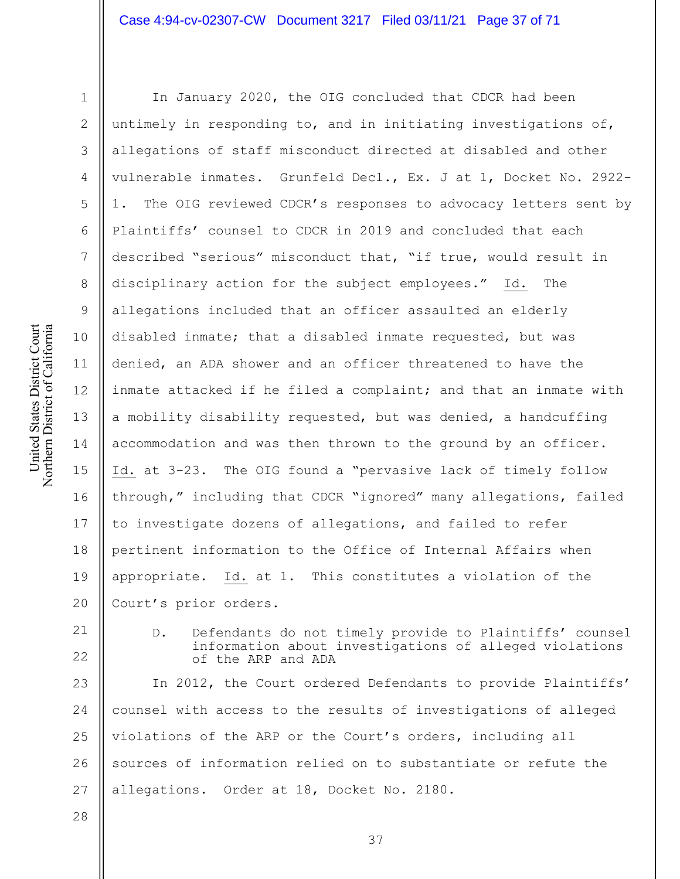In January 2020, the OIG concluded that CDCR had been untimely in responding to, and in initiating investigations of, allegations of staff misconduct directed at disabled and other vulnerable inmates. Grunfeld Decl., Ex. J at 1, Docket No. 2922-1. The OIG reviewed CDCR's responses to advocacy letters sent by Plaintiffs' counsel to CDCR in 2019 and concluded that each described "serious" misconduct that, "if true, would result in disciplinary action for the subject employees." Id. The allegations included that an officer assaulted an elderly disabled inmate; that a disabled inmate requested, but was denied, an ADA shower and an officer threatened to have the inmate attacked if he filed a complaint; and that an inmate with a mobility disability requested, but was denied, a handcuffing accommodation and was then thrown to the ground by an officer. Id. at 3-23. The OIG found a "pervasive lack of timely follow through," including that CDCR "ignored" many allegations, failed to investigate dozens of allegations, and failed to refer pertinent information to the Office of Internal Affairs when appropriate. Id. at 1. This constitutes a violation of the Court's prior orders.

D. Defendants do not timely provide to Plaintiffs' counsel information about investigations of alleged violations of the ARP and ADA

In 2012, the Court ordered Defendants to provide Plaintiffs' counsel with access to the results of investigations of alleged violations of the ARP or the Court's orders, including all sources of information relied on to substantiate or refute the allegations. Order at 18, Docket No. 2180.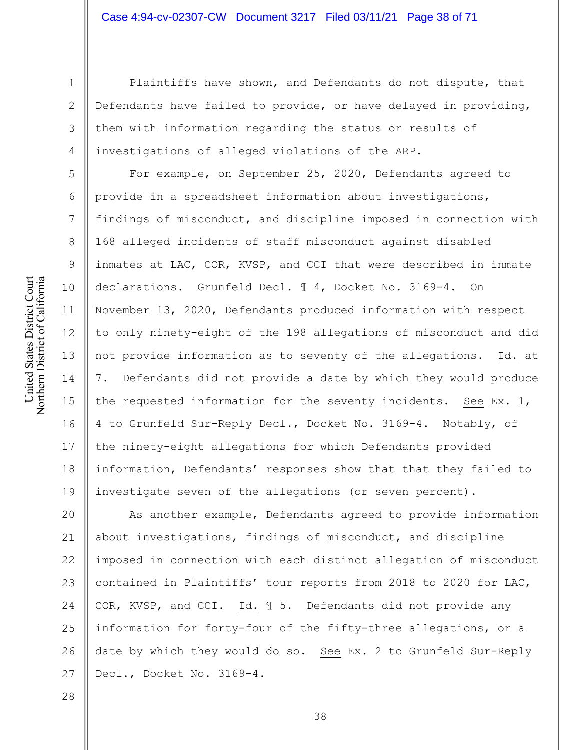Plaintiffs have shown, and Defendants do not dispute, that Defendants have failed to provide, or have delayed in providing, them with information regarding the status or results of investigations of alleged violations of the ARP.

For example, on September 25, 2020, Defendants agreed to provide in a spreadsheet information about investigations, findings of misconduct, and discipline imposed in connection with 168 alleged incidents of staff misconduct against disabled inmates at LAC, COR, KVSP, and CCI that were described in inmate declarations. Grunfeld Decl. ¶ 4, Docket No. 3169-4. On November 13, 2020, Defendants produced information with respect to only ninety-eight of the 198 allegations of misconduct and did not provide information as to seventy of the allegations. Id. at 7. Defendants did not provide a date by which they would produce the requested information for the seventy incidents. See Ex. 1, 4 to Grunfeld Sur-Reply Decl., Docket No. 3169-4. Notably, of the ninety-eight allegations for which Defendants provided information, Defendants' responses show that that they failed to investigate seven of the allegations (or seven percent).

As another example, Defendants agreed to provide information about investigations, findings of misconduct, and discipline imposed in connection with each distinct allegation of misconduct contained in Plaintiffs' tour reports from 2018 to 2020 for LAC, COR, KVSP, and CCI. Id. ¶ 5. Defendants did not provide any information for forty-four of the fifty-three allegations, or a date by which they would do so. See Ex. 2 to Grunfeld Sur-Reply Decl., Docket No. 3169-4.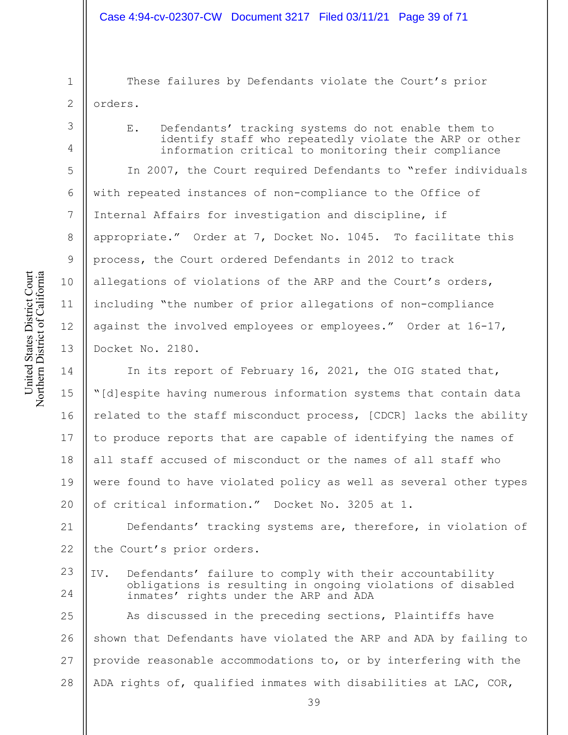These failures by Defendants violate the Court's prior orders.

### E. Defendants' tracking systems do not enable them to identify staff who repeatedly violate the ARP or other information critical to monitoring their compliance

In 2007, the Court required Defendants to "refer individuals with repeated instances of non-compliance to the Office of Internal Affairs for investigation and discipline, if appropriate." Order at 7, Docket No. 1045. To facilitate this process, the Court ordered Defendants in 2012 to track allegations of violations of the ARP and the Court's orders, including "the number of prior allegations of non-compliance against the involved employees or employees." Order at 16-17, Docket No. 2180.

In its report of February 16, 2021, the OIG stated that, "[d]espite having numerous information systems that contain data related to the staff misconduct process, [CDCR] lacks the ability to produce reports that are capable of identifying the names of all staff accused of misconduct or the names of all staff who were found to have violated policy as well as several other types of critical information." Docket No. 3205 at 1.

Defendants' tracking systems are, therefore, in violation of the Court's prior orders.

## IV. Defendants' failure to comply with their accountability obligations is resulting in ongoing violations of disabled inmates' rights under the ARP and ADA

As discussed in the preceding sections, Plaintiffs have shown that Defendants have violated the ARP and ADA by failing to provide reasonable accommodations to, or by interfering with the ADA rights of, qualified inmates with disabilities at LAC, COR,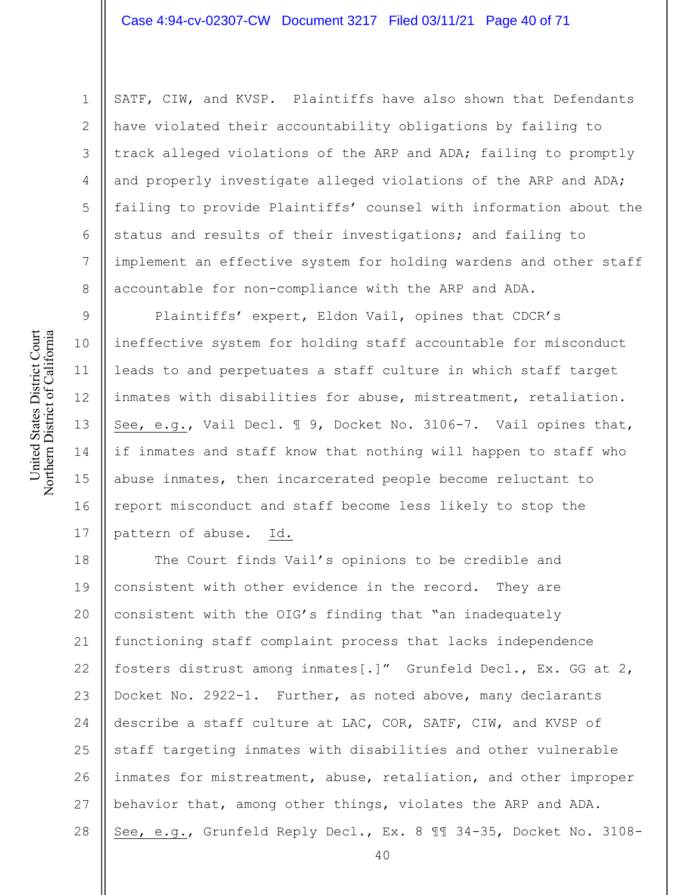SATF, CIW, and KVSP. Plaintiffs have also shown that Defendants have violated their accountability obligations by failing to track alleged violations of the ARP and ADA; failing to promptly and properly investigate alleged violations of the ARP and ADA; failing to provide Plaintiffs' counsel with information about the status and results of their investigations; and failing to implement an effective system for holding wardens and other staff accountable for non-compliance with the ARP and ADA.

Plaintiffs' expert, Eldon Vail, opines that CDCR's ineffective system for holding staff accountable for misconduct leads to and perpetuates a staff culture in which staff target inmates with disabilities for abuse, mistreatment, retaliation. See, e.g., Vail Decl. ¶ 9, Docket No. 3106-7. Vail opines that, if inmates and staff know that nothing will happen to staff who abuse inmates, then incarcerated people become reluctant to report misconduct and staff become less likely to stop the pattern of abuse. Id.

The Court finds Vail's opinions to be credible and consistent with other evidence in the record. They are consistent with the OIG's finding that "an inadequately functioning staff complaint process that lacks independence fosters distrust among inmates[.]" Grunfeld Decl., Ex. GG at 2, Docket No. 2922-1. Further, as noted above, many declarants describe a staff culture at LAC, COR, SATF, CIW, and KVSP of staff targeting inmates with disabilities and other vulnerable inmates for mistreatment, abuse, retaliation, and other improper behavior that, among other things, violates the ARP and ADA. See, e.g., Grunfeld Reply Decl., Ex. 8 ¶¶ 34-35, Docket No. 3108-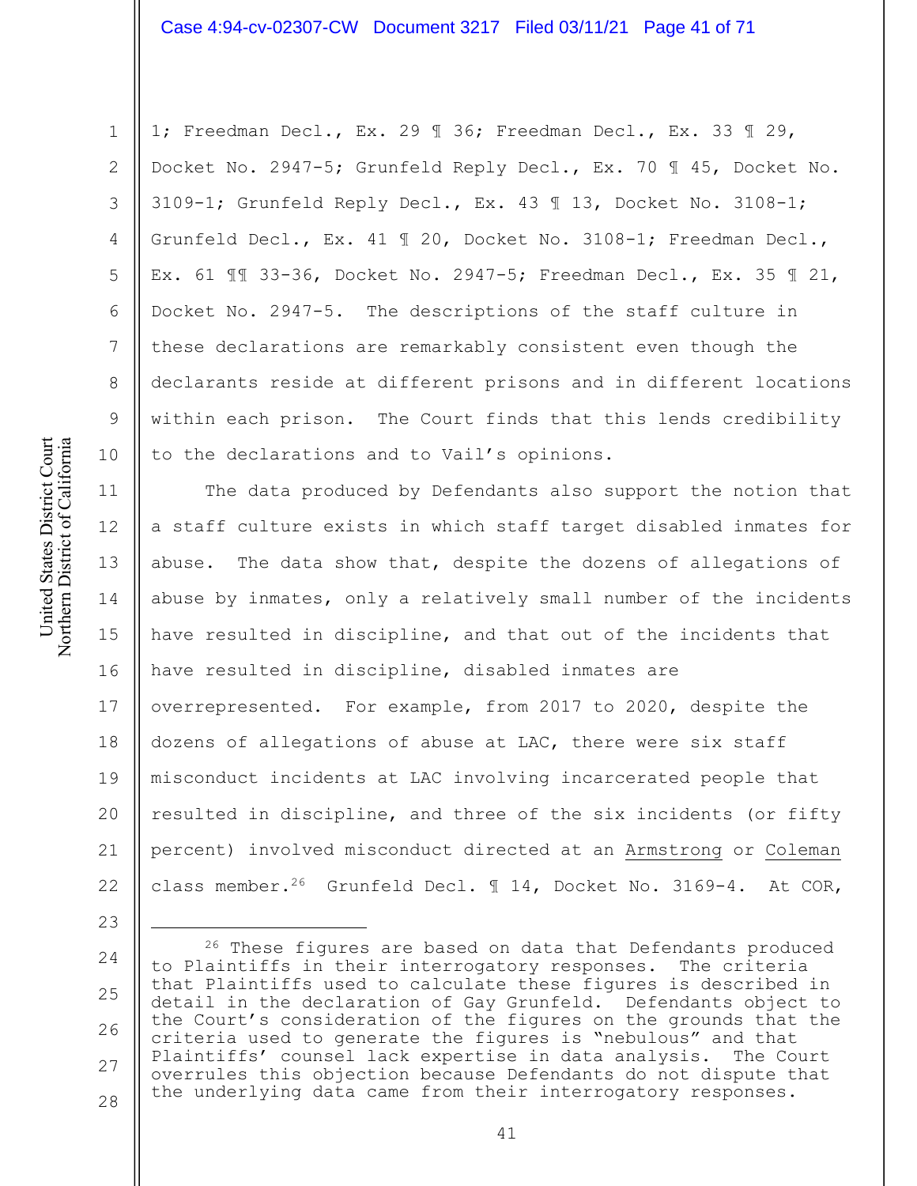1; Freedman Decl., Ex. 29 ¶ 36; Freedman Decl., Ex. 33 ¶ 29, Docket No. 2947-5; Grunfeld Reply Decl., Ex. 70 ¶ 45, Docket No. 3109-1; Grunfeld Reply Decl., Ex. 43 ¶ 13, Docket No. 3108-1; Grunfeld Decl., Ex. 41 ¶ 20, Docket No. 3108-1; Freedman Decl., Ex. 61 ¶¶ 33-36, Docket No. 2947-5; Freedman Decl., Ex. 35 ¶ 21, Docket No. 2947-5. The descriptions of the staff culture in these declarations are remarkably consistent even though the declarants reside at different prisons and in different locations within each prison. The Court finds that this lends credibility to the declarations and to Vail's opinions.

The data produced by Defendants also support the notion that a staff culture exists in which staff target disabled inmates for abuse. The data show that, despite the dozens of allegations of abuse by inmates, only a relatively small number of the incidents have resulted in discipline, and that out of the incidents that have resulted in discipline, disabled inmates are overrepresented. For example, from 2017 to 2020, despite the dozens of allegations of abuse at LAC, there were six staff misconduct incidents at LAC involving incarcerated people that resulted in discipline, and three of the six incidents (or fifty percent) involved misconduct directed at an Armstrong or Coleman class member.[26] Grunfeld Decl. ¶ 14, Docket No. 3169-4. At COR,

[26] These figures are based on data that Defendants produced to Plaintiffs in their interrogatory responses. The criteria that Plaintiffs used to calculate these figures is described in detail in the declaration of Gay Grunfeld. Defendants object to the Court's consideration of the figures on the grounds that the criteria used to generate the figures is "nebulous" and that Plaintiffs' counsel lack expertise in data analysis. The Court overrules this objection because Defendants do not dispute that the underlying data came from their interrogatory responses.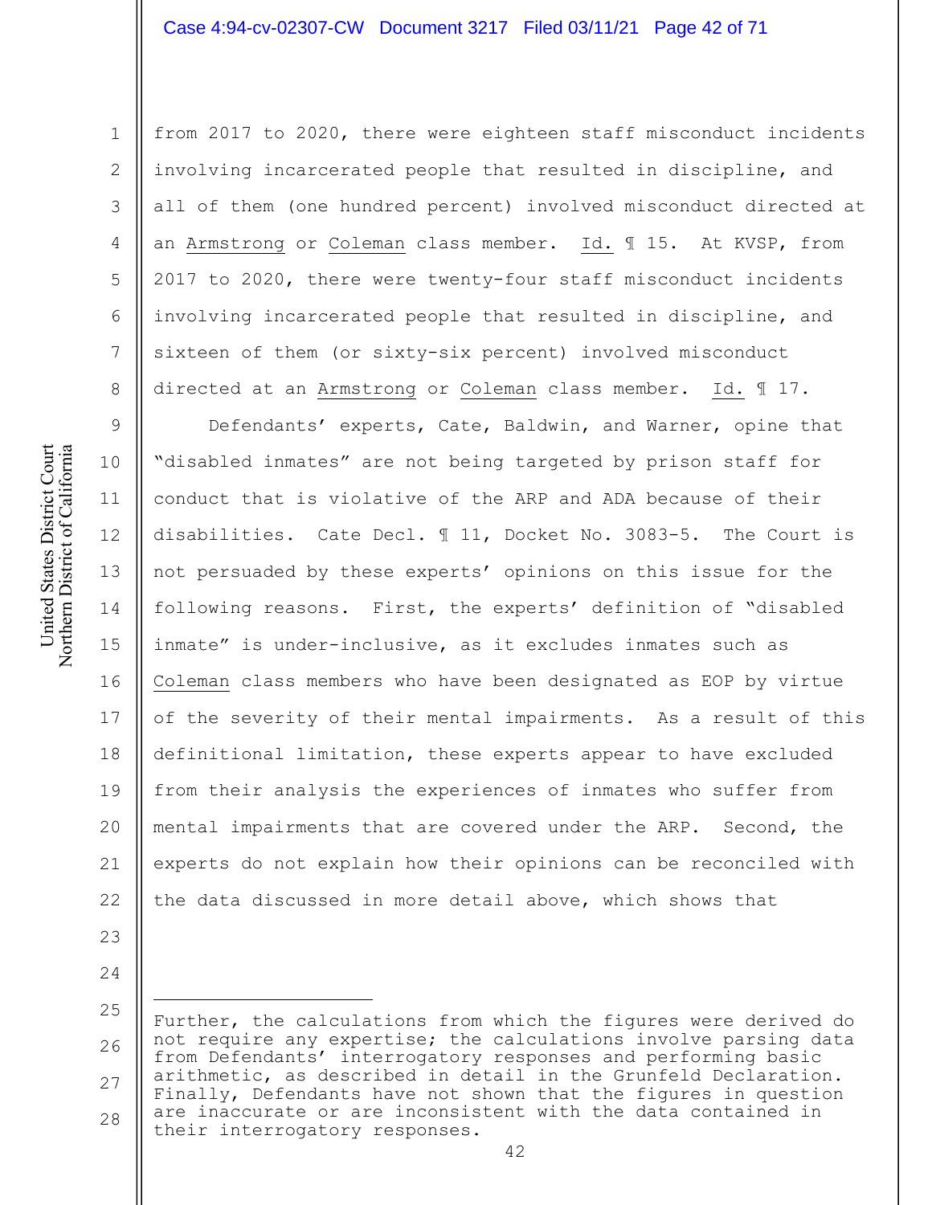from 2017 to 2020, there were eighteen staff misconduct incidents involving incarcerated people that resulted in discipline, and all of them (one hundred percent) involved misconduct directed at an Armstrong or Coleman class member. Id. ¶ 15. At KVSP, from 2017 to 2020, there were twenty-four staff misconduct incidents involving incarcerated people that resulted in discipline, and sixteen of them (or sixty-six percent) involved misconduct directed at an Armstrong or Coleman class member. Id. ¶ 17.

Defendants' experts, Cate, Baldwin, and Warner, opine that "disabled inmates" are not being targeted by prison staff for conduct that is violative of the ARP and ADA because of their disabilities. Cate Decl. ¶ 11, Docket No. 3083-5. The Court is not persuaded by these experts' opinions on this issue for the following reasons. First, the experts' definition of "disabled inmate" is under-inclusive, as it excludes inmates such as Coleman class members who have been designated as EOP by virtue of the severity of their mental impairments. As a result of this definitional limitation, these experts appear to have excluded from their analysis the experiences of inmates who suffer from mental impairments that are covered under the ARP. Second, the experts do not explain how their opinions can be reconciled with the data discussed in more detail above, which shows that

---

Further, the calculations from which the figures were derived do not require any expertise; the calculations involve parsing data from Defendants' interrogatory responses and performing basic arithmetic, as described in detail in the Grunfeld Declaration. Finally, Defendants have not shown that the figures in question are inaccurate or are inconsistent with the data contained in their interrogatory responses.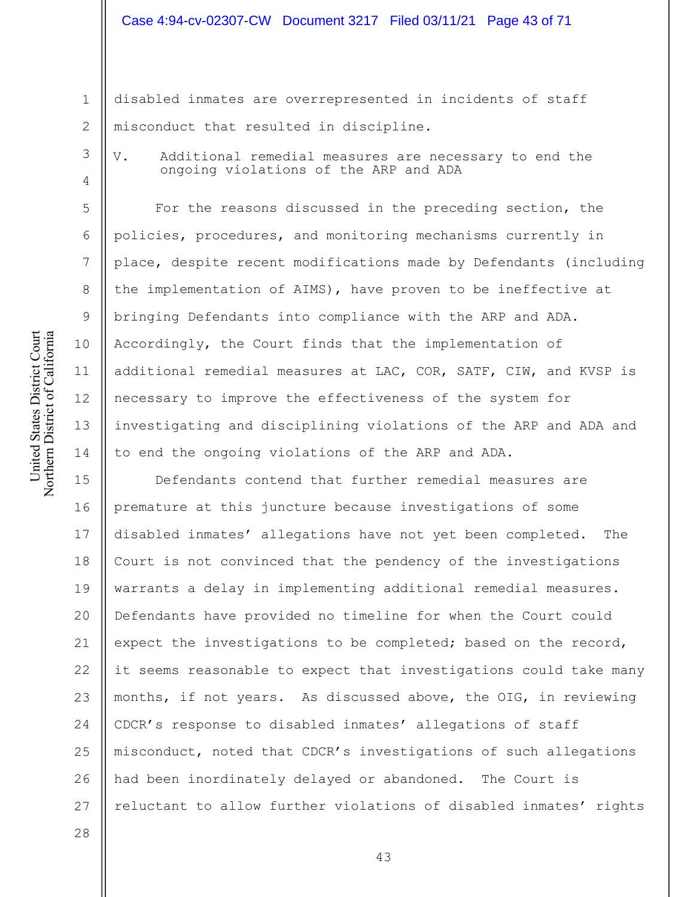disabled inmates are overrepresented in incidents of staff misconduct that resulted in discipline.

## V. Additional remedial measures are necessary to end the ongoing violations of the ARP and ADA

For the reasons discussed in the preceding section, the policies, procedures, and monitoring mechanisms currently in place, despite recent modifications made by Defendants (including the implementation of AIMS), have proven to be ineffective at bringing Defendants into compliance with the ARP and ADA. Accordingly, the Court finds that the implementation of additional remedial measures at LAC, COR, SATF, CIW, and KVSP is necessary to improve the effectiveness of the system for investigating and disciplining violations of the ARP and ADA and to end the ongoing violations of the ARP and ADA.

Defendants contend that further remedial measures are premature at this juncture because investigations of some disabled inmates' allegations have not yet been completed. The Court is not convinced that the pendency of the investigations warrants a delay in implementing additional remedial measures. Defendants have provided no timeline for when the Court could expect the investigations to be completed; based on the record, it seems reasonable to expect that investigations could take many months, if not years. As discussed above, the OIG, in reviewing CDCR's response to disabled inmates' allegations of staff misconduct, noted that CDCR's investigations of such allegations had been inordinately delayed or abandoned. The Court is reluctant to allow further violations of disabled inmates' rights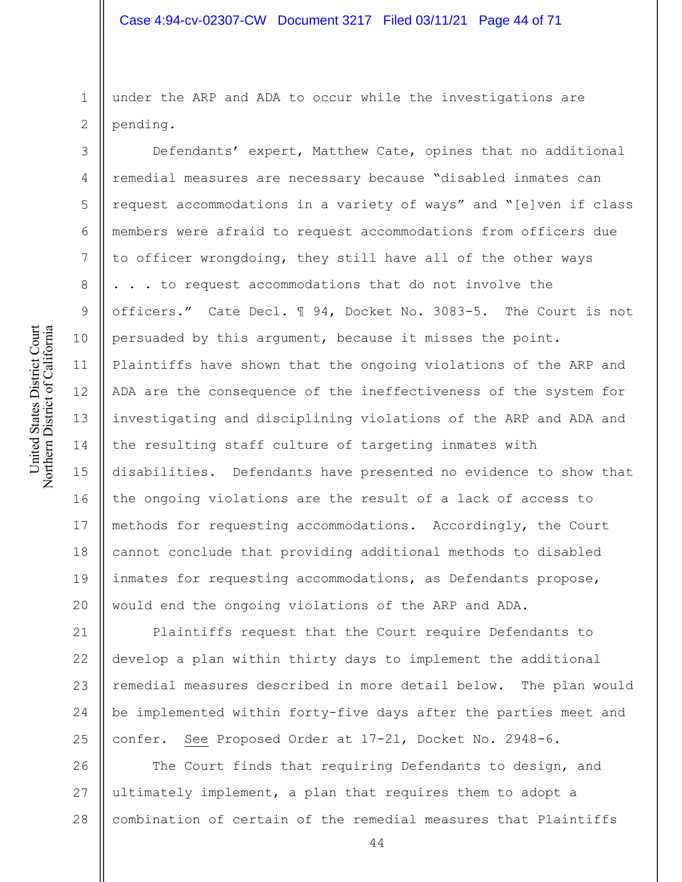under the ARP and ADA to occur while the investigations are pending.

Defendants' expert, Matthew Cate, opines that no additional remedial measures are necessary because "disabled inmates can request accommodations in a variety of ways" and "[e]ven if class members were afraid to request accommodations from officers due to officer wrongdoing, they still have all of the other ways . . . to request accommodations that do not involve the officers." Cate Decl. ¶ 94, Docket No. 3083-5. The Court is not persuaded by this argument, because it misses the point. Plaintiffs have shown that the ongoing violations of the ARP and ADA are the consequence of the ineffectiveness of the system for investigating and disciplining violations of the ARP and ADA and the resulting staff culture of targeting inmates with disabilities. Defendants have presented no evidence to show that the ongoing violations are the result of a lack of access to methods for requesting accommodations. Accordingly, the Court cannot conclude that providing additional methods to disabled inmates for requesting accommodations, as Defendants propose, would end the ongoing violations of the ARP and ADA.

Plaintiffs request that the Court require Defendants to develop a plan within thirty days to implement the additional remedial measures described in more detail below. The plan would be implemented within forty-five days after the parties meet and confer. See Proposed Order at 17-21, Docket No. 2948-6.

The Court finds that requiring Defendants to design, and ultimately implement, a plan that requires them to adopt a combination of certain of the remedial measures that Plaintiffs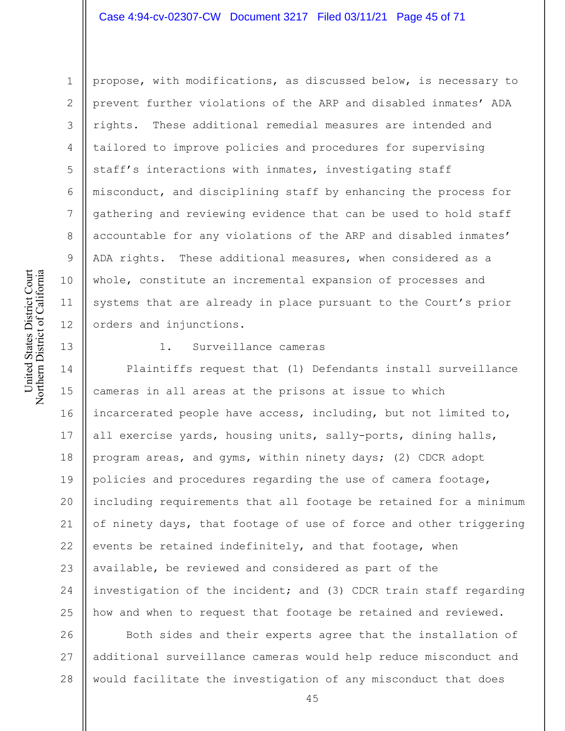propose, with modifications, as discussed below, is necessary to prevent further violations of the ARP and disabled inmates' ADA rights. These additional remedial measures are intended and tailored to improve policies and procedures for supervising staff's interactions with inmates, investigating staff misconduct, and disciplining staff by enhancing the process for gathering and reviewing evidence that can be used to hold staff accountable for any violations of the ARP and disabled inmates' ADA rights. These additional measures, when considered as a whole, constitute an incremental expansion of processes and systems that are already in place pursuant to the Court's prior orders and injunctions.

1. Surveillance cameras

Plaintiffs request that (1) Defendants install surveillance cameras in all areas at the prisons at issue to which incarcerated people have access, including, but not limited to, all exercise yards, housing units, sally-ports, dining halls, program areas, and gyms, within ninety days; (2) CDCR adopt policies and procedures regarding the use of camera footage, including requirements that all footage be retained for a minimum of ninety days, that footage of use of force and other triggering events be retained indefinitely, and that footage, when available, be reviewed and considered as part of the investigation of the incident; and (3) CDCR train staff regarding how and when to request that footage be retained and reviewed.

Both sides and their experts agree that the installation of additional surveillance cameras would help reduce misconduct and would facilitate the investigation of any misconduct that does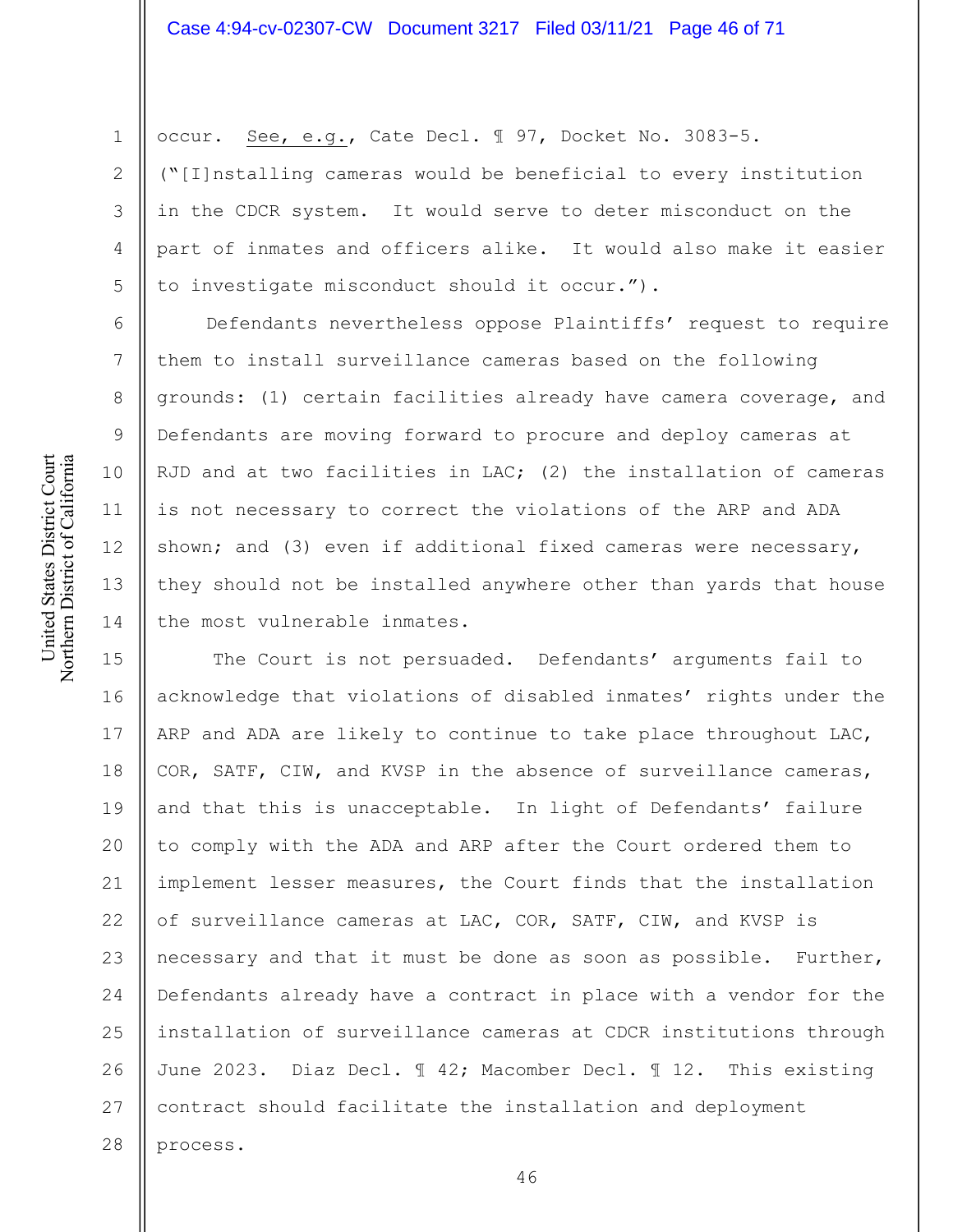occur. See, e.g., Cate Decl. ¶ 97, Docket No. 3083-5. ("[I]nstalling cameras would be beneficial to every institution in the CDCR system. It would serve to deter misconduct on the part of inmates and officers alike. It would also make it easier to investigate misconduct should it occur.").

Defendants nevertheless oppose Plaintiffs' request to require them to install surveillance cameras based on the following grounds: (1) certain facilities already have camera coverage, and Defendants are moving forward to procure and deploy cameras at RJD and at two facilities in LAC; (2) the installation of cameras is not necessary to correct the violations of the ARP and ADA shown; and (3) even if additional fixed cameras were necessary, they should not be installed anywhere other than yards that house the most vulnerable inmates.

The Court is not persuaded. Defendants' arguments fail to acknowledge that violations of disabled inmates' rights under the ARP and ADA are likely to continue to take place throughout LAC, COR, SATF, CIW, and KVSP in the absence of surveillance cameras, and that this is unacceptable. In light of Defendants' failure to comply with the ADA and ARP after the Court ordered them to implement lesser measures, the Court finds that the installation of surveillance cameras at LAC, COR, SATF, CIW, and KVSP is necessary and that it must be done as soon as possible. Further, Defendants already have a contract in place with a vendor for the installation of surveillance cameras at CDCR institutions through June 2023. Diaz Decl. ¶ 42; Macomber Decl. ¶ 12. This existing contract should facilitate the installation and deployment process.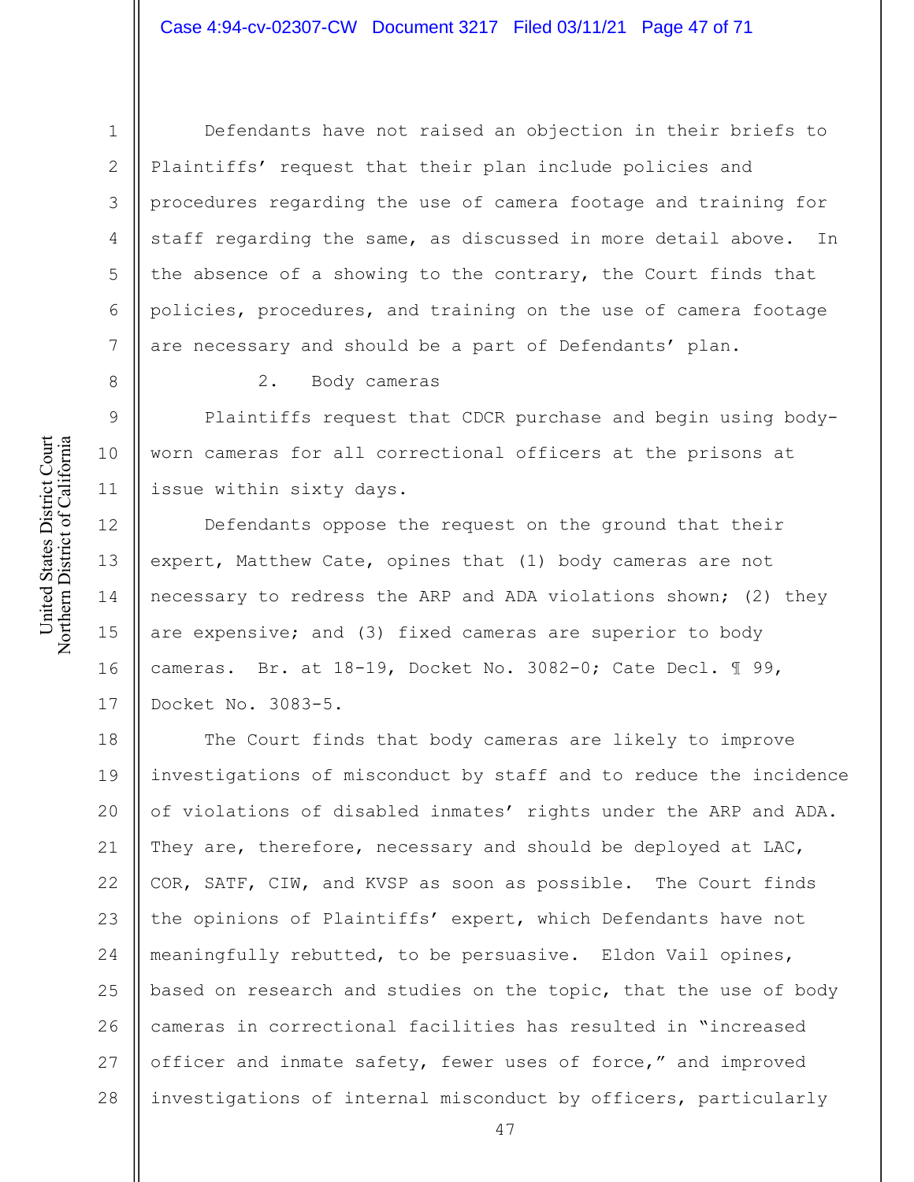Defendants have not raised an objection in their briefs to Plaintiffs' request that their plan include policies and procedures regarding the use of camera footage and training for staff regarding the same, as discussed in more detail above. In the absence of a showing to the contrary, the Court finds that policies, procedures, and training on the use of camera footage are necessary and should be a part of Defendants' plan.

2. Body cameras

Plaintiffs request that CDCR purchase and begin using body-worn cameras for all correctional officers at the prisons at issue within sixty days.

Defendants oppose the request on the ground that their expert, Matthew Cate, opines that (1) body cameras are not necessary to redress the ARP and ADA violations shown; (2) they are expensive; and (3) fixed cameras are superior to body cameras. Br. at 18-19, Docket No. 3082-0; Cate Decl. ¶ 99, Docket No. 3083-5.

The Court finds that body cameras are likely to improve investigations of misconduct by staff and to reduce the incidence of violations of disabled inmates' rights under the ARP and ADA. They are, therefore, necessary and should be deployed at LAC, COR, SATF, CIW, and KVSP as soon as possible. The Court finds the opinions of Plaintiffs' expert, which Defendants have not meaningfully rebutted, to be persuasive. Eldon Vail opines, based on research and studies on the topic, that the use of body cameras in correctional facilities has resulted in "increased officer and inmate safety, fewer uses of force," and improved investigations of internal misconduct by officers, particularly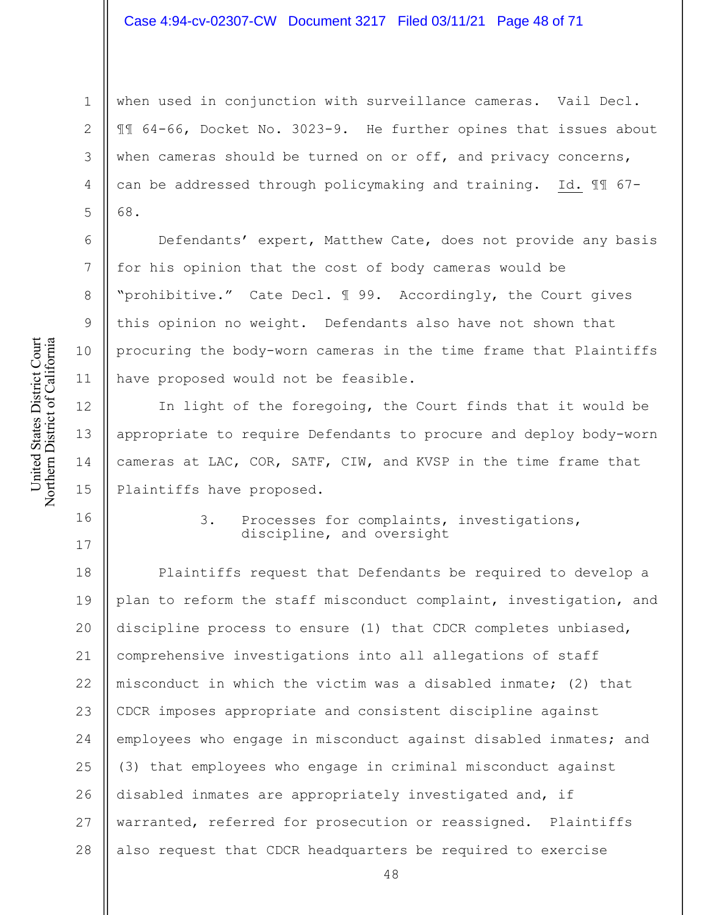when used in conjunction with surveillance cameras. Vail Decl. ¶¶ 64-66, Docket No. 3023-9. He further opines that issues about when cameras should be turned on or off, and privacy concerns, can be addressed through policymaking and training. Id. ¶¶ 67-68.

Defendants' expert, Matthew Cate, does not provide any basis for his opinion that the cost of body cameras would be "prohibitive." Cate Decl. ¶ 99. Accordingly, the Court gives this opinion no weight. Defendants also have not shown that procuring the body-worn cameras in the time frame that Plaintiffs have proposed would not be feasible.

In light of the foregoing, the Court finds that it would be appropriate to require Defendants to procure and deploy body-worn cameras at LAC, COR, SATF, CIW, and KVSP in the time frame that Plaintiffs have proposed.

### 3. Processes for complaints, investigations, discipline, and oversight

Plaintiffs request that Defendants be required to develop a plan to reform the staff misconduct complaint, investigation, and discipline process to ensure (1) that CDCR completes unbiased, comprehensive investigations into all allegations of staff misconduct in which the victim was a disabled inmate; (2) that CDCR imposes appropriate and consistent discipline against employees who engage in misconduct against disabled inmates; and (3) that employees who engage in criminal misconduct against disabled inmates are appropriately investigated and, if warranted, referred for prosecution or reassigned. Plaintiffs also request that CDCR headquarters be required to exercise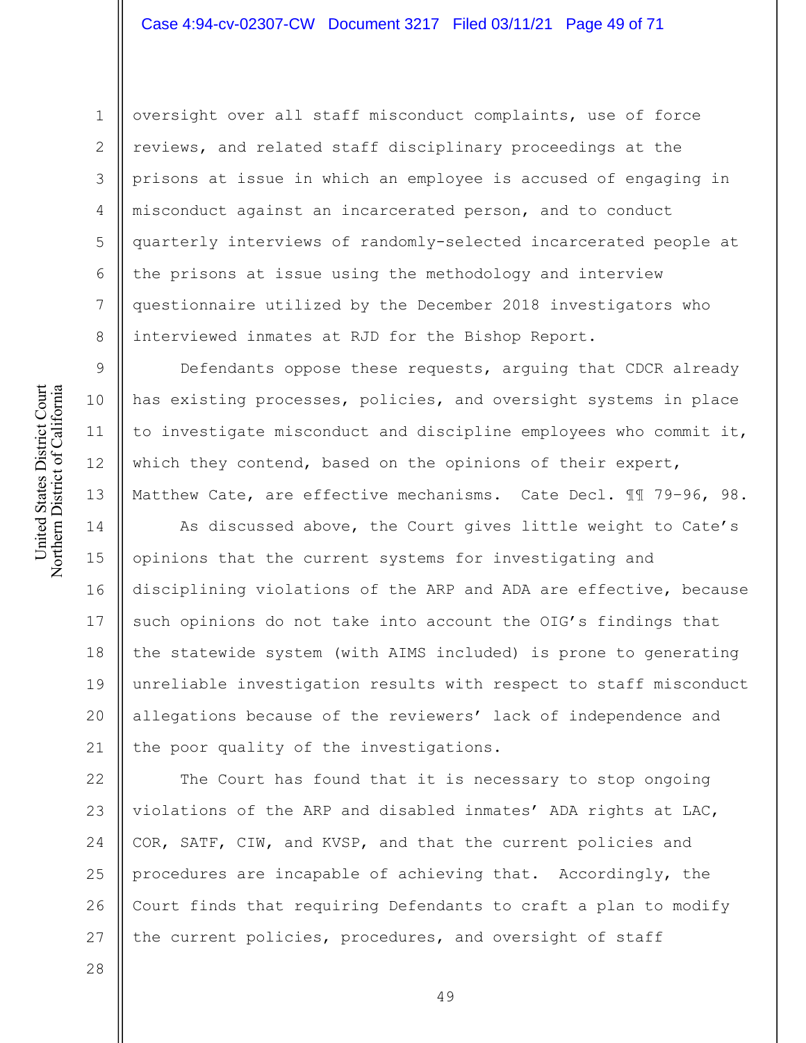oversight over all staff misconduct complaints, use of force reviews, and related staff disciplinary proceedings at the prisons at issue in which an employee is accused of engaging in misconduct against an incarcerated person, and to conduct quarterly interviews of randomly-selected incarcerated people at the prisons at issue using the methodology and interview questionnaire utilized by the December 2018 investigators who interviewed inmates at RJD for the Bishop Report.

Defendants oppose these requests, arguing that CDCR already has existing processes, policies, and oversight systems in place to investigate misconduct and discipline employees who commit it, which they contend, based on the opinions of their expert, Matthew Cate, are effective mechanisms. Cate Decl. ¶¶ 79-96, 98.

As discussed above, the Court gives little weight to Cate's opinions that the current systems for investigating and disciplining violations of the ARP and ADA are effective, because such opinions do not take into account the OIG's findings that the statewide system (with AIMS included) is prone to generating unreliable investigation results with respect to staff misconduct allegations because of the reviewers' lack of independence and the poor quality of the investigations.

The Court has found that it is necessary to stop ongoing violations of the ARP and disabled inmates' ADA rights at LAC, COR, SATF, CIW, and KVSP, and that the current policies and procedures are incapable of achieving that. Accordingly, the Court finds that requiring Defendants to craft a plan to modify the current policies, procedures, and oversight of staff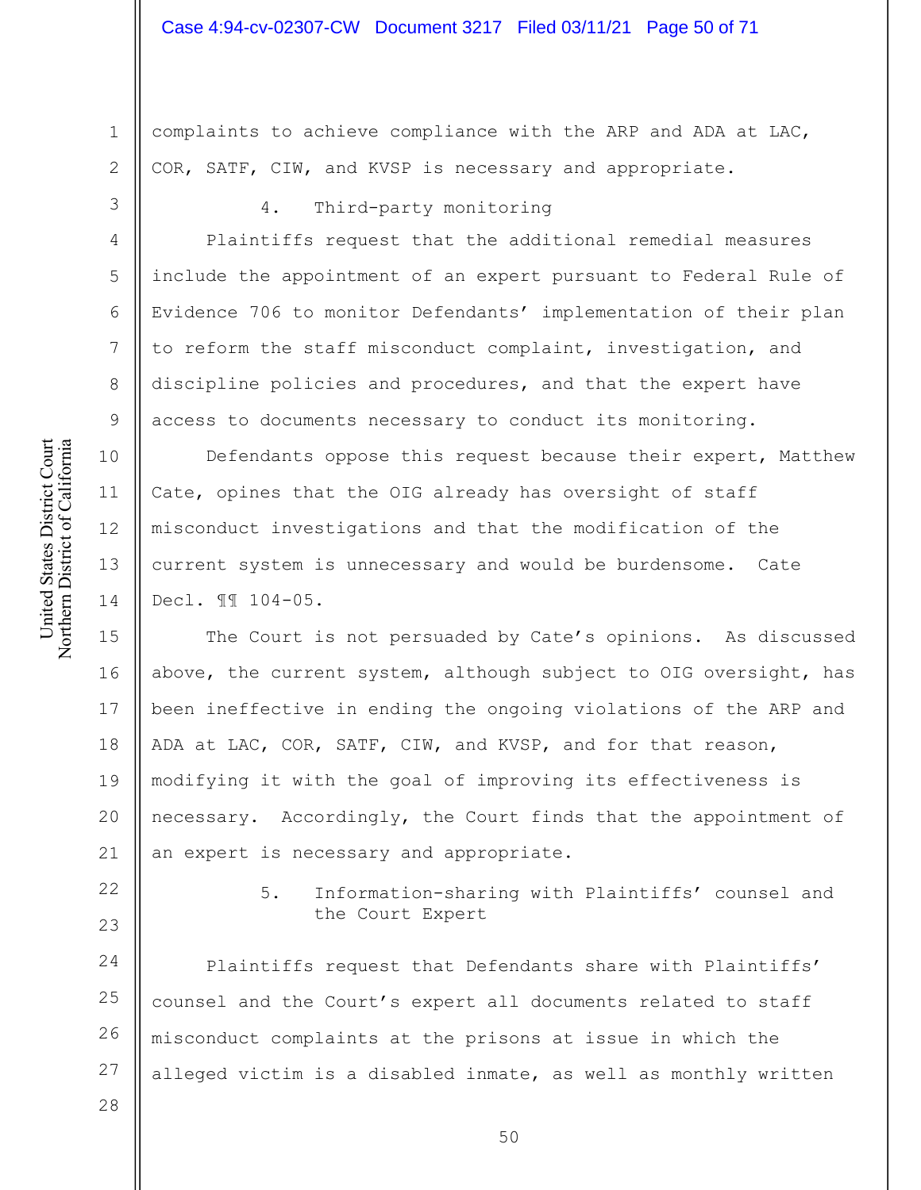complaints to achieve compliance with the ARP and ADA at LAC, COR, SATF, CIW, and KVSP is necessary and appropriate.

#### 4. Third-party monitoring

Plaintiffs request that the additional remedial measures include the appointment of an expert pursuant to Federal Rule of Evidence 706 to monitor Defendants' implementation of their plan to reform the staff misconduct complaint, investigation, and discipline policies and procedures, and that the expert have access to documents necessary to conduct its monitoring.

Defendants oppose this request because their expert, Matthew Cate, opines that the OIG already has oversight of staff misconduct investigations and that the modification of the current system is unnecessary and would be burdensome. Cate Decl. ¶¶ 104-05.

The Court is not persuaded by Cate's opinions. As discussed above, the current system, although subject to OIG oversight, has been ineffective in ending the ongoing violations of the ARP and ADA at LAC, COR, SATF, CIW, and KVSP, and for that reason, modifying it with the goal of improving its effectiveness is necessary. Accordingly, the Court finds that the appointment of an expert is necessary and appropriate.

#### 5. Information-sharing with Plaintiffs' counsel and the Court Expert

Plaintiffs request that Defendants share with Plaintiffs' counsel and the Court's expert all documents related to staff misconduct complaints at the prisons at issue in which the alleged victim is a disabled inmate, as well as monthly written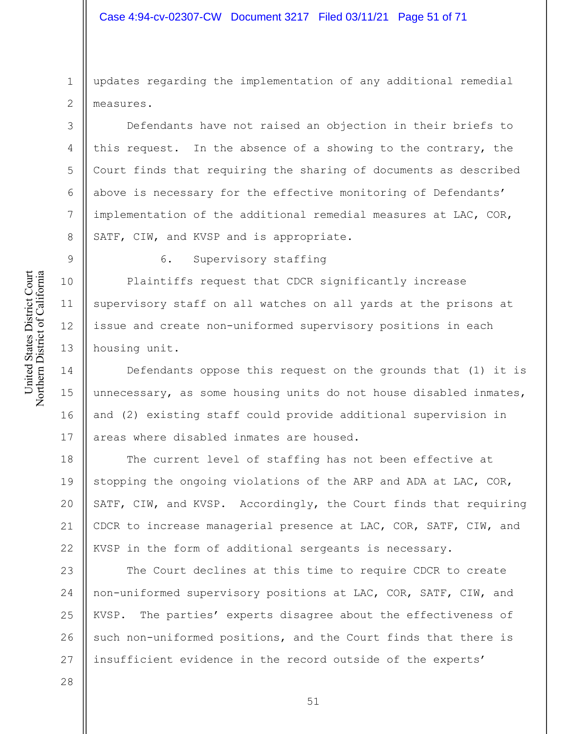updates regarding the implementation of any additional remedial measures.

Defendants have not raised an objection in their briefs to this request. In the absence of a showing to the contrary, the Court finds that requiring the sharing of documents as described above is necessary for the effective monitoring of Defendants' implementation of the additional remedial measures at LAC, COR, SATF, CIW, and KVSP and is appropriate.

### 6. Supervisory staffing

Plaintiffs request that CDCR significantly increase supervisory staff on all watches on all yards at the prisons at issue and create non-uniformed supervisory positions in each housing unit.

Defendants oppose this request on the grounds that (1) it is unnecessary, as some housing units do not house disabled inmates, and (2) existing staff could provide additional supervision in areas where disabled inmates are housed.

The current level of staffing has not been effective at stopping the ongoing violations of the ARP and ADA at LAC, COR, SATF, CIW, and KVSP. Accordingly, the Court finds that requiring CDCR to increase managerial presence at LAC, COR, SATF, CIW, and KVSP in the form of additional sergeants is necessary.

The Court declines at this time to require CDCR to create non-uniformed supervisory positions at LAC, COR, SATF, CIW, and KVSP. The parties' experts disagree about the effectiveness of such non-uniformed positions, and the Court finds that there is insufficient evidence in the record outside of the experts'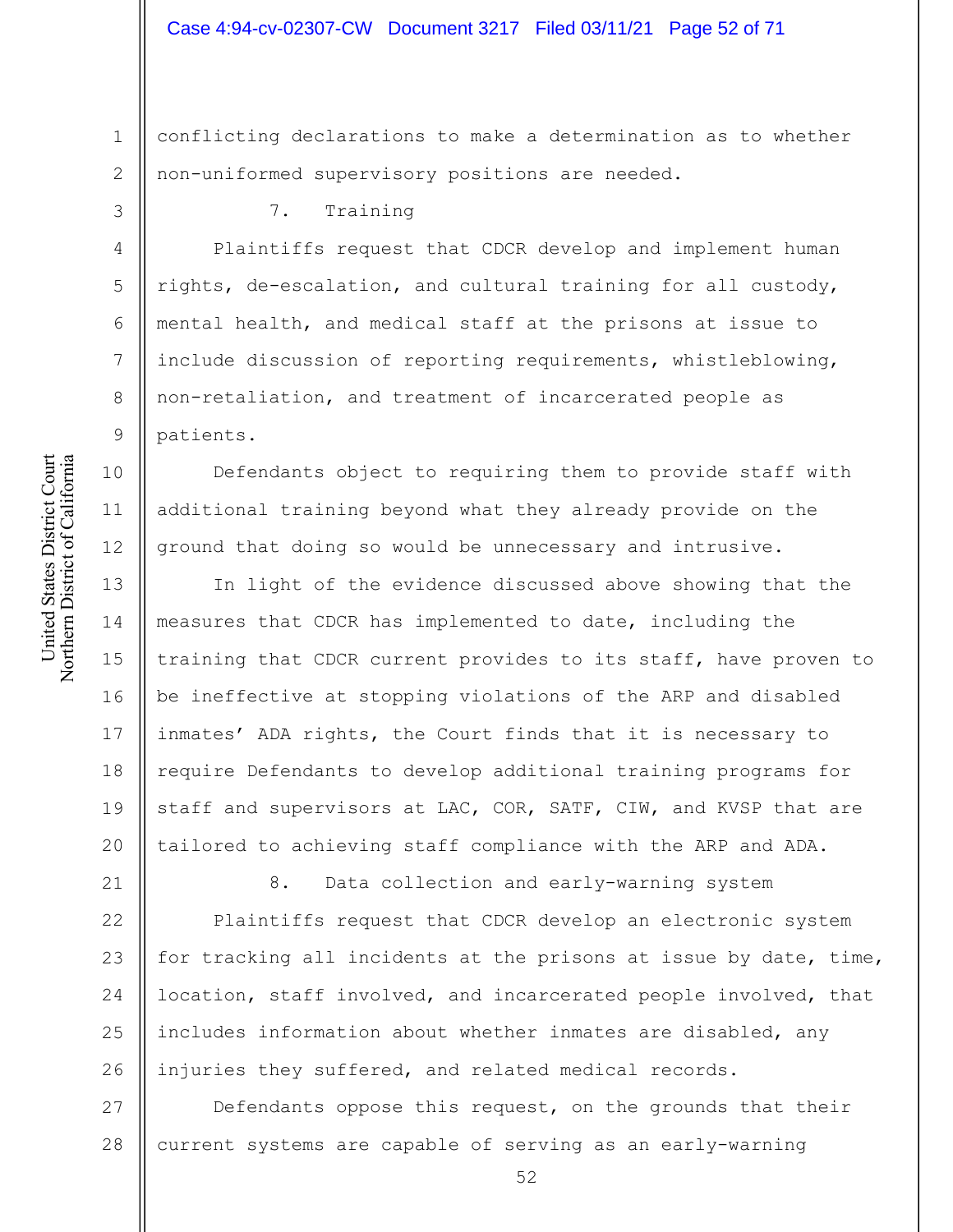conflicting declarations to make a determination as to whether non-uniformed supervisory positions are needed.

### 7. Training

Plaintiffs request that CDCR develop and implement human rights, de-escalation, and cultural training for all custody, mental health, and medical staff at the prisons at issue to include discussion of reporting requirements, whistleblowing, non-retaliation, and treatment of incarcerated people as patients.

Defendants object to requiring them to provide staff with additional training beyond what they already provide on the ground that doing so would be unnecessary and intrusive.

In light of the evidence discussed above showing that the measures that CDCR has implemented to date, including the training that CDCR current provides to its staff, have proven to be ineffective at stopping violations of the ARP and disabled inmates' ADA rights, the Court finds that it is necessary to require Defendants to develop additional training programs for staff and supervisors at LAC, COR, SATF, CIW, and KVSP that are tailored to achieving staff compliance with the ARP and ADA.

### 8. Data collection and early-warning system

Plaintiffs request that CDCR develop an electronic system for tracking all incidents at the prisons at issue by date, time, location, staff involved, and incarcerated people involved, that includes information about whether inmates are disabled, any injuries they suffered, and related medical records.

Defendants oppose this request, on the grounds that their current systems are capable of serving as an early-warning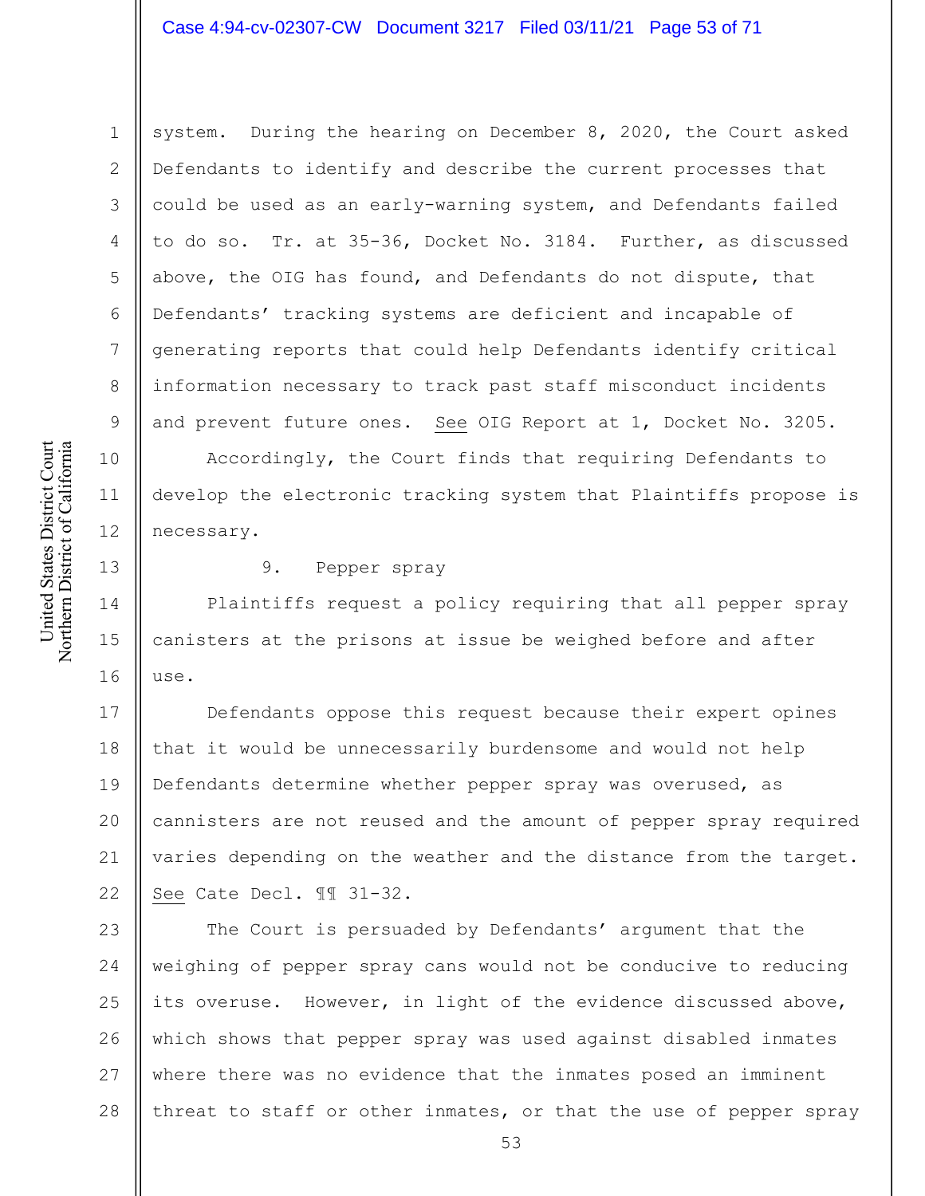system. During the hearing on December 8, 2020, the Court asked Defendants to identify and describe the current processes that could be used as an early-warning system, and Defendants failed to do so. Tr. at 35-36, Docket No. 3184. Further, as discussed above, the OIG has found, and Defendants do not dispute, that Defendants' tracking systems are deficient and incapable of generating reports that could help Defendants identify critical information necessary to track past staff misconduct incidents and prevent future ones. See OIG Report at 1, Docket No. 3205.

Accordingly, the Court finds that requiring Defendants to develop the electronic tracking system that Plaintiffs propose is necessary.

9. Pepper spray

Plaintiffs request a policy requiring that all pepper spray canisters at the prisons at issue be weighed before and after use.

Defendants oppose this request because their expert opines that it would be unnecessarily burdensome and would not help Defendants determine whether pepper spray was overused, as cannisters are not reused and the amount of pepper spray required varies depending on the weather and the distance from the target. See Cate Decl. ¶¶ 31-32.

The Court is persuaded by Defendants' argument that the weighing of pepper spray cans would not be conducive to reducing its overuse. However, in light of the evidence discussed above, which shows that pepper spray was used against disabled inmates where there was no evidence that the inmates posed an imminent threat to staff or other inmates, or that the use of pepper spray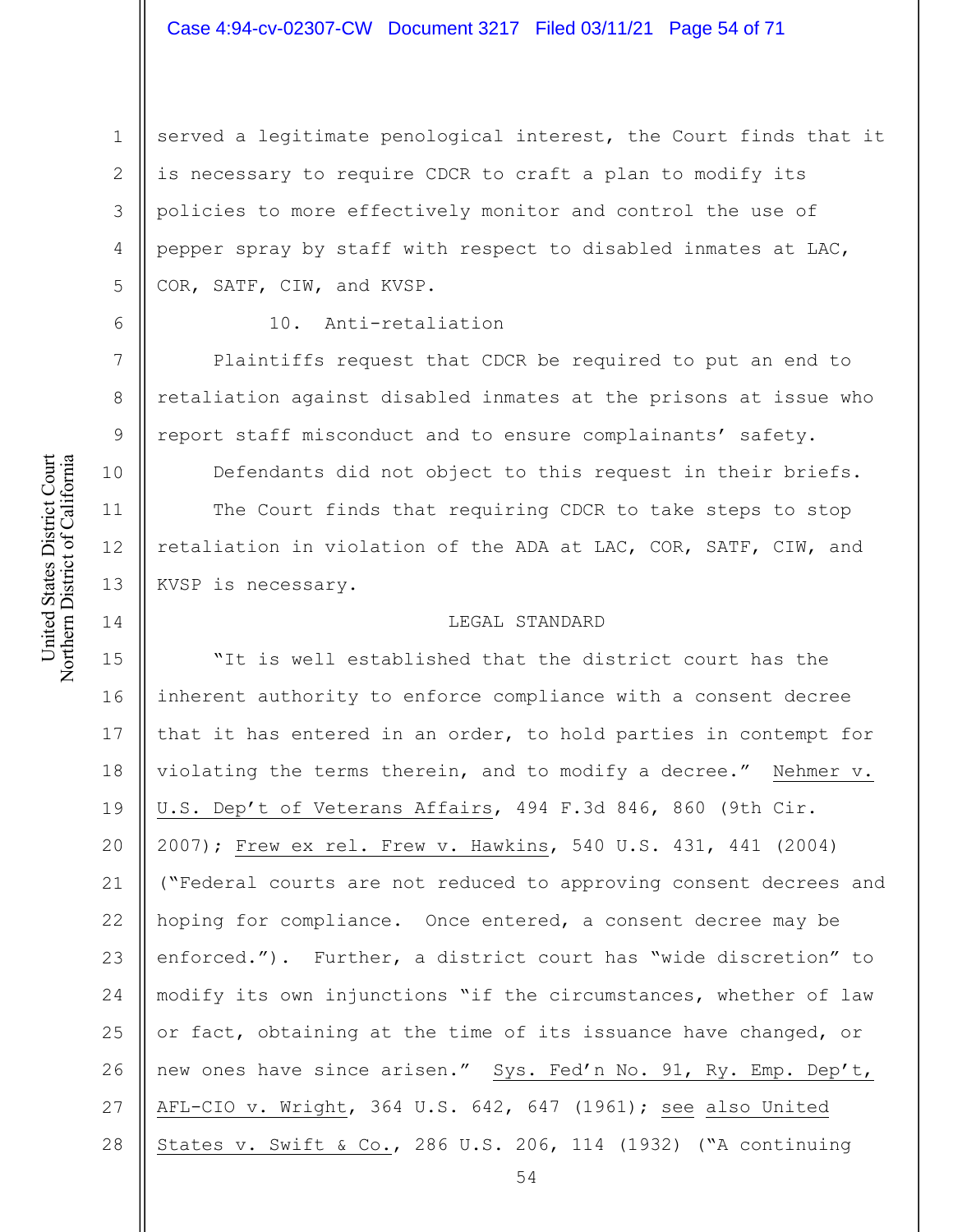served a legitimate penological interest, the Court finds that it is necessary to require CDCR to craft a plan to modify its policies to more effectively monitor and control the use of pepper spray by staff with respect to disabled inmates at LAC, COR, SATF, CIW, and KVSP.

10. Anti-retaliation

Plaintiffs request that CDCR be required to put an end to retaliation against disabled inmates at the prisons at issue who report staff misconduct and to ensure complainants' safety.

Defendants did not object to this request in their briefs.

The Court finds that requiring CDCR to take steps to stop retaliation in violation of the ADA at LAC, COR, SATF, CIW, and KVSP is necessary.

## LEGAL STANDARD

"It is well established that the district court has the inherent authority to enforce compliance with a consent decree that it has entered in an order, to hold parties in contempt for violating the terms therein, and to modify a decree." Nehmer v. U.S. Dep't of Veterans Affairs, 494 F.3d 846, 860 (9th Cir. 2007); Frew ex rel. Frew v. Hawkins, 540 U.S. 431, 441 (2004) ("Federal courts are not reduced to approving consent decrees and hoping for compliance. Once entered, a consent decree may be enforced."). Further, a district court has "wide discretion" to modify its own injunctions "if the circumstances, whether of law or fact, obtaining at the time of its issuance have changed, or new ones have since arisen." Sys. Fed'n No. 91, Ry. Emp. Dep't, AFL-CIO v. Wright, 364 U.S. 642, 647 (1961); see also United States v. Swift & Co., 286 U.S. 206, 114 (1932) ("A continuing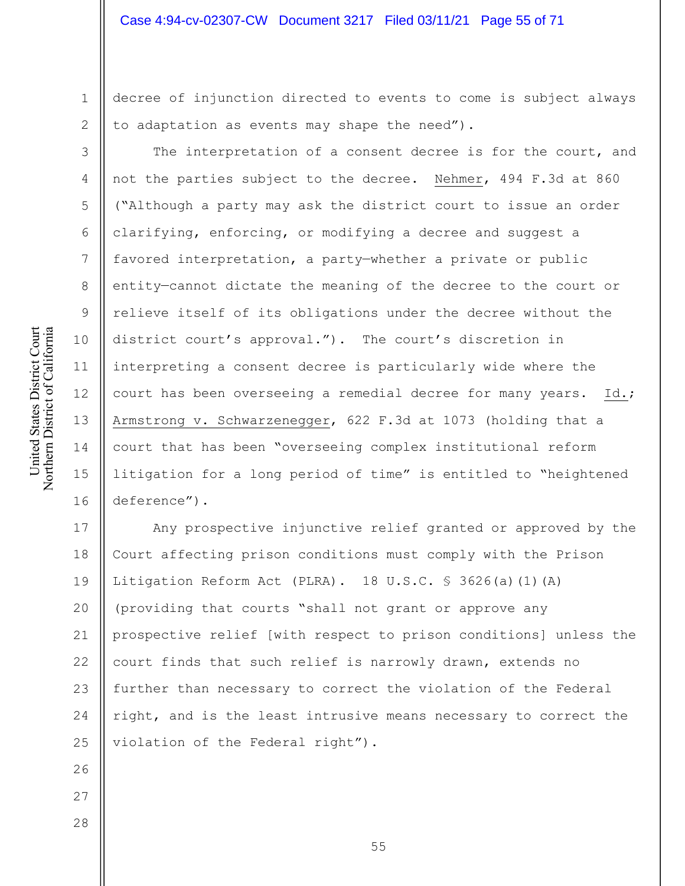decree of injunction directed to events to come is subject always to adaptation as events may shape the need").

The interpretation of a consent decree is for the court, and not the parties subject to the decree. Nehmer, 494 F.3d at 860 ("Although a party may ask the district court to issue an order clarifying, enforcing, or modifying a decree and suggest a favored interpretation, a party—whether a private or public entity—cannot dictate the meaning of the decree to the court or relieve itself of its obligations under the decree without the district court's approval."). The court's discretion in interpreting a consent decree is particularly wide where the court has been overseeing a remedial decree for many years. Id.; Armstrong v. Schwarzenegger, 622 F.3d at 1073 (holding that a court that has been "overseeing complex institutional reform litigation for a long period of time" is entitled to "heightened deference").

Any prospective injunctive relief granted or approved by the Court affecting prison conditions must comply with the Prison Litigation Reform Act (PLRA). 18 U.S.C. § 3626(a)(1)(A) (providing that courts "shall not grant or approve any prospective relief [with respect to prison conditions] unless the court finds that such relief is narrowly drawn, extends no further than necessary to correct the violation of the Federal right, and is the least intrusive means necessary to correct the violation of the Federal right").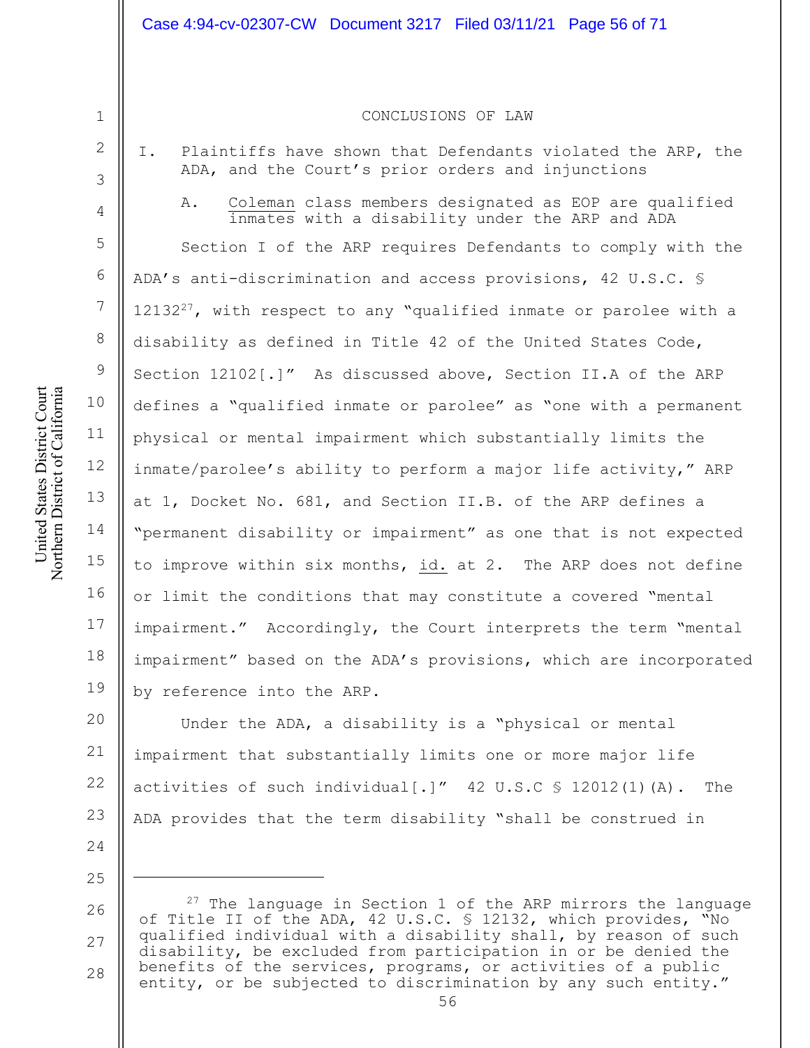# CONCLUSIONS OF LAW

## I. Plaintiffs have shown that Defendants violated the ARP, the ADA, and the Court's prior orders and injunctions

### A. Coleman class members designated as EOP are qualified inmates with a disability under the ARP and ADA

Section I of the ARP requires Defendants to comply with the ADA's anti-discrimination and access provisions, 42 U.S.C. § 12132[27], with respect to any "qualified inmate or parolee with a disability as defined in Title 42 of the United States Code, Section 12102[.]" As discussed above, Section II.A of the ARP defines a "qualified inmate or parolee" as "one with a permanent physical or mental impairment which substantially limits the inmate/parolee's ability to perform a major life activity," ARP at 1, Docket No. 681, and Section II.B. of the ARP defines a "permanent disability or impairment" as one that is not expected to improve within six months, id. at 2. The ARP does not define or limit the conditions that may constitute a covered "mental impairment." Accordingly, the Court interprets the term "mental impairment" based on the ADA's provisions, which are incorporated by reference into the ARP.

Under the ADA, a disability is a "physical or mental impairment that substantially limits one or more major life activities of such individual[.]" 42 U.S.C § 12012(1)(A). The ADA provides that the term disability "shall be construed in

---

[27] The language in Section 1 of the ARP mirrors the language of Title II of the ADA, 42 U.S.C. § 12132, which provides, "No qualified individual with a disability shall, by reason of such disability, be excluded from participation in or be denied the benefits of the services, programs, or activities of a public entity, or be subjected to discrimination by any such entity."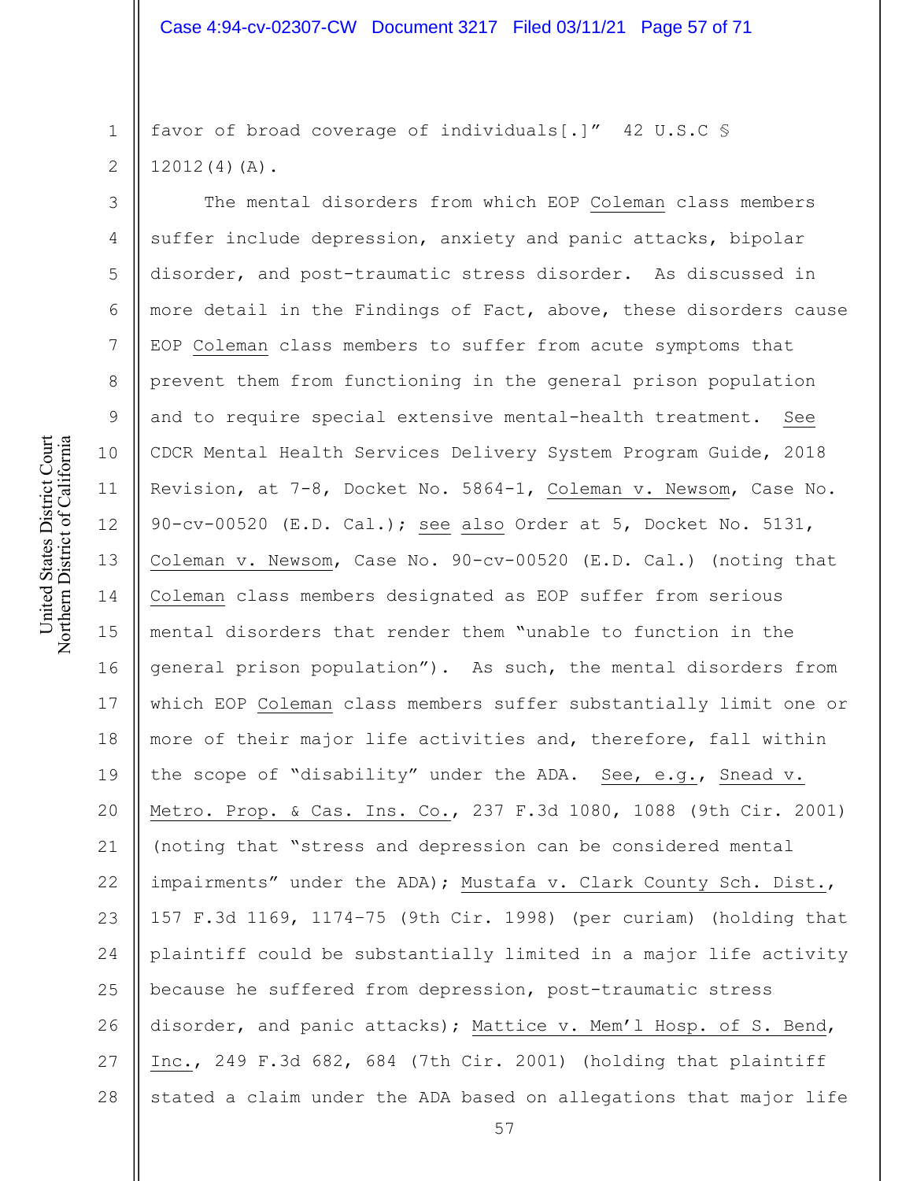favor of broad coverage of individuals[.]" 42 U.S.C § 12012(4)(A).

The mental disorders from which EOP Coleman class members suffer include depression, anxiety and panic attacks, bipolar disorder, and post-traumatic stress disorder. As discussed in more detail in the Findings of Fact, above, these disorders cause EOP Coleman class members to suffer from acute symptoms that prevent them from functioning in the general prison population and to require special extensive mental-health treatment. See CDCR Mental Health Services Delivery System Program Guide, 2018 Revision, at 7-8, Docket No. 5864-1, Coleman v. Newsom, Case No. 90-cv-00520 (E.D. Cal.); see also Order at 5, Docket No. 5131, Coleman v. Newsom, Case No. 90-cv-00520 (E.D. Cal.) (noting that Coleman class members designated as EOP suffer from serious mental disorders that render them "unable to function in the general prison population"). As such, the mental disorders from which EOP Coleman class members suffer substantially limit one or more of their major life activities and, therefore, fall within the scope of "disability" under the ADA. See, e.g., Snead v. Metro. Prop. & Cas. Ins. Co., 237 F.3d 1080, 1088 (9th Cir. 2001) (noting that "stress and depression can be considered mental impairments" under the ADA); Mustafa v. Clark County Sch. Dist., 157 F.3d 1169, 1174–75 (9th Cir. 1998) (per curiam) (holding that plaintiff could be substantially limited in a major life activity because he suffered from depression, post-traumatic stress disorder, and panic attacks); Mattice v. Mem'l Hosp. of S. Bend, Inc., 249 F.3d 682, 684 (7th Cir. 2001) (holding that plaintiff stated a claim under the ADA based on allegations that major life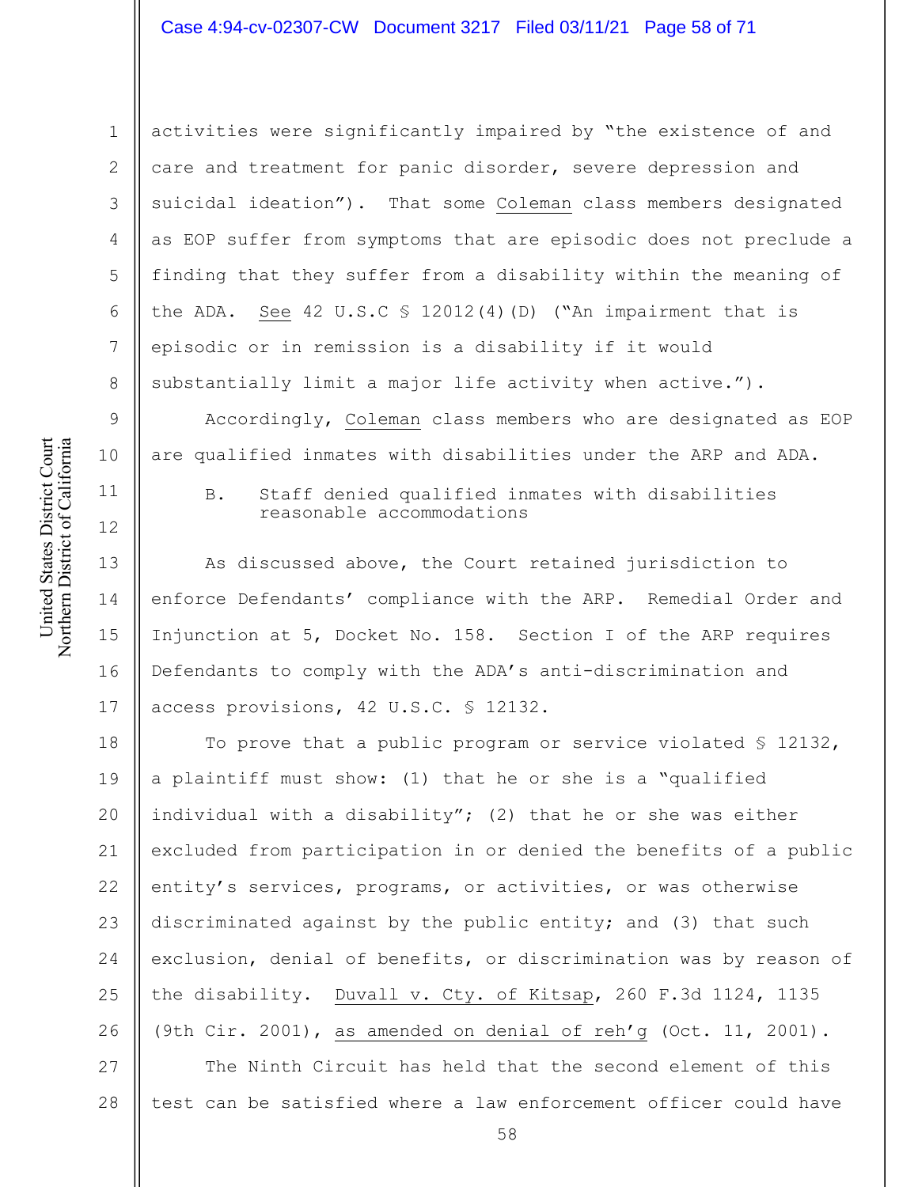activities were significantly impaired by "the existence of and care and treatment for panic disorder, severe depression and suicidal ideation"). That some <u>Coleman</u> class members designated as EOP suffer from symptoms that are episodic does not preclude a finding that they suffer from a disability within the meaning of the ADA. <u>See</u> 42 U.S.C § 12012(4)(D) ("An impairment that is episodic or in remission is a disability if it would substantially limit a major life activity when active.").

Accordingly, <u>Coleman</u> class members who are designated as EOP are qualified inmates with disabilities under the ARP and ADA.

### B. Staff denied qualified inmates with disabilities reasonable accommodations

As discussed above, the Court retained jurisdiction to enforce Defendants' compliance with the ARP. Remedial Order and Injunction at 5, Docket No. 158. Section I of the ARP requires Defendants to comply with the ADA's anti-discrimination and access provisions, 42 U.S.C. § 12132.

To prove that a public program or service violated § 12132, a plaintiff must show: (1) that he or she is a "qualified individual with a disability"; (2) that he or she was either excluded from participation in or denied the benefits of a public entity's services, programs, or activities, or was otherwise discriminated against by the public entity; and (3) that such exclusion, denial of benefits, or discrimination was by reason of the disability. <u>Duvall v. Cty. of Kitsap</u>, 260 F.3d 1124, 1135 (9th Cir. 2001), <u>as amended on denial of reh'g</u> (Oct. 11, 2001).

The Ninth Circuit has held that the second element of this test can be satisfied where a law enforcement officer could have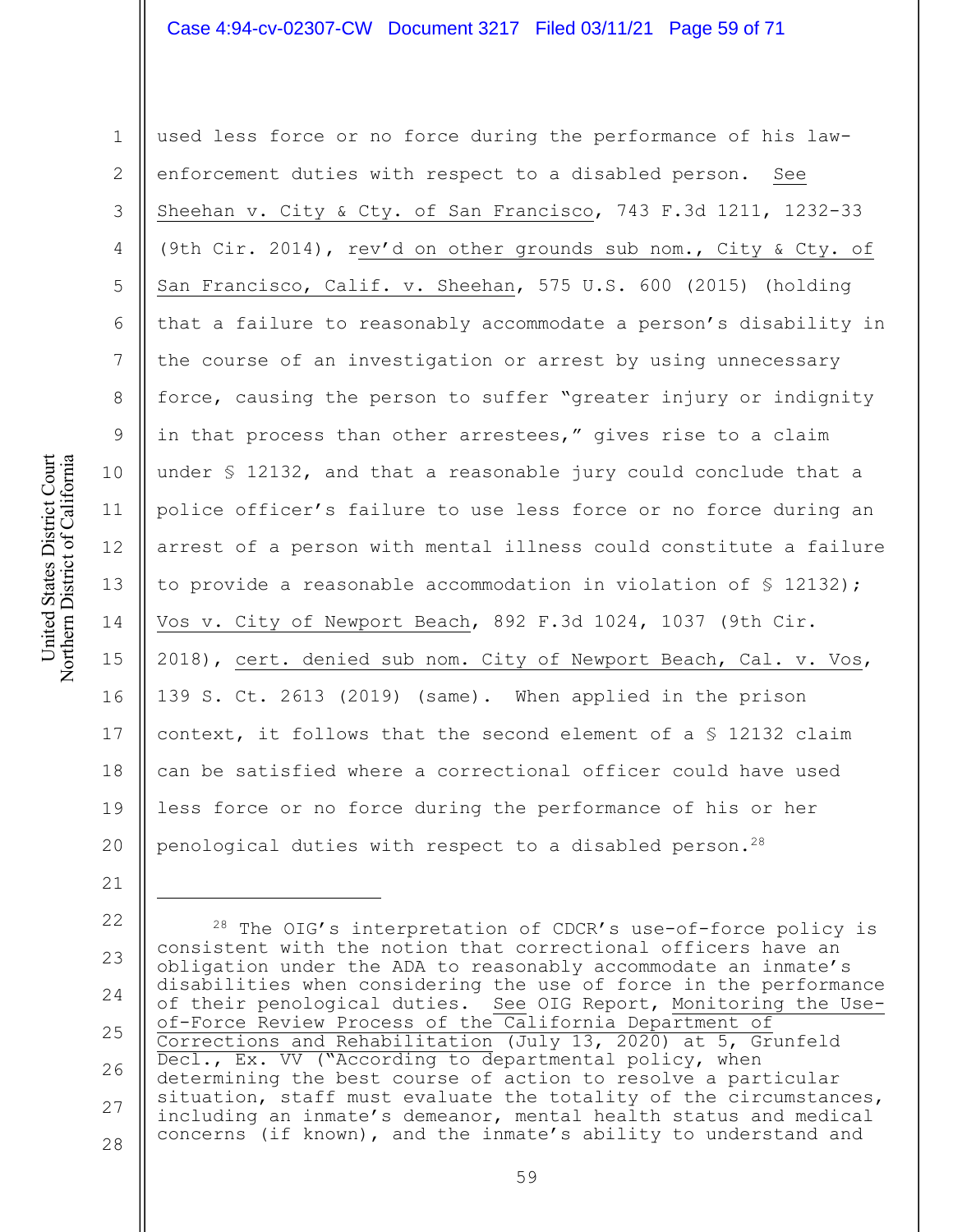used less force or no force during the performance of his law-enforcement duties with respect to a disabled person. See Sheehan v. City & Cty. of San Francisco, 743 F.3d 1211, 1232-33 (9th Cir. 2014), rev'd on other grounds sub nom., City & Cty. of San Francisco, Calif. v. Sheehan, 575 U.S. 600 (2015) (holding that a failure to reasonably accommodate a person's disability in the course of an investigation or arrest by using unnecessary force, causing the person to suffer "greater injury or indignity in that process than other arrestees," gives rise to a claim under § 12132, and that a reasonable jury could conclude that a police officer's failure to use less force or no force during an arrest of a person with mental illness could constitute a failure to provide a reasonable accommodation in violation of § 12132); Vos v. City of Newport Beach, 892 F.3d 1024, 1037 (9th Cir. 2018), cert. denied sub nom. City of Newport Beach, Cal. v. Vos, 139 S. Ct. 2613 (2019) (same). When applied in the prison context, it follows that the second element of a § 12132 claim can be satisfied where a correctional officer could have used less force or no force during the performance of his or her penological duties with respect to a disabled person.[28]

---

[28] The OIG's interpretation of CDCR's use-of-force policy is consistent with the notion that correctional officers have an obligation under the ADA to reasonably accommodate an inmate's disabilities when considering the use of force in the performance of their penological duties. See OIG Report, Monitoring the Use-of-Force Review Process of the California Department of Corrections and Rehabilitation (July 13, 2020) at 5, Grunfeld Decl., Ex. VV ("According to departmental policy, when determining the best course of action to resolve a particular situation, staff must evaluate the totality of the circumstances, including an inmate's demeanor, mental health status and medical concerns (if known), and the inmate's ability to understand and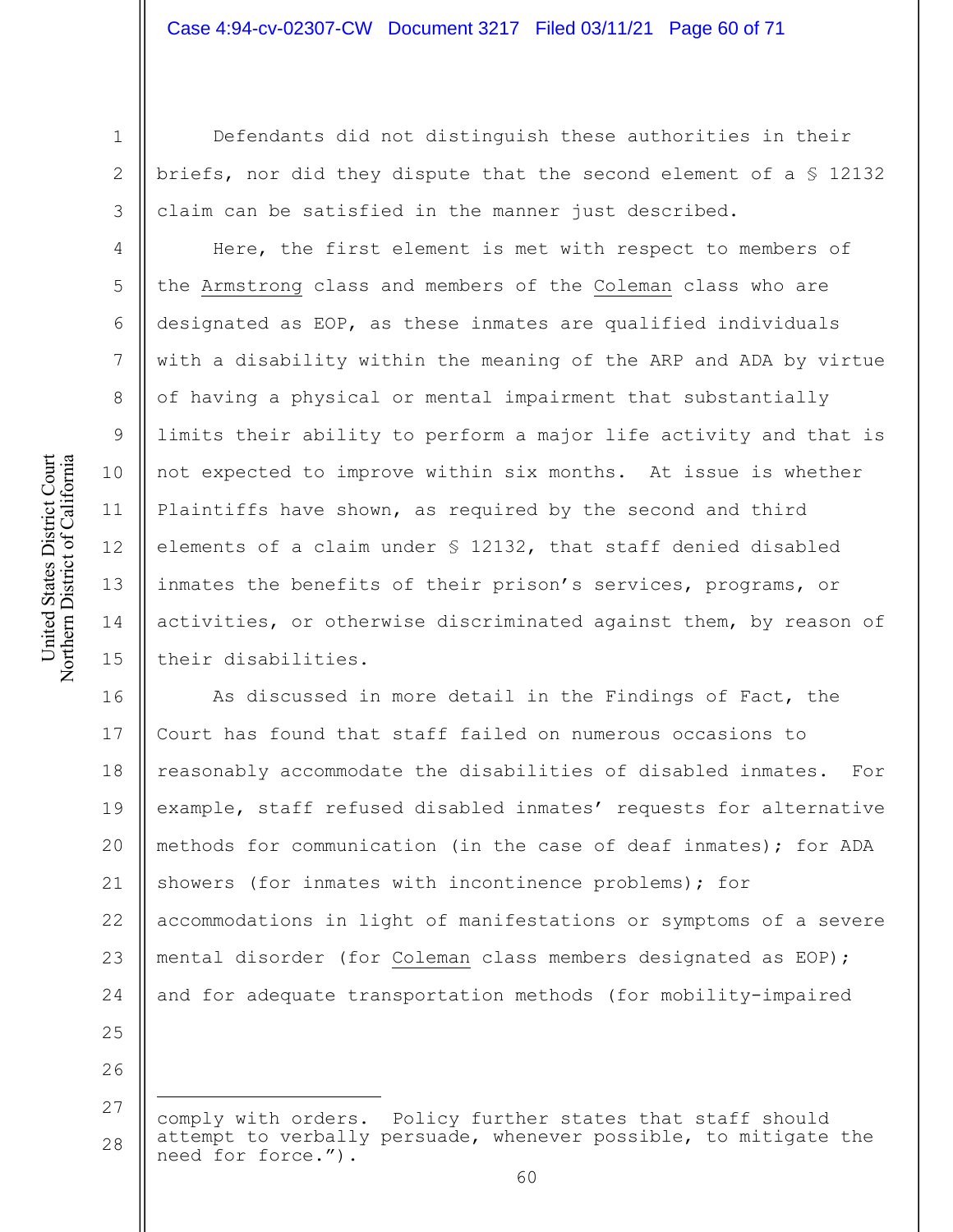Defendants did not distinguish these authorities in their briefs, nor did they dispute that the second element of a § 12132 claim can be satisfied in the manner just described.

Here, the first element is met with respect to members of the Armstrong class and members of the Coleman class who are designated as EOP, as these inmates are qualified individuals with a disability within the meaning of the ARP and ADA by virtue of having a physical or mental impairment that substantially limits their ability to perform a major life activity and that is not expected to improve within six months. At issue is whether Plaintiffs have shown, as required by the second and third elements of a claim under § 12132, that staff denied disabled inmates the benefits of their prison's services, programs, or activities, or otherwise discriminated against them, by reason of their disabilities.

As discussed in more detail in the Findings of Fact, the Court has found that staff failed on numerous occasions to reasonably accommodate the disabilities of disabled inmates. For example, staff refused disabled inmates' requests for alternative methods for communication (in the case of deaf inmates); for ADA showers (for inmates with incontinence problems); for accommodations in light of manifestations or symptoms of a severe mental disorder (for Coleman class members designated as EOP); and for adequate transportation methods (for mobility-impaired

---

comply with orders. Policy further states that staff should attempt to verbally persuade, whenever possible, to mitigate the need for force.").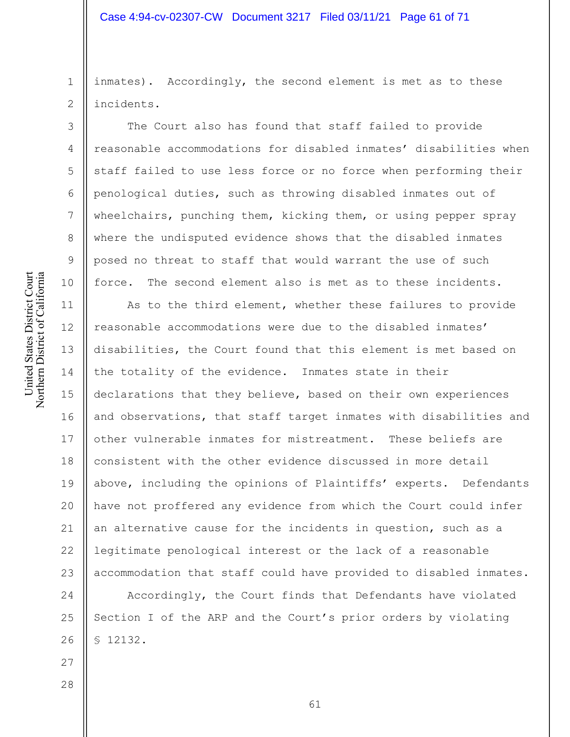inmates). Accordingly, the second element is met as to these incidents.

The Court also has found that staff failed to provide reasonable accommodations for disabled inmates' disabilities when staff failed to use less force or no force when performing their penological duties, such as throwing disabled inmates out of wheelchairs, punching them, kicking them, or using pepper spray where the undisputed evidence shows that the disabled inmates posed no threat to staff that would warrant the use of such force. The second element also is met as to these incidents.

As to the third element, whether these failures to provide reasonable accommodations were due to the disabled inmates' disabilities, the Court found that this element is met based on the totality of the evidence. Inmates state in their declarations that they believe, based on their own experiences and observations, that staff target inmates with disabilities and other vulnerable inmates for mistreatment. These beliefs are consistent with the other evidence discussed in more detail above, including the opinions of Plaintiffs' experts. Defendants have not proffered any evidence from which the Court could infer an alternative cause for the incidents in question, such as a legitimate penological interest or the lack of a reasonable accommodation that staff could have provided to disabled inmates.

Accordingly, the Court finds that Defendants have violated Section I of the ARP and the Court's prior orders by violating § 12132.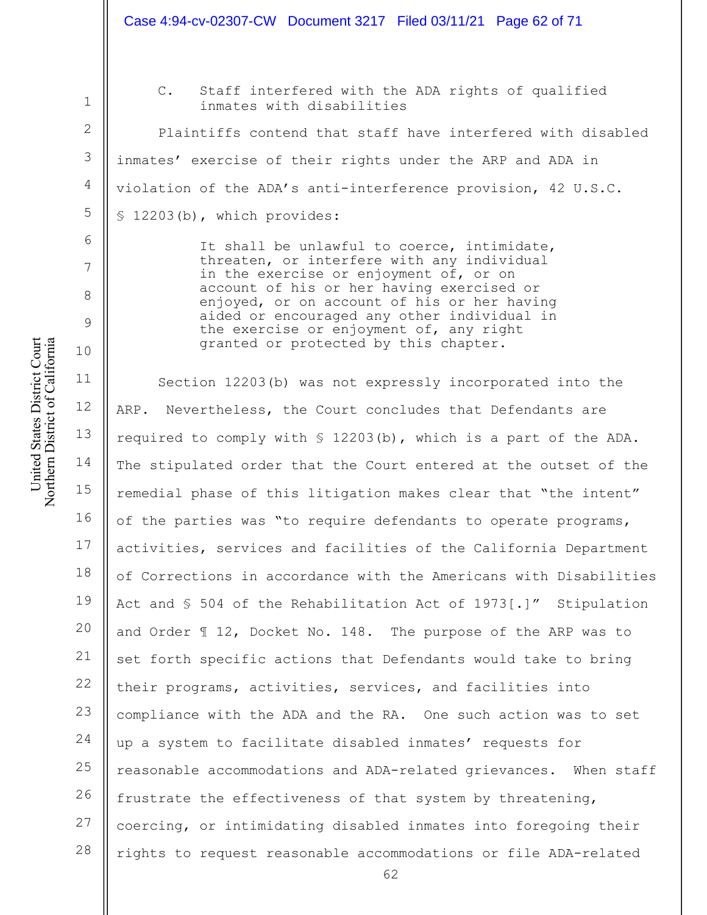### C. Staff interfered with the ADA rights of qualified inmates with disabilities

Plaintiffs contend that staff have interfered with disabled inmates' exercise of their rights under the ARP and ADA in violation of the ADA's anti-interference provision, 42 U.S.C. § 12203(b), which provides:

> It shall be unlawful to coerce, intimidate, threaten, or interfere with any individual in the exercise or enjoyment of, or on account of his or her having exercised or enjoyed, or on account of his or her having aided or encouraged any other individual in the exercise or enjoyment of, any right granted or protected by this chapter.

Section 12203(b) was not expressly incorporated into the ARP. Nevertheless, the Court concludes that Defendants are required to comply with § 12203(b), which is a part of the ADA. The stipulated order that the Court entered at the outset of the remedial phase of this litigation makes clear that "the intent" of the parties was "to require defendants to operate programs, activities, services and facilities of the California Department of Corrections in accordance with the Americans with Disabilities Act and § 504 of the Rehabilitation Act of 1973[.]" Stipulation and Order ¶ 12, Docket No. 148. The purpose of the ARP was to set forth specific actions that Defendants would take to bring their programs, activities, services, and facilities into compliance with the ADA and the RA. One such action was to set up a system to facilitate disabled inmates' requests for reasonable accommodations and ADA-related grievances. When staff frustrate the effectiveness of that system by threatening, coercing, or intimidating disabled inmates into foregoing their rights to request reasonable accommodations or file ADA-related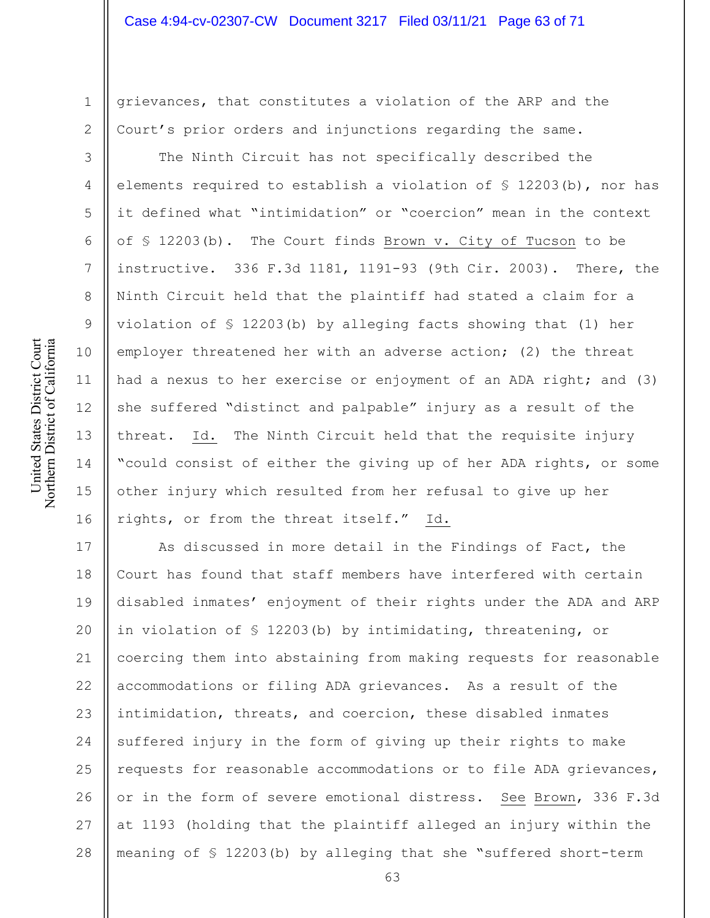grievances, that constitutes a violation of the ARP and the Court's prior orders and injunctions regarding the same.

The Ninth Circuit has not specifically described the elements required to establish a violation of § 12203(b), nor has it defined what "intimidation" or "coercion" mean in the context of § 12203(b). The Court finds Brown v. City of Tucson to be instructive. 336 F.3d 1181, 1191-93 (9th Cir. 2003). There, the Ninth Circuit held that the plaintiff had stated a claim for a violation of § 12203(b) by alleging facts showing that (1) her employer threatened her with an adverse action; (2) the threat had a nexus to her exercise or enjoyment of an ADA right; and (3) she suffered "distinct and palpable" injury as a result of the threat. Id. The Ninth Circuit held that the requisite injury "could consist of either the giving up of her ADA rights, or some other injury which resulted from her refusal to give up her rights, or from the threat itself." Id.

As discussed in more detail in the Findings of Fact, the Court has found that staff members have interfered with certain disabled inmates' enjoyment of their rights under the ADA and ARP in violation of § 12203(b) by intimidating, threatening, or coercing them into abstaining from making requests for reasonable accommodations or filing ADA grievances. As a result of the intimidation, threats, and coercion, these disabled inmates suffered injury in the form of giving up their rights to make requests for reasonable accommodations or to file ADA grievances, or in the form of severe emotional distress. See Brown, 336 F.3d at 1193 (holding that the plaintiff alleged an injury within the meaning of § 12203(b) by alleging that she "suffered short-term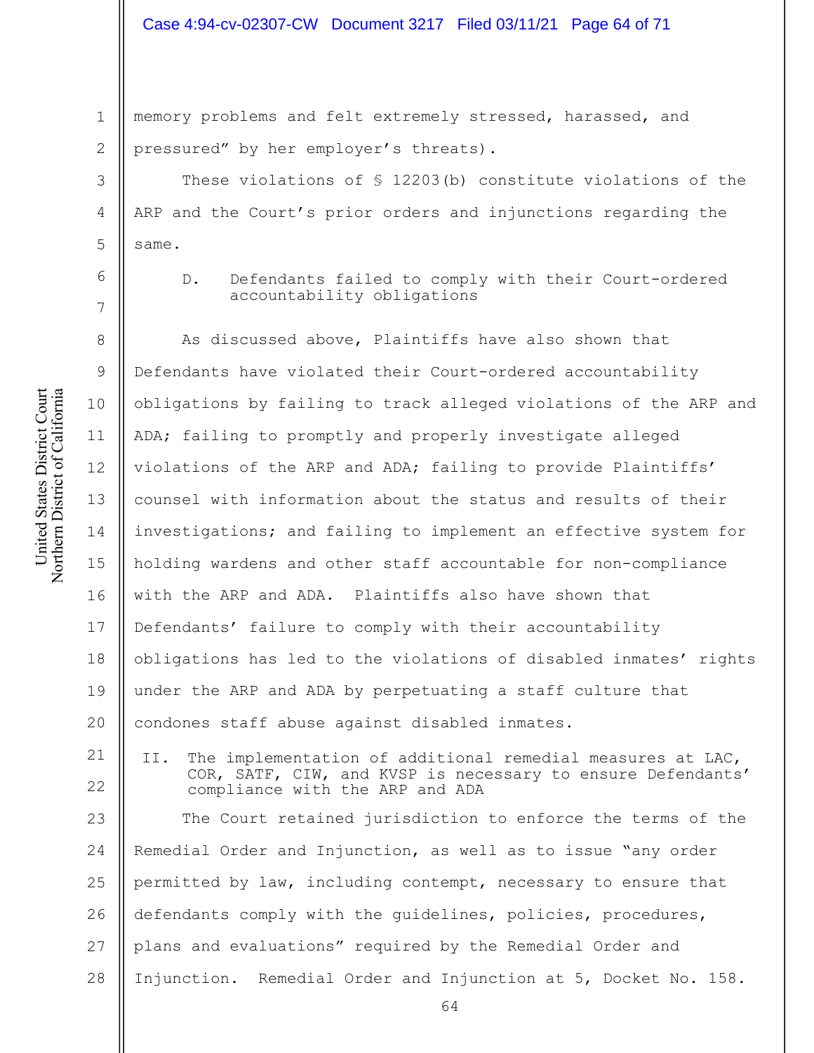memory problems and felt extremely stressed, harassed, and pressured" by her employer's threats).

These violations of § 12203(b) constitute violations of the ARP and the Court's prior orders and injunctions regarding the same.

### D. Defendants failed to comply with their Court-ordered accountability obligations

As discussed above, Plaintiffs have also shown that Defendants have violated their Court-ordered accountability obligations by failing to track alleged violations of the ARP and ADA; failing to promptly and properly investigate alleged violations of the ARP and ADA; failing to provide Plaintiffs' counsel with information about the status and results of their investigations; and failing to implement an effective system for holding wardens and other staff accountable for non-compliance with the ARP and ADA. Plaintiffs also have shown that Defendants' failure to comply with their accountability obligations has led to the violations of disabled inmates' rights under the ARP and ADA by perpetuating a staff culture that condones staff abuse against disabled inmates.

## II. The implementation of additional remedial measures at LAC, COR, SATF, CIW, and KVSP is necessary to ensure Defendants' compliance with the ARP and ADA

The Court retained jurisdiction to enforce the terms of the Remedial Order and Injunction, as well as to issue "any order permitted by law, including contempt, necessary to ensure that defendants comply with the guidelines, policies, procedures, plans and evaluations" required by the Remedial Order and Injunction. Remedial Order and Injunction at 5, Docket No. 158.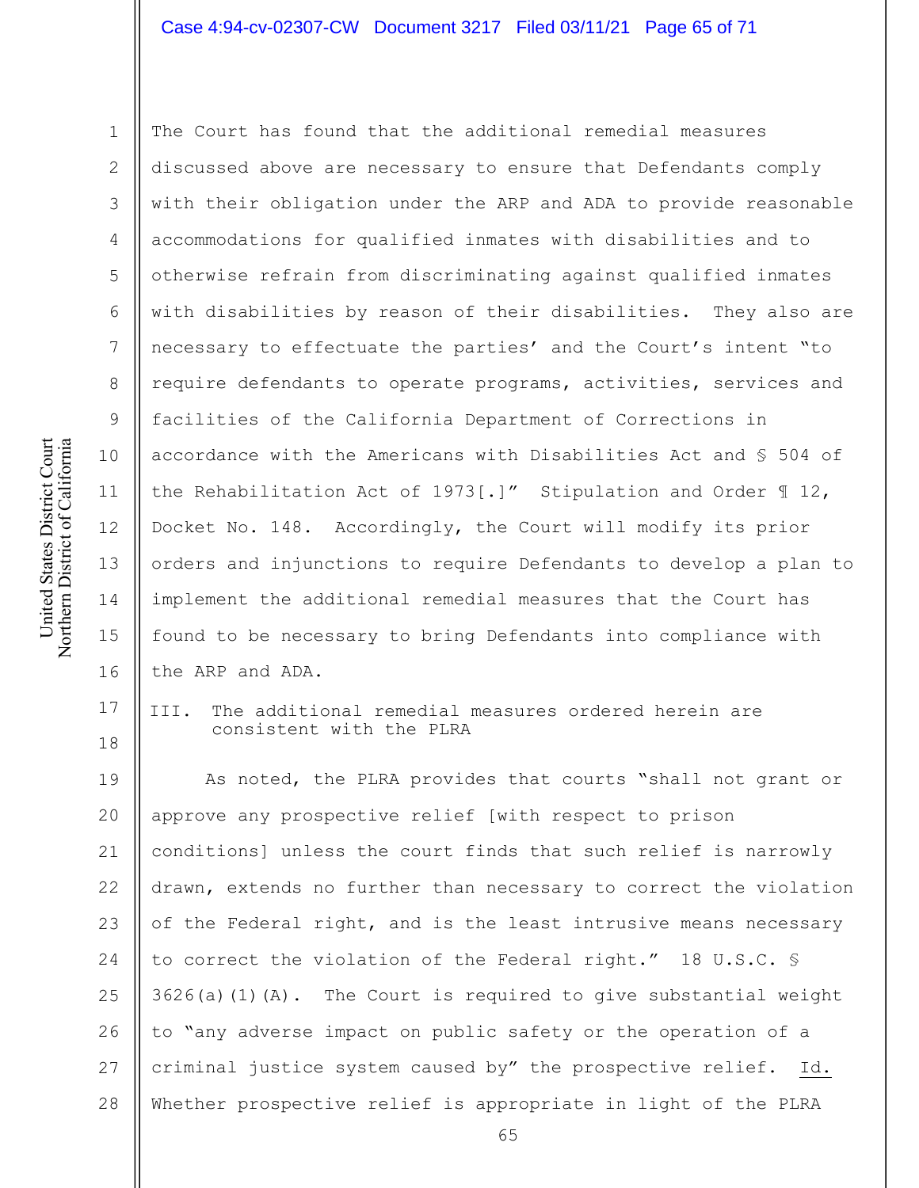The Court has found that the additional remedial measures discussed above are necessary to ensure that Defendants comply with their obligation under the ARP and ADA to provide reasonable accommodations for qualified inmates with disabilities and to otherwise refrain from discriminating against qualified inmates with disabilities by reason of their disabilities. They also are necessary to effectuate the parties' and the Court's intent "to require defendants to operate programs, activities, services and facilities of the California Department of Corrections in accordance with the Americans with Disabilities Act and § 504 of the Rehabilitation Act of 1973[.]" Stipulation and Order ¶ 12, Docket No. 148. Accordingly, the Court will modify its prior orders and injunctions to require Defendants to develop a plan to implement the additional remedial measures that the Court has found to be necessary to bring Defendants into compliance with the ARP and ADA.

## III. The additional remedial measures ordered herein are consistent with the PLRA

As noted, the PLRA provides that courts "shall not grant or approve any prospective relief [with respect to prison conditions] unless the court finds that such relief is narrowly drawn, extends no further than necessary to correct the violation of the Federal right, and is the least intrusive means necessary to correct the violation of the Federal right." 18 U.S.C. § 3626(a)(1)(A). The Court is required to give substantial weight to "any adverse impact on public safety or the operation of a criminal justice system caused by" the prospective relief. Id. Whether prospective relief is appropriate in light of the PLRA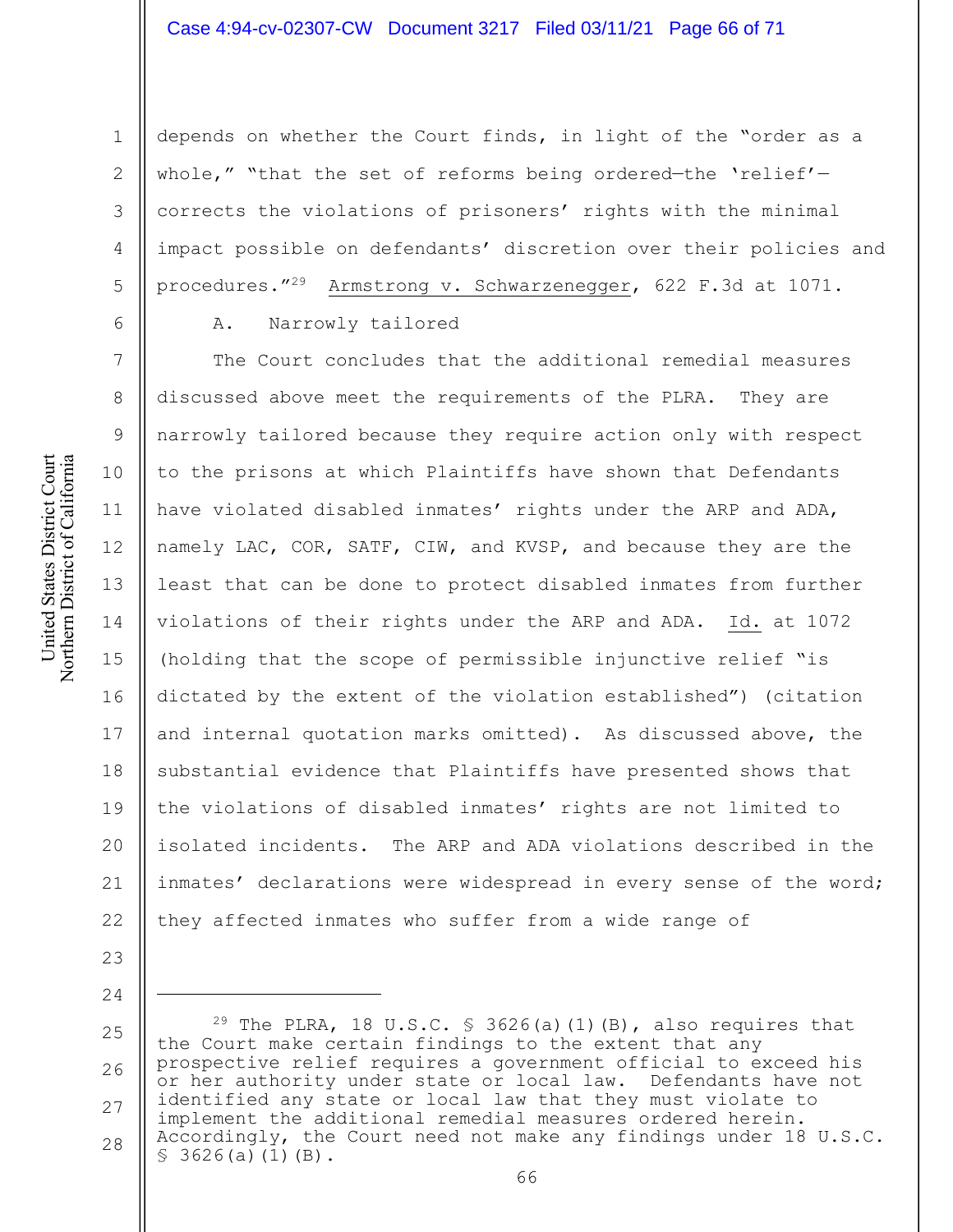depends on whether the Court finds, in light of the "order as a whole," "that the set of reforms being ordered—the 'relief'—corrects the violations of prisoners' rights with the minimal impact possible on defendants' discretion over their policies and procedures."[29] Armstrong v. Schwarzenegger, 622 F.3d at 1071.

A. Narrowly tailored

The Court concludes that the additional remedial measures discussed above meet the requirements of the PLRA. They are narrowly tailored because they require action only with respect to the prisons at which Plaintiffs have shown that Defendants have violated disabled inmates' rights under the ARP and ADA, namely LAC, COR, SATF, CIW, and KVSP, and because they are the least that can be done to protect disabled inmates from further violations of their rights under the ARP and ADA. Id. at 1072 (holding that the scope of permissible injunctive relief "is dictated by the extent of the violation established") (citation and internal quotation marks omitted). As discussed above, the substantial evidence that Plaintiffs have presented shows that the violations of disabled inmates' rights are not limited to isolated incidents. The ARP and ADA violations described in the inmates' declarations were widespread in every sense of the word; they affected inmates who suffer from a wide range of

---

[29] The PLRA, 18 U.S.C. § 3626(a)(1)(B), also requires that the Court make certain findings to the extent that any prospective relief requires a government official to exceed his or her authority under state or local law. Defendants have not identified any state or local law that they must violate to implement the additional remedial measures ordered herein. Accordingly, the Court need not make any findings under 18 U.S.C. § 3626(a)(1)(B).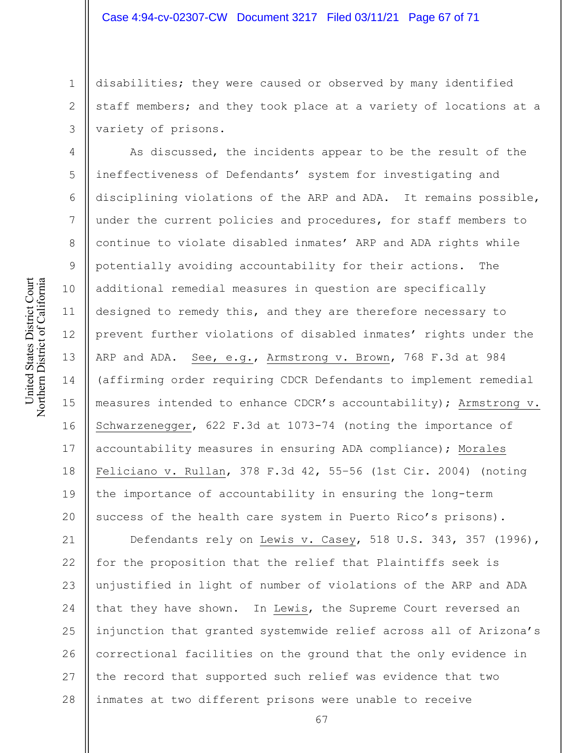disabilities; they were caused or observed by many identified staff members; and they took place at a variety of locations at a variety of prisons.

As discussed, the incidents appear to be the result of the ineffectiveness of Defendants' system for investigating and disciplining violations of the ARP and ADA. It remains possible, under the current policies and procedures, for staff members to continue to violate disabled inmates' ARP and ADA rights while potentially avoiding accountability for their actions. The additional remedial measures in question are specifically designed to remedy this, and they are therefore necessary to prevent further violations of disabled inmates' rights under the ARP and ADA. See, e.g., Armstrong v. Brown, 768 F.3d at 984 (affirming order requiring CDCR Defendants to implement remedial measures intended to enhance CDCR's accountability); Armstrong v. Schwarzenegger, 622 F.3d at 1073-74 (noting the importance of accountability measures in ensuring ADA compliance); Morales Feliciano v. Rullan, 378 F.3d 42, 55–56 (1st Cir. 2004) (noting the importance of accountability in ensuring the long-term success of the health care system in Puerto Rico's prisons).

Defendants rely on Lewis v. Casey, 518 U.S. 343, 357 (1996), for the proposition that the relief that Plaintiffs seek is unjustified in light of number of violations of the ARP and ADA that they have shown. In Lewis, the Supreme Court reversed an injunction that granted systemwide relief across all of Arizona's correctional facilities on the ground that the only evidence in the record that supported such relief was evidence that two inmates at two different prisons were unable to receive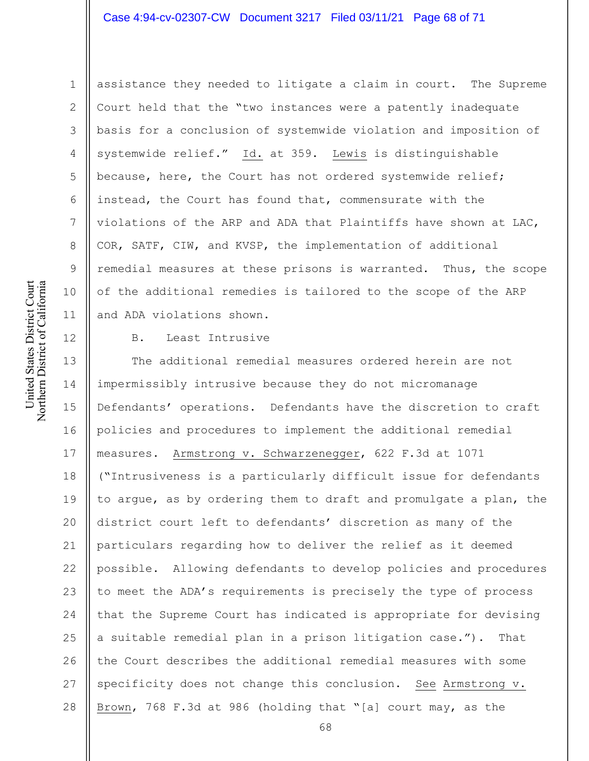assistance they needed to litigate a claim in court. The Supreme Court held that the "two instances were a patently inadequate basis for a conclusion of systemwide violation and imposition of systemwide relief." Id. at 359. Lewis is distinguishable because, here, the Court has not ordered systemwide relief; instead, the Court has found that, commensurate with the violations of the ARP and ADA that Plaintiffs have shown at LAC, COR, SATF, CIW, and KVSP, the implementation of additional remedial measures at these prisons is warranted. Thus, the scope of the additional remedies is tailored to the scope of the ARP and ADA violations shown.

B. Least Intrusive

The additional remedial measures ordered herein are not impermissibly intrusive because they do not micromanage Defendants' operations. Defendants have the discretion to craft policies and procedures to implement the additional remedial measures. Armstrong v. Schwarzenegger, 622 F.3d at 1071 ("Intrusiveness is a particularly difficult issue for defendants to argue, as by ordering them to draft and promulgate a plan, the district court left to defendants' discretion as many of the particulars regarding how to deliver the relief as it deemed possible. Allowing defendants to develop policies and procedures to meet the ADA's requirements is precisely the type of process that the Supreme Court has indicated is appropriate for devising a suitable remedial plan in a prison litigation case."). That the Court describes the additional remedial measures with some specificity does not change this conclusion. See Armstrong v. Brown, 768 F.3d at 986 (holding that "[a] court may, as the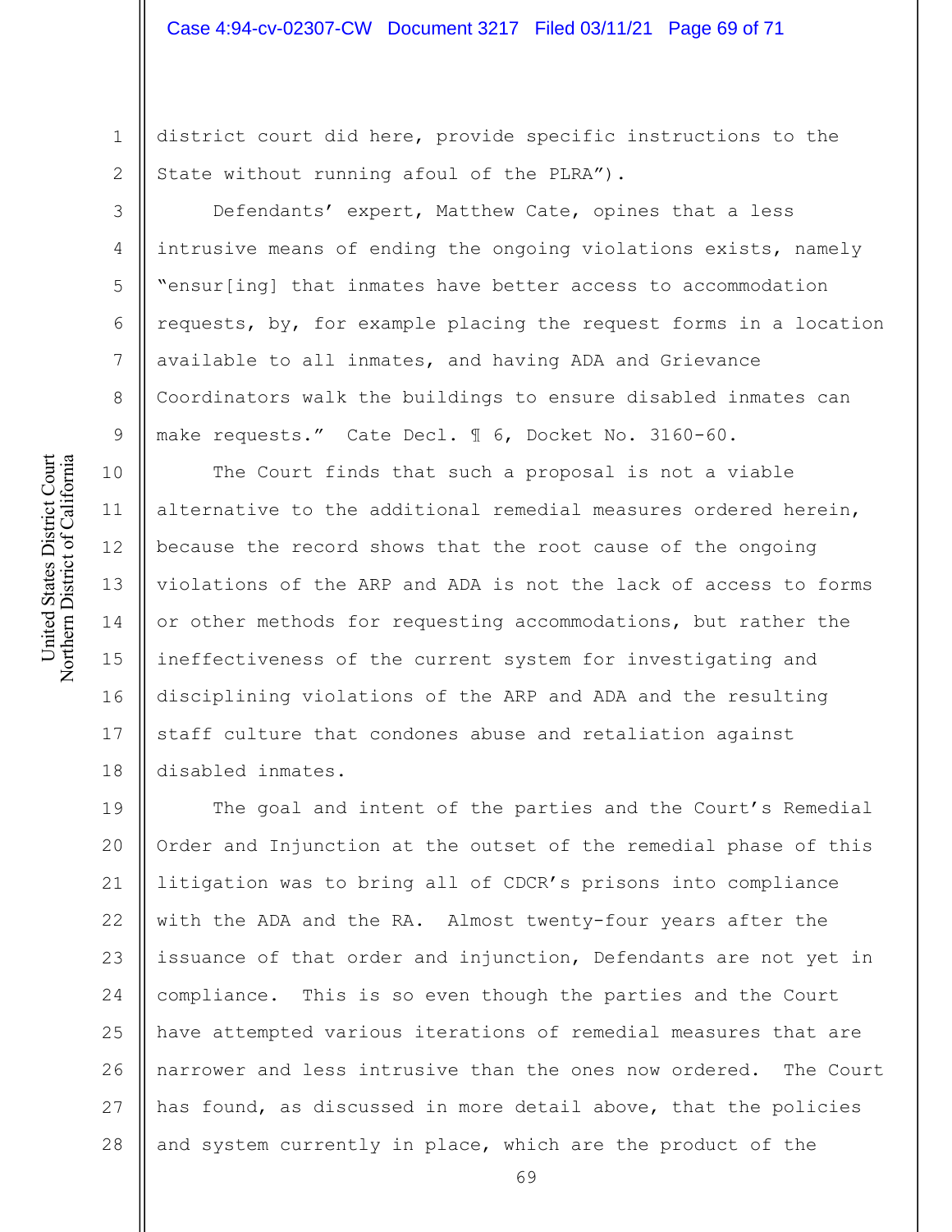district court did here, provide specific instructions to the State without running afoul of the PLRA").

Defendants' expert, Matthew Cate, opines that a less intrusive means of ending the ongoing violations exists, namely "ensur[ing] that inmates have better access to accommodation requests, by, for example placing the request forms in a location available to all inmates, and having ADA and Grievance Coordinators walk the buildings to ensure disabled inmates can make requests." Cate Decl. ¶ 6, Docket No. 3160-60.

The Court finds that such a proposal is not a viable alternative to the additional remedial measures ordered herein, because the record shows that the root cause of the ongoing violations of the ARP and ADA is not the lack of access to forms or other methods for requesting accommodations, but rather the ineffectiveness of the current system for investigating and disciplining violations of the ARP and ADA and the resulting staff culture that condones abuse and retaliation against disabled inmates.

The goal and intent of the parties and the Court's Remedial Order and Injunction at the outset of the remedial phase of this litigation was to bring all of CDCR's prisons into compliance with the ADA and the RA. Almost twenty-four years after the issuance of that order and injunction, Defendants are not yet in compliance. This is so even though the parties and the Court have attempted various iterations of remedial measures that are narrower and less intrusive than the ones now ordered. The Court has found, as discussed in more detail above, that the policies and system currently in place, which are the product of the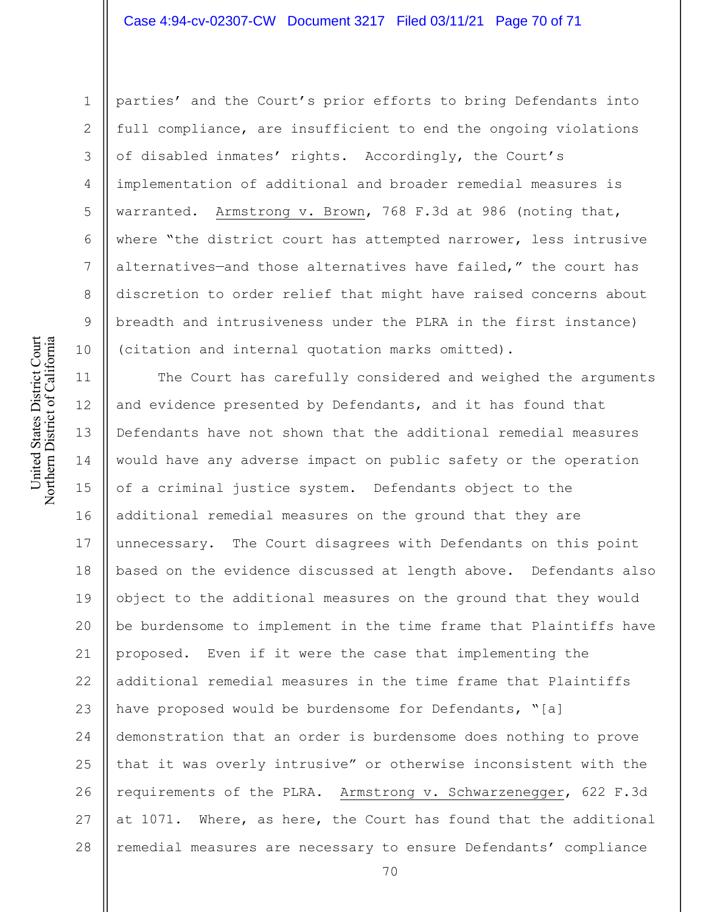parties' and the Court's prior efforts to bring Defendants into full compliance, are insufficient to end the ongoing violations of disabled inmates' rights. Accordingly, the Court's implementation of additional and broader remedial measures is warranted. Armstrong v. Brown, 768 F.3d at 986 (noting that, where "the district court has attempted narrower, less intrusive alternatives—and those alternatives have failed," the court has discretion to order relief that might have raised concerns about breadth and intrusiveness under the PLRA in the first instance) (citation and internal quotation marks omitted).

The Court has carefully considered and weighed the arguments and evidence presented by Defendants, and it has found that Defendants have not shown that the additional remedial measures would have any adverse impact on public safety or the operation of a criminal justice system. Defendants object to the additional remedial measures on the ground that they are unnecessary. The Court disagrees with Defendants on this point based on the evidence discussed at length above. Defendants also object to the additional measures on the ground that they would be burdensome to implement in the time frame that Plaintiffs have proposed. Even if it were the case that implementing the additional remedial measures in the time frame that Plaintiffs have proposed would be burdensome for Defendants, "[a] demonstration that an order is burdensome does nothing to prove that it was overly intrusive" or otherwise inconsistent with the requirements of the PLRA. Armstrong v. Schwarzenegger, 622 F.3d at 1071. Where, as here, the Court has found that the additional remedial measures are necessary to ensure Defendants' compliance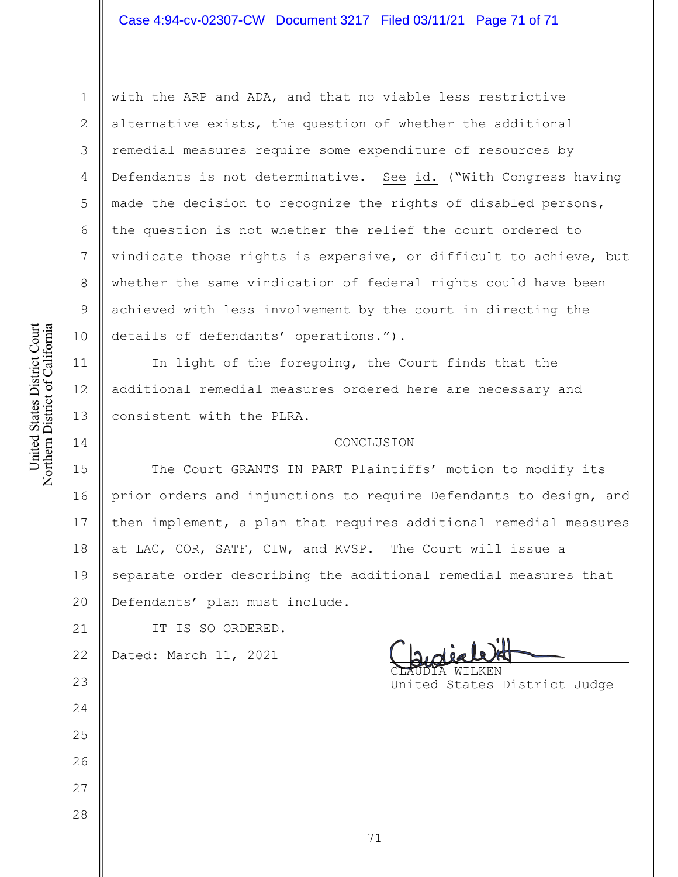with the ARP and ADA, and that no viable less restrictive alternative exists, the question of whether the additional remedial measures require some expenditure of resources by Defendants is not determinative. See id. ("With Congress having made the decision to recognize the rights of disabled persons, the question is not whether the relief the court ordered to vindicate those rights is expensive, or difficult to achieve, but whether the same vindication of federal rights could have been achieved with less involvement by the court in directing the details of defendants' operations.").

In light of the foregoing, the Court finds that the additional remedial measures ordered here are necessary and consistent with the PLRA.

## CONCLUSION

The Court GRANTS IN PART Plaintiffs' motion to modify its prior orders and injunctions to require Defendants to design, and then implement, a plan that requires additional remedial measures at LAC, COR, SATF, CIW, and KVSP. The Court will issue a separate order describing the additional remedial measures that Defendants' plan must include.

IT IS SO ORDERED.

Dated: March 11, 2021

CLAUDIA WILKEN
United States District Judge